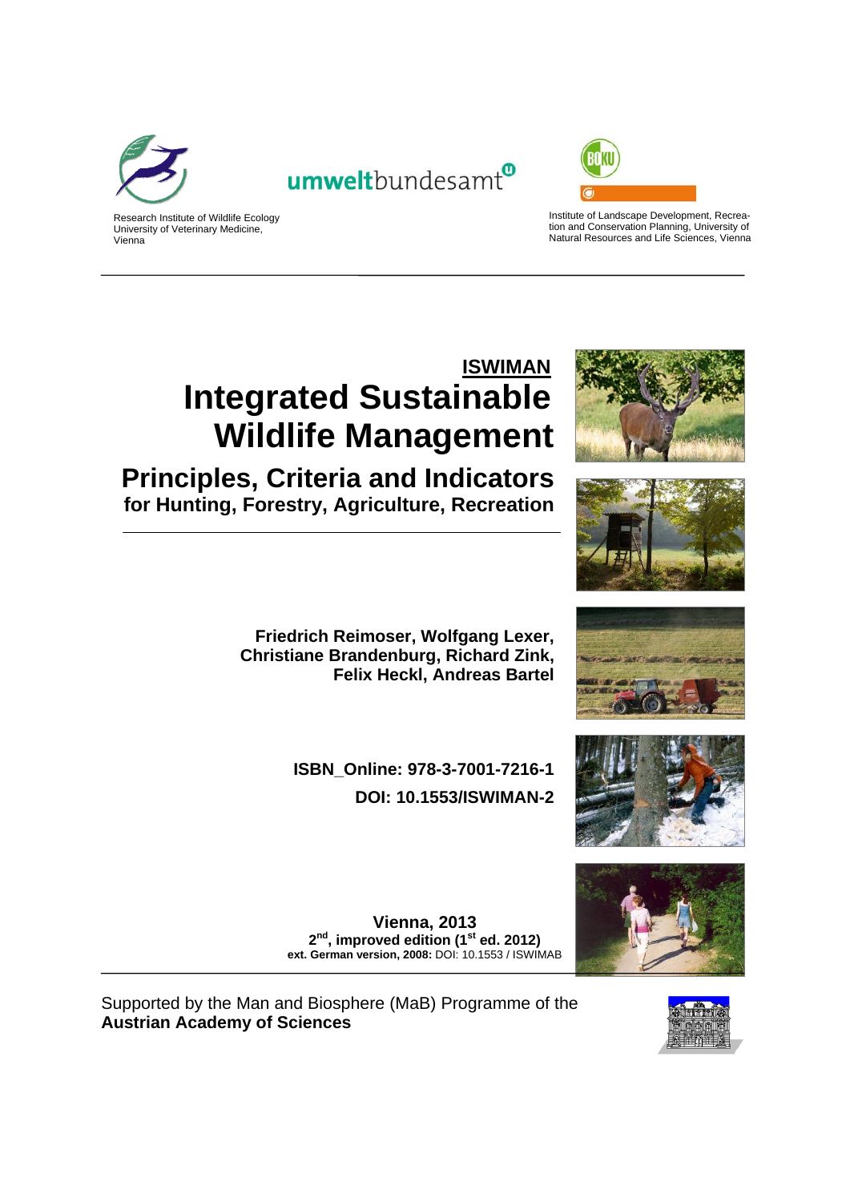Research Institute of Wildlife Ecology
University of Veterinary Medicine,
Vienna

umweltbundesamt

Institute of Landscape Development, Recreation and Conservation Planning, University of Natural Resources and Life Sciences, Vienna

---

**ISWIMAN**

# Integrated Sustainable Wildlife Management

## Principles, Criteria and Indicators

### for Hunting, Forestry, Agriculture, Recreation

---

**Friedrich Reimoser, Wolfgang Lexer, Christiane Brandenburg, Richard Zink, Felix Heckl, Andreas Bartel**

**ISBN_Online: 978-3-7001-7216-1**

**DOI: 10.1553/ISWIMAN-2**

**Vienna, 2013**

**2nd, improved edition (1st ed. 2012)**

**ext. German version, 2008:** DOI: 10.1553 / ISWIMAB

---

Supported by the Man and Biosphere (MaB) Programme of the
**Austrian Academy of Sciences**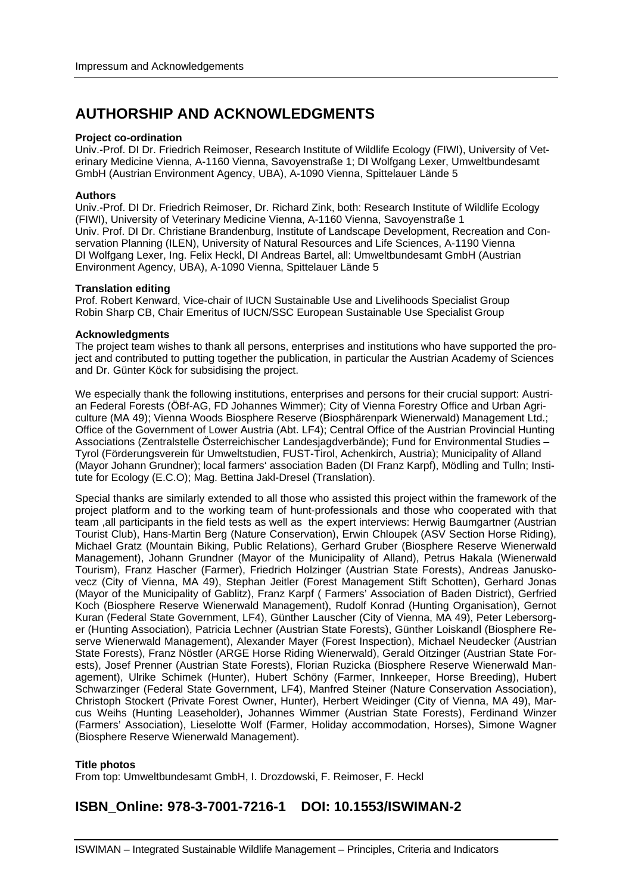# AUTHORSHIP AND ACKNOWLEDGMENTS

**Project co-ordination**

Univ.-Prof. DI Dr. Friedrich Reimoser, Research Institute of Wildlife Ecology (FIWI), University of Veterinary Medicine Vienna, A-1160 Vienna, Savoyenstraße 1; DI Wolfgang Lexer, Umweltbundesamt GmbH (Austrian Environment Agency, UBA), A-1090 Vienna, Spittelauer Lände 5

**Authors**

Univ.-Prof. DI Dr. Friedrich Reimoser, Dr. Richard Zink, both: Research Institute of Wildlife Ecology (FIWI), University of Veterinary Medicine Vienna, A-1160 Vienna, Savoyenstraße 1
Univ. Prof. DI Dr. Christiane Brandenburg, Institute of Landscape Development, Recreation and Conservation Planning (ILEN), University of Natural Resources and Life Sciences, A-1190 Vienna
DI Wolfgang Lexer, Ing. Felix Heckl, DI Andreas Bartel, all: Umweltbundesamt GmbH (Austrian Environment Agency, UBA), A-1090 Vienna, Spittelauer Lände 5

**Translation editing**

Prof. Robert Kenward, Vice-chair of IUCN Sustainable Use and Livelihoods Specialist Group
Robin Sharp CB, Chair Emeritus of IUCN/SSC European Sustainable Use Specialist Group

**Acknowledgments**

The project team wishes to thank all persons, enterprises and institutions who have supported the project and contributed to putting together the publication, in particular the Austrian Academy of Sciences and Dr. Günter Köck for subsidising the project.

We especially thank the following institutions, enterprises and persons for their crucial support: Austrian Federal Forests (ÖBf-AG, FD Johannes Wimmer); City of Vienna Forestry Office and Urban Agriculture (MA 49); Vienna Woods Biosphere Reserve (Biosphärenpark Wienerwald) Management Ltd.; Office of the Government of Lower Austria (Abt. LF4); Central Office of the Austrian Provincial Hunting Associations (Zentralstelle Österreichischer Landesjagdverbände); Fund for Environmental Studies – Tyrol (Förderungsverein für Umweltstudien, FUST-Tirol, Achenkirch, Austria); Municipality of Alland (Mayor Johann Grundner); local farmers‘ association Baden (DI Franz Karpf), Mödling and Tulln; Institute for Ecology (E.C.O); Mag. Bettina Jakl-Dresel (Translation).

Special thanks are similarly extended to all those who assisted this project within the framework of the project platform and to the working team of hunt-professionals and those who cooperated with that team ,all participants in the field tests as well as the expert interviews: Herwig Baumgartner (Austrian Tourist Club), Hans-Martin Berg (Nature Conservation), Erwin Chloupek (ASV Section Horse Riding), Michael Gratz (Mountain Biking, Public Relations), Gerhard Gruber (Biosphere Reserve Wienerwald Management), Johann Grundner (Mayor of the Municipality of Alland), Petrus Hakala (Wienerwald Tourism), Franz Hascher (Farmer), Friedrich Holzinger (Austrian State Forests), Andreas Januskovecz (City of Vienna, MA 49), Stephan Jeitler (Forest Management Stift Schotten), Gerhard Jonas (Mayor of the Municipality of Gablitz), Franz Karpf ( Farmers' Association of Baden District), Gerfried Koch (Biosphere Reserve Wienerwald Management), Rudolf Konrad (Hunting Organisation), Gernot Kuran (Federal State Government, LF4), Günther Lauscher (City of Vienna, MA 49), Peter Lebersorger (Hunting Association), Patricia Lechner (Austrian State Forests), Günther Loiskandl (Biosphere Reserve Wienerwald Management), Alexander Mayer (Forest Inspection), Michael Neudecker (Austrian State Forests), Franz Nöstler (ARGE Horse Riding Wienerwald), Gerald Oitzinger (Austrian State Forests), Josef Prenner (Austrian State Forests), Florian Ruzicka (Biosphere Reserve Wienerwald Management), Ulrike Schimek (Hunter), Hubert Schöny (Farmer, Innkeeper, Horse Breeding), Hubert Schwarzinger (Federal State Government, LF4), Manfred Steiner (Nature Conservation Association), Christoph Stockert (Private Forest Owner, Hunter), Herbert Weidinger (City of Vienna, MA 49), Marcus Weihs (Hunting Leaseholder), Johannes Wimmer (Austrian State Forests), Ferdinand Winzer (Farmers' Association), Lieselotte Wolf (Farmer, Holiday accommodation, Horses), Simone Wagner (Biosphere Reserve Wienerwald Management).

**Title photos**

From top: Umweltbundesamt GmbH, I. Drozdowski, F. Reimoser, F. Heckl

## ISBN_Online: 978-3-7001-7216-1 DOI: 10.1553/ISWIMAN-2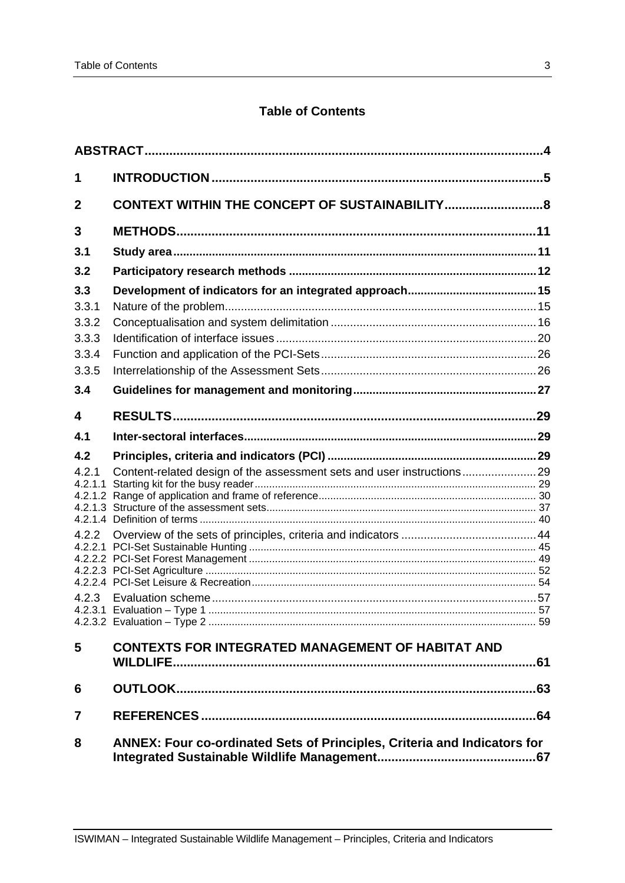# Table of Contents

ABSTRACT .......... 4

1 INTRODUCTION .......... 5

2 CONTEXT WITHIN THE CONCEPT OF SUSTAINABILITY .......... 8

3 METHODS .......... 11

3.1 Study area .......... 11

3.2 Participatory research methods .......... 12

3.3 Development of indicators for an integrated approach .......... 15

3.3.1 Nature of the problem .......... 15

3.3.2 Conceptualisation and system delimitation .......... 16

3.3.3 Identification of interface issues .......... 20

3.3.4 Function and application of the PCI-Sets .......... 26

3.3.5 Interrelationship of the Assessment Sets .......... 26

3.4 Guidelines for management and monitoring .......... 27

4 RESULTS .......... 29

4.1 Inter-sectoral interfaces .......... 29

4.2 Principles, criteria and indicators (PCI) .......... 29

4.2.1 Content-related design of the assessment sets and user instructions .......... 29

4.2.1.1 Starting kit for the busy reader .......... 29

4.2.1.2 Range of application and frame of reference .......... 30

4.2.1.3 Structure of the assessment sets .......... 37

4.2.1.4 Definition of terms .......... 40

4.2.2 Overview of the sets of principles, criteria and indicators .......... 44

4.2.2.1 PCI-Set Sustainable Hunting .......... 45

4.2.2.2 PCI-Set Forest Management .......... 49

4.2.2.3 PCI-Set Agriculture .......... 52

4.2.2.4 PCI-Set Leisure & Recreation .......... 54

4.2.3 Evaluation scheme .......... 57

4.2.3.1 Evaluation – Type 1 .......... 57

4.2.3.2 Evaluation – Type 2 .......... 59

5 CONTEXTS FOR INTEGRATED MANAGEMENT OF HABITAT AND WILDLIFE .......... 61

6 OUTLOOK .......... 63

7 REFERENCES .......... 64

8 ANNEX: Four co-ordinated Sets of Principles, Criteria and Indicators for Integrated Sustainable Wildlife Management .......... 67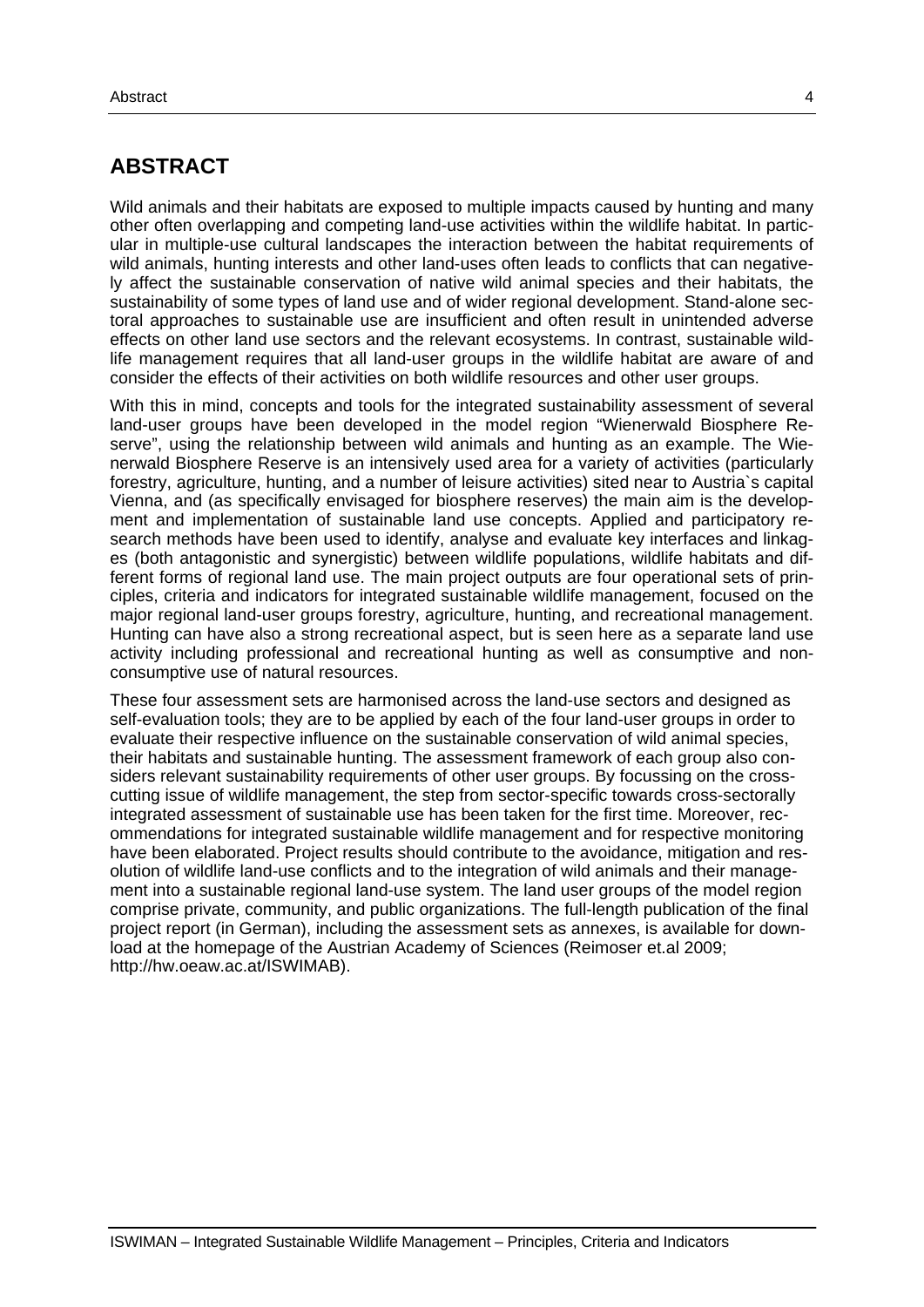## ABSTRACT

Wild animals and their habitats are exposed to multiple impacts caused by hunting and many other often overlapping and competing land-use activities within the wildlife habitat. In particular in multiple-use cultural landscapes the interaction between the habitat requirements of wild animals, hunting interests and other land-uses often leads to conflicts that can negatively affect the sustainable conservation of native wild animal species and their habitats, the sustainability of some types of land use and of wider regional development. Stand-alone sectoral approaches to sustainable use are insufficient and often result in unintended adverse effects on other land use sectors and the relevant ecosystems. In contrast, sustainable wildlife management requires that all land-user groups in the wildlife habitat are aware of and consider the effects of their activities on both wildlife resources and other user groups.

With this in mind, concepts and tools for the integrated sustainability assessment of several land-user groups have been developed in the model region "Wienerwald Biosphere Reserve", using the relationship between wild animals and hunting as an example. The Wienerwald Biosphere Reserve is an intensively used area for a variety of activities (particularly forestry, agriculture, hunting, and a number of leisure activities) sited near to Austria`s capital Vienna, and (as specifically envisaged for biosphere reserves) the main aim is the development and implementation of sustainable land use concepts. Applied and participatory research methods have been used to identify, analyse and evaluate key interfaces and linkages (both antagonistic and synergistic) between wildlife populations, wildlife habitats and different forms of regional land use. The main project outputs are four operational sets of principles, criteria and indicators for integrated sustainable wildlife management, focused on the major regional land-user groups forestry, agriculture, hunting, and recreational management. Hunting can have also a strong recreational aspect, but is seen here as a separate land use activity including professional and recreational hunting as well as consumptive and non-consumptive use of natural resources.

These four assessment sets are harmonised across the land-use sectors and designed as self-evaluation tools; they are to be applied by each of the four land-user groups in order to evaluate their respective influence on the sustainable conservation of wild animal species, their habitats and sustainable hunting. The assessment framework of each group also considers relevant sustainability requirements of other user groups. By focussing on the cross-cutting issue of wildlife management, the step from sector-specific towards cross-sectorally integrated assessment of sustainable use has been taken for the first time. Moreover, recommendations for integrated sustainable wildlife management and for respective monitoring have been elaborated. Project results should contribute to the avoidance, mitigation and resolution of wildlife land-use conflicts and to the integration of wild animals and their management into a sustainable regional land-use system. The land user groups of the model region comprise private, community, and public organizations. The full-length publication of the final project report (in German), including the assessment sets as annexes, is available for download at the homepage of the Austrian Academy of Sciences (Reimoser et.al 2009; http://hw.oeaw.ac.at/ISWIMAB).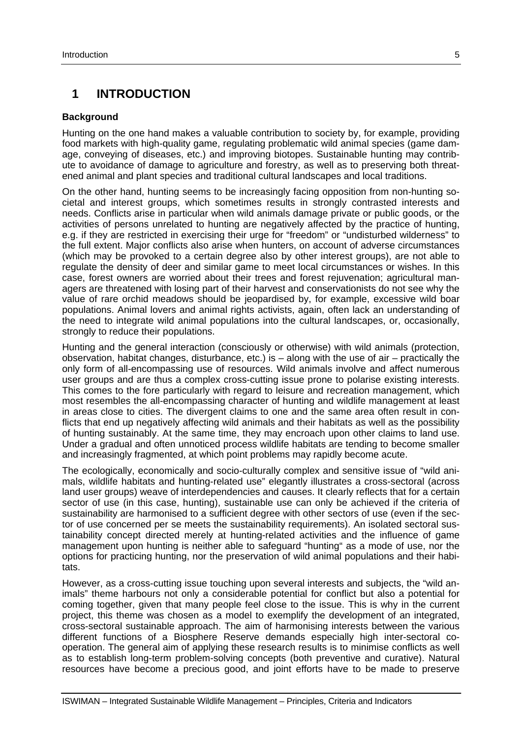# 1 INTRODUCTION

**Background**

Hunting on the one hand makes a valuable contribution to society by, for example, providing food markets with high-quality game, regulating problematic wild animal species (game damage, conveying of diseases, etc.) and improving biotopes. Sustainable hunting may contribute to avoidance of damage to agriculture and forestry, as well as to preserving both threatened animal and plant species and traditional cultural landscapes and local traditions.

On the other hand, hunting seems to be increasingly facing opposition from non-hunting societal and interest groups, which sometimes results in strongly contrasted interests and needs. Conflicts arise in particular when wild animals damage private or public goods, or the activities of persons unrelated to hunting are negatively affected by the practice of hunting, e.g. if they are restricted in exercising their urge for "freedom" or "undisturbed wilderness" to the full extent. Major conflicts also arise when hunters, on account of adverse circumstances (which may be provoked to a certain degree also by other interest groups), are not able to regulate the density of deer and similar game to meet local circumstances or wishes. In this case, forest owners are worried about their trees and forest rejuvenation; agricultural managers are threatened with losing part of their harvest and conservationists do not see why the value of rare orchid meadows should be jeopardised by, for example, excessive wild boar populations. Animal lovers and animal rights activists, again, often lack an understanding of the need to integrate wild animal populations into the cultural landscapes, or, occasionally, strongly to reduce their populations.

Hunting and the general interaction (consciously or otherwise) with wild animals (protection, observation, habitat changes, disturbance, etc.) is – along with the use of air – practically the only form of all-encompassing use of resources. Wild animals involve and affect numerous user groups and are thus a complex cross-cutting issue prone to polarise existing interests. This comes to the fore particularly with regard to leisure and recreation management, which most resembles the all-encompassing character of hunting and wildlife management at least in areas close to cities. The divergent claims to one and the same area often result in conflicts that end up negatively affecting wild animals and their habitats as well as the possibility of hunting sustainably. At the same time, they may encroach upon other claims to land use. Under a gradual and often unnoticed process wildlife habitats are tending to become smaller and increasingly fragmented, at which point problems may rapidly become acute.

The ecologically, economically and socio-culturally complex and sensitive issue of "wild animals, wildlife habitats and hunting-related use" elegantly illustrates a cross-sectoral (across land user groups) weave of interdependencies and causes. It clearly reflects that for a certain sector of use (in this case, hunting), sustainable use can only be achieved if the criteria of sustainability are harmonised to a sufficient degree with other sectors of use (even if the sector of use concerned per se meets the sustainability requirements). An isolated sectoral sustainability concept directed merely at hunting-related activities and the influence of game management upon hunting is neither able to safeguard "hunting" as a mode of use, nor the options for practicing hunting, nor the preservation of wild animal populations and their habitats.

However, as a cross-cutting issue touching upon several interests and subjects, the "wild animals" theme harbours not only a considerable potential for conflict but also a potential for coming together, given that many people feel close to the issue. This is why in the current project, this theme was chosen as a model to exemplify the development of an integrated, cross-sectoral sustainable approach. The aim of harmonising interests between the various different functions of a Biosphere Reserve demands especially high inter-sectoral co-operation. The general aim of applying these research results is to minimise conflicts as well as to establish long-term problem-solving concepts (both preventive and curative). Natural resources have become a precious good, and joint efforts have to be made to preserve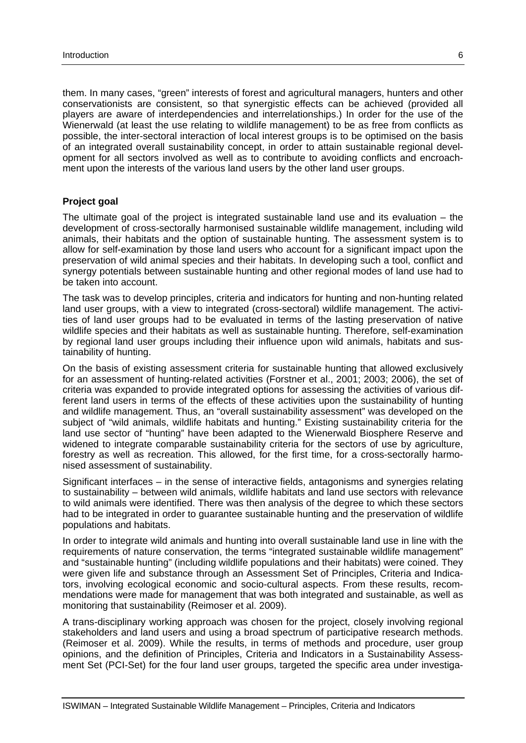them. In many cases, "green" interests of forest and agricultural managers, hunters and other conservationists are consistent, so that synergistic effects can be achieved (provided all players are aware of interdependencies and interrelationships.) In order for the use of the Wienerwald (at least the use relating to wildlife management) to be as free from conflicts as possible, the inter-sectoral interaction of local interest groups is to be optimised on the basis of an integrated overall sustainability concept, in order to attain sustainable regional development for all sectors involved as well as to contribute to avoiding conflicts and encroachment upon the interests of the various land users by the other land user groups.

**Project goal**

The ultimate goal of the project is integrated sustainable land use and its evaluation – the development of cross-sectorally harmonised sustainable wildlife management, including wild animals, their habitats and the option of sustainable hunting. The assessment system is to allow for self-examination by those land users who account for a significant impact upon the preservation of wild animal species and their habitats. In developing such a tool, conflict and synergy potentials between sustainable hunting and other regional modes of land use had to be taken into account.

The task was to develop principles, criteria and indicators for hunting and non-hunting related land user groups, with a view to integrated (cross-sectoral) wildlife management. The activities of land user groups had to be evaluated in terms of the lasting preservation of native wildlife species and their habitats as well as sustainable hunting. Therefore, self-examination by regional land user groups including their influence upon wild animals, habitats and sustainability of hunting.

On the basis of existing assessment criteria for sustainable hunting that allowed exclusively for an assessment of hunting-related activities (Forstner et al., 2001; 2003; 2006), the set of criteria was expanded to provide integrated options for assessing the activities of various different land users in terms of the effects of these activities upon the sustainability of hunting and wildlife management. Thus, an "overall sustainability assessment" was developed on the subject of "wild animals, wildlife habitats and hunting." Existing sustainability criteria for the land use sector of "hunting" have been adapted to the Wienerwald Biosphere Reserve and widened to integrate comparable sustainability criteria for the sectors of use by agriculture, forestry as well as recreation. This allowed, for the first time, for a cross-sectorally harmonised assessment of sustainability.

Significant interfaces – in the sense of interactive fields, antagonisms and synergies relating to sustainability – between wild animals, wildlife habitats and land use sectors with relevance to wild animals were identified. There was then analysis of the degree to which these sectors had to be integrated in order to guarantee sustainable hunting and the preservation of wildlife populations and habitats.

In order to integrate wild animals and hunting into overall sustainable land use in line with the requirements of nature conservation, the terms "integrated sustainable wildlife management" and "sustainable hunting" (including wildlife populations and their habitats) were coined. They were given life and substance through an Assessment Set of Principles, Criteria and Indicators, involving ecological economic and socio-cultural aspects. From these results, recommendations were made for management that was both integrated and sustainable, as well as monitoring that sustainability (Reimoser et al. 2009).

A trans-disciplinary working approach was chosen for the project, closely involving regional stakeholders and land users and using a broad spectrum of participative research methods. (Reimoser et al. 2009). While the results, in terms of methods and procedure, user group opinions, and the definition of Principles, Criteria and Indicators in a Sustainability Assessment Set (PCI-Set) for the four land user groups, targeted the specific area under investiga-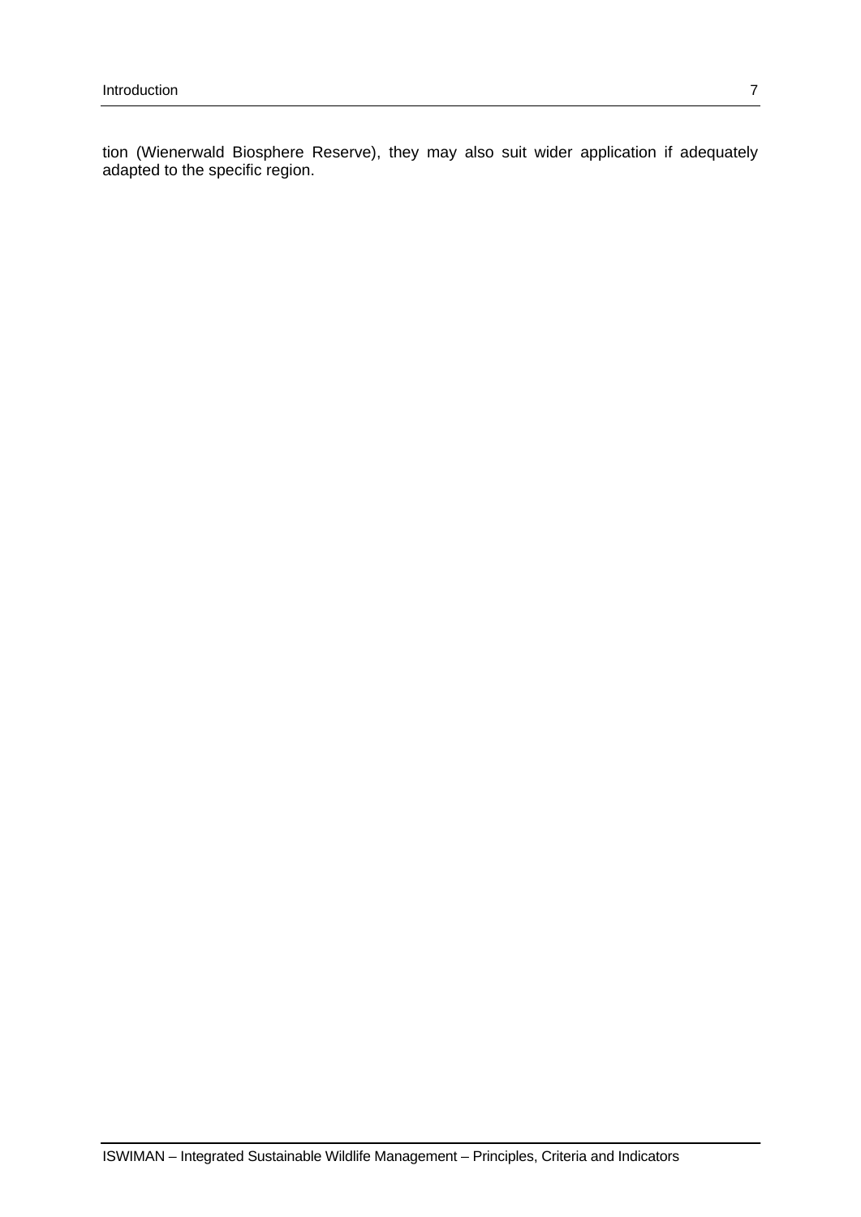tion (Wienerwald Biosphere Reserve), they may also suit wider application if adequately adapted to the specific region.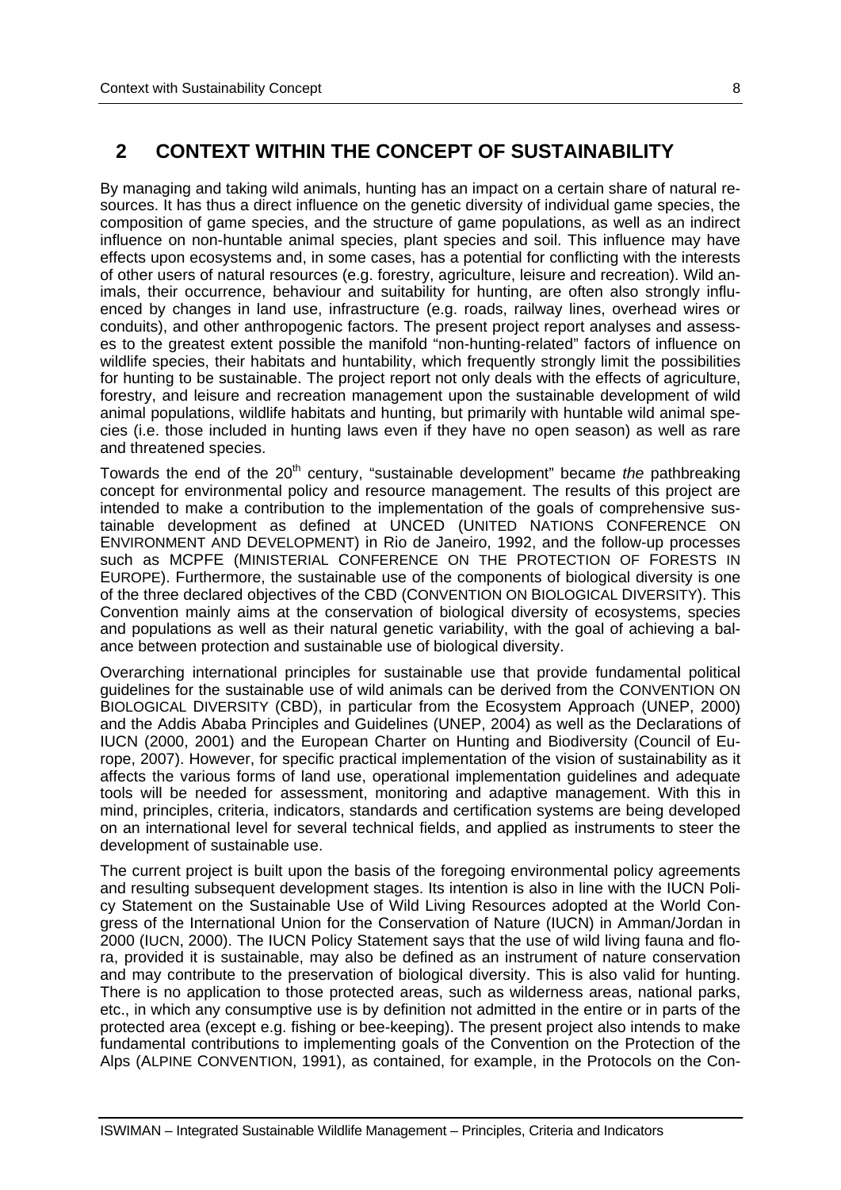# 2 CONTEXT WITHIN THE CONCEPT OF SUSTAINABILITY

By managing and taking wild animals, hunting has an impact on a certain share of natural resources. It has thus a direct influence on the genetic diversity of individual game species, the composition of game species, and the structure of game populations, as well as an indirect influence on non-huntable animal species, plant species and soil. This influence may have effects upon ecosystems and, in some cases, has a potential for conflicting with the interests of other users of natural resources (e.g. forestry, agriculture, leisure and recreation). Wild animals, their occurrence, behaviour and suitability for hunting, are often also strongly influenced by changes in land use, infrastructure (e.g. roads, railway lines, overhead wires or conduits), and other anthropogenic factors. The present project report analyses and assesses to the greatest extent possible the manifold "non-hunting-related" factors of influence on wildlife species, their habitats and huntability, which frequently strongly limit the possibilities for hunting to be sustainable. The project report not only deals with the effects of agriculture, forestry, and leisure and recreation management upon the sustainable development of wild animal populations, wildlife habitats and hunting, but primarily with huntable wild animal species (i.e. those included in hunting laws even if they have no open season) as well as rare and threatened species.

Towards the end of the 20th century, "sustainable development" became *the* pathbreaking concept for environmental policy and resource management. The results of this project are intended to make a contribution to the implementation of the goals of comprehensive sustainable development as defined at UNCED (UNITED NATIONS CONFERENCE ON ENVIRONMENT AND DEVELOPMENT) in Rio de Janeiro, 1992, and the follow-up processes such as MCPFE (MINISTERIAL CONFERENCE ON THE PROTECTION OF FORESTS IN EUROPE). Furthermore, the sustainable use of the components of biological diversity is one of the three declared objectives of the CBD (CONVENTION ON BIOLOGICAL DIVERSITY). This Convention mainly aims at the conservation of biological diversity of ecosystems, species and populations as well as their natural genetic variability, with the goal of achieving a balance between protection and sustainable use of biological diversity.

Overarching international principles for sustainable use that provide fundamental political guidelines for the sustainable use of wild animals can be derived from the CONVENTION ON BIOLOGICAL DIVERSITY (CBD), in particular from the Ecosystem Approach (UNEP, 2000) and the Addis Ababa Principles and Guidelines (UNEP, 2004) as well as the Declarations of IUCN (2000, 2001) and the European Charter on Hunting and Biodiversity (Council of Europe, 2007). However, for specific practical implementation of the vision of sustainability as it affects the various forms of land use, operational implementation guidelines and adequate tools will be needed for assessment, monitoring and adaptive management. With this in mind, principles, criteria, indicators, standards and certification systems are being developed on an international level for several technical fields, and applied as instruments to steer the development of sustainable use.

The current project is built upon the basis of the foregoing environmental policy agreements and resulting subsequent development stages. Its intention is also in line with the IUCN Policy Statement on the Sustainable Use of Wild Living Resources adopted at the World Congress of the International Union for the Conservation of Nature (IUCN) in Amman/Jordan in 2000 (IUCN, 2000). The IUCN Policy Statement says that the use of wild living fauna and flora, provided it is sustainable, may also be defined as an instrument of nature conservation and may contribute to the preservation of biological diversity. This is also valid for hunting. There is no application to those protected areas, such as wilderness areas, national parks, etc., in which any consumptive use is by definition not admitted in the entire or in parts of the protected area (except e.g. fishing or bee-keeping). The present project also intends to make fundamental contributions to implementing goals of the Convention on the Protection of the Alps (ALPINE CONVENTION, 1991), as contained, for example, in the Protocols on the Con-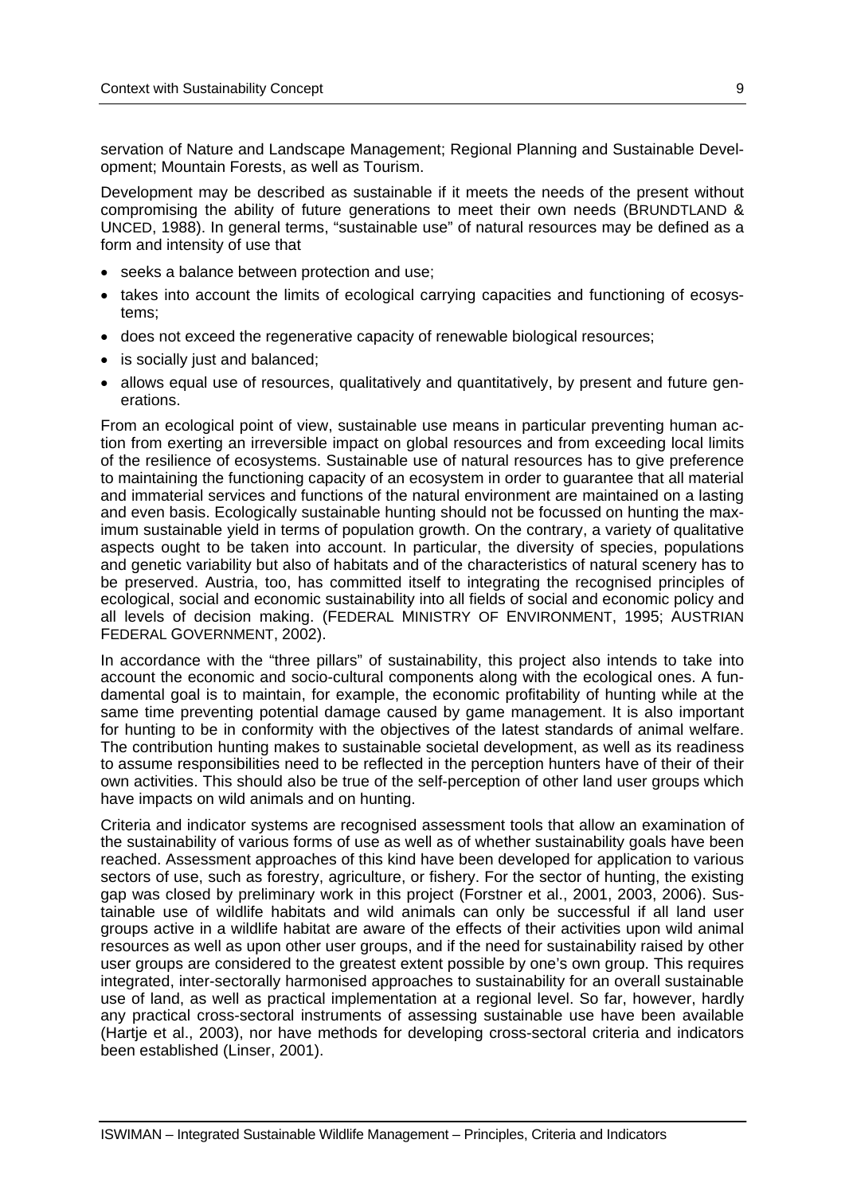servation of Nature and Landscape Management; Regional Planning and Sustainable Development; Mountain Forests, as well as Tourism.

Development may be described as sustainable if it meets the needs of the present without compromising the ability of future generations to meet their own needs (BRUNDTLAND & UNCED, 1988). In general terms, "sustainable use" of natural resources may be defined as a form and intensity of use that

- seeks a balance between protection and use;
- takes into account the limits of ecological carrying capacities and functioning of ecosystems;
- does not exceed the regenerative capacity of renewable biological resources;
- is socially just and balanced;
- allows equal use of resources, qualitatively and quantitatively, by present and future generations.

From an ecological point of view, sustainable use means in particular preventing human action from exerting an irreversible impact on global resources and from exceeding local limits of the resilience of ecosystems. Sustainable use of natural resources has to give preference to maintaining the functioning capacity of an ecosystem in order to guarantee that all material and immaterial services and functions of the natural environment are maintained on a lasting and even basis. Ecologically sustainable hunting should not be focussed on hunting the maximum sustainable yield in terms of population growth. On the contrary, a variety of qualitative aspects ought to be taken into account. In particular, the diversity of species, populations and genetic variability but also of habitats and of the characteristics of natural scenery has to be preserved. Austria, too, has committed itself to integrating the recognised principles of ecological, social and economic sustainability into all fields of social and economic policy and all levels of decision making. (FEDERAL MINISTRY OF ENVIRONMENT, 1995; AUSTRIAN FEDERAL GOVERNMENT, 2002).

In accordance with the "three pillars" of sustainability, this project also intends to take into account the economic and socio-cultural components along with the ecological ones. A fundamental goal is to maintain, for example, the economic profitability of hunting while at the same time preventing potential damage caused by game management. It is also important for hunting to be in conformity with the objectives of the latest standards of animal welfare. The contribution hunting makes to sustainable societal development, as well as its readiness to assume responsibilities need to be reflected in the perception hunters have of their of their own activities. This should also be true of the self-perception of other land user groups which have impacts on wild animals and on hunting.

Criteria and indicator systems are recognised assessment tools that allow an examination of the sustainability of various forms of use as well as of whether sustainability goals have been reached. Assessment approaches of this kind have been developed for application to various sectors of use, such as forestry, agriculture, or fishery. For the sector of hunting, the existing gap was closed by preliminary work in this project (Forstner et al., 2001, 2003, 2006). Sustainable use of wildlife habitats and wild animals can only be successful if all land user groups active in a wildlife habitat are aware of the effects of their activities upon wild animal resources as well as upon other user groups, and if the need for sustainability raised by other user groups are considered to the greatest extent possible by one's own group. This requires integrated, inter-sectorally harmonised approaches to sustainability for an overall sustainable use of land, as well as practical implementation at a regional level. So far, however, hardly any practical cross-sectoral instruments of assessing sustainable use have been available (Hartje et al., 2003), nor have methods for developing cross-sectoral criteria and indicators been established (Linser, 2001).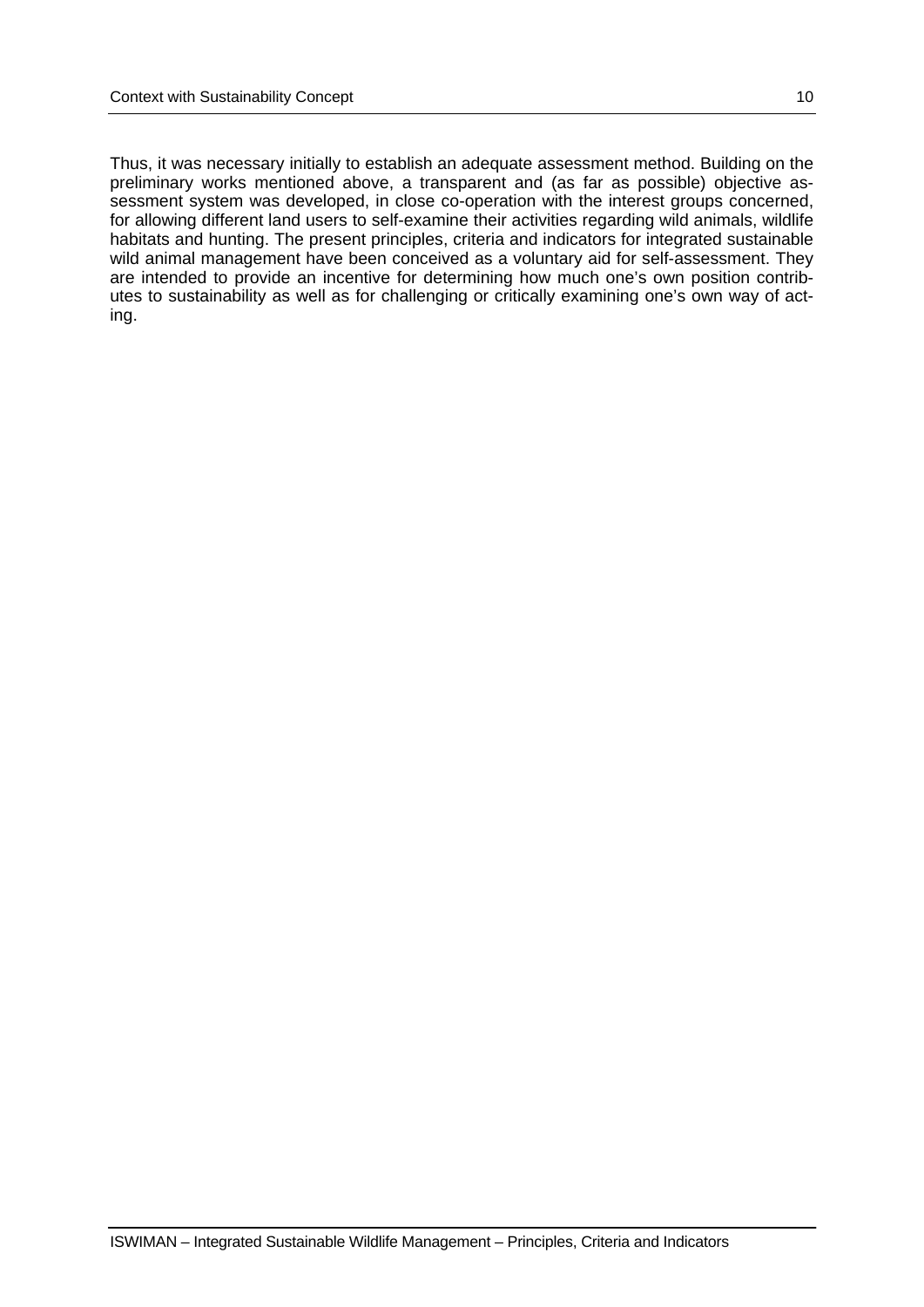Thus, it was necessary initially to establish an adequate assessment method. Building on the preliminary works mentioned above, a transparent and (as far as possible) objective assessment system was developed, in close co-operation with the interest groups concerned, for allowing different land users to self-examine their activities regarding wild animals, wildlife habitats and hunting. The present principles, criteria and indicators for integrated sustainable wild animal management have been conceived as a voluntary aid for self-assessment. They are intended to provide an incentive for determining how much one's own position contributes to sustainability as well as for challenging or critically examining one's own way of acting.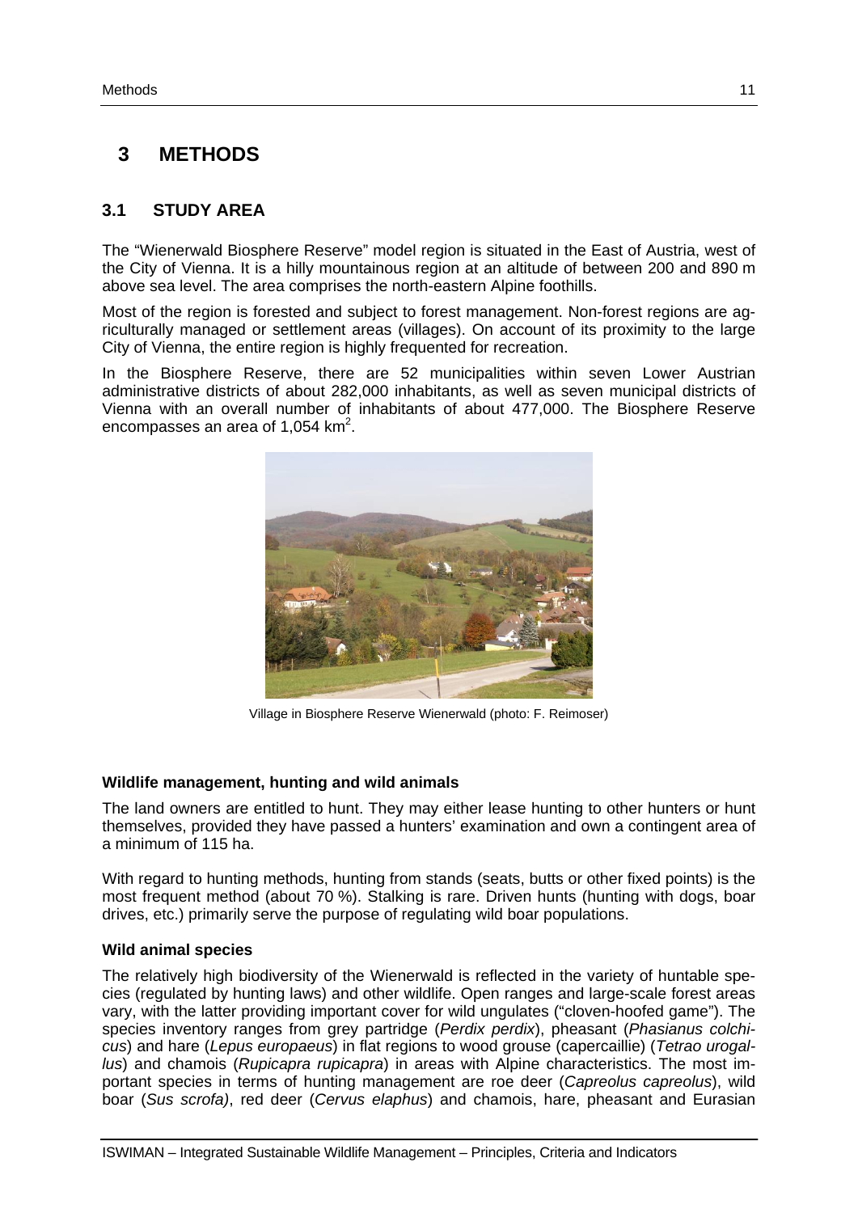# 3 METHODS

## 3.1 STUDY AREA

The "Wienerwald Biosphere Reserve" model region is situated in the East of Austria, west of the City of Vienna. It is a hilly mountainous region at an altitude of between 200 and 890 m above sea level. The area comprises the north-eastern Alpine foothills.

Most of the region is forested and subject to forest management. Non-forest regions are agriculturally managed or settlement areas (villages). On account of its proximity to the large City of Vienna, the entire region is highly frequented for recreation.

In the Biosphere Reserve, there are 52 municipalities within seven Lower Austrian administrative districts of about 282,000 inhabitants, as well as seven municipal districts of Vienna with an overall number of inhabitants of about 477,000. The Biosphere Reserve encompasses an area of 1,054 km$^2$.

Village in Biosphere Reserve Wienerwald (photo: F. Reimoser)

### Wildlife management, hunting and wild animals

The land owners are entitled to hunt. They may either lease hunting to other hunters or hunt themselves, provided they have passed a hunters' examination and own a contingent area of a minimum of 115 ha.

With regard to hunting methods, hunting from stands (seats, butts or other fixed points) is the most frequent method (about 70 %). Stalking is rare. Driven hunts (hunting with dogs, boar drives, etc.) primarily serve the purpose of regulating wild boar populations.

### Wild animal species

The relatively high biodiversity of the Wienerwald is reflected in the variety of huntable species (regulated by hunting laws) and other wildlife. Open ranges and large-scale forest areas vary, with the latter providing important cover for wild ungulates ("cloven-hoofed game"). The species inventory ranges from grey partridge (*Perdix perdix*), pheasant (*Phasianus colchicus*) and hare (*Lepus europaeus*) in flat regions to wood grouse (capercaillie) (*Tetrao urogallus*) and chamois (*Rupicapra rupicapra*) in areas with Alpine characteristics. The most important species in terms of hunting management are roe deer (*Capreolus capreolus*), wild boar (*Sus scrofa)*, red deer (*Cervus elaphus*) and chamois, hare, pheasant and Eurasian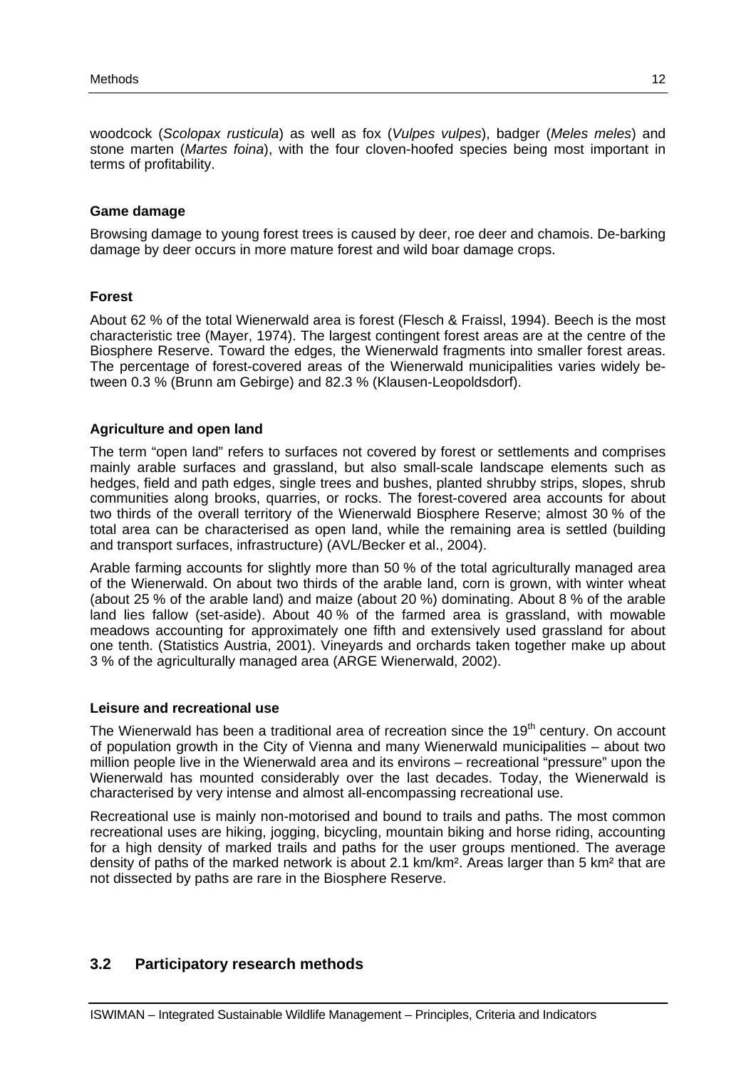woodcock (*Scolopax rusticula*) as well as fox (*Vulpes vulpes*), badger (*Meles meles*) and stone marten (*Martes foina*), with the four cloven-hoofed species being most important in terms of profitability.

**Game damage**

Browsing damage to young forest trees is caused by deer, roe deer and chamois. De-barking damage by deer occurs in more mature forest and wild boar damage crops.

**Forest**

About 62 % of the total Wienerwald area is forest (Flesch & Fraissl, 1994). Beech is the most characteristic tree (Mayer, 1974). The largest contingent forest areas are at the centre of the Biosphere Reserve. Toward the edges, the Wienerwald fragments into smaller forest areas. The percentage of forest-covered areas of the Wienerwald municipalities varies widely between 0.3 % (Brunn am Gebirge) and 82.3 % (Klausen-Leopoldsdorf).

**Agriculture and open land**

The term "open land" refers to surfaces not covered by forest or settlements and comprises mainly arable surfaces and grassland, but also small-scale landscape elements such as hedges, field and path edges, single trees and bushes, planted shrubby strips, slopes, shrub communities along brooks, quarries, or rocks. The forest-covered area accounts for about two thirds of the overall territory of the Wienerwald Biosphere Reserve; almost 30 % of the total area can be characterised as open land, while the remaining area is settled (building and transport surfaces, infrastructure) (AVL/Becker et al., 2004).

Arable farming accounts for slightly more than 50 % of the total agriculturally managed area of the Wienerwald. On about two thirds of the arable land, corn is grown, with winter wheat (about 25 % of the arable land) and maize (about 20 %) dominating. About 8 % of the arable land lies fallow (set-aside). About 40 % of the farmed area is grassland, with mowable meadows accounting for approximately one fifth and extensively used grassland for about one tenth. (Statistics Austria, 2001). Vineyards and orchards taken together make up about 3 % of the agriculturally managed area (ARGE Wienerwald, 2002).

**Leisure and recreational use**

The Wienerwald has been a traditional area of recreation since the 19th century. On account of population growth in the City of Vienna and many Wienerwald municipalities – about two million people live in the Wienerwald area and its environs – recreational "pressure" upon the Wienerwald has mounted considerably over the last decades. Today, the Wienerwald is characterised by very intense and almost all-encompassing recreational use.

Recreational use is mainly non-motorised and bound to trails and paths. The most common recreational uses are hiking, jogging, bicycling, mountain biking and horse riding, accounting for a high density of marked trails and paths for the user groups mentioned. The average density of paths of the marked network is about 2.1 km/km². Areas larger than 5 km² that are not dissected by paths are rare in the Biosphere Reserve.

## 3.2 Participatory research methods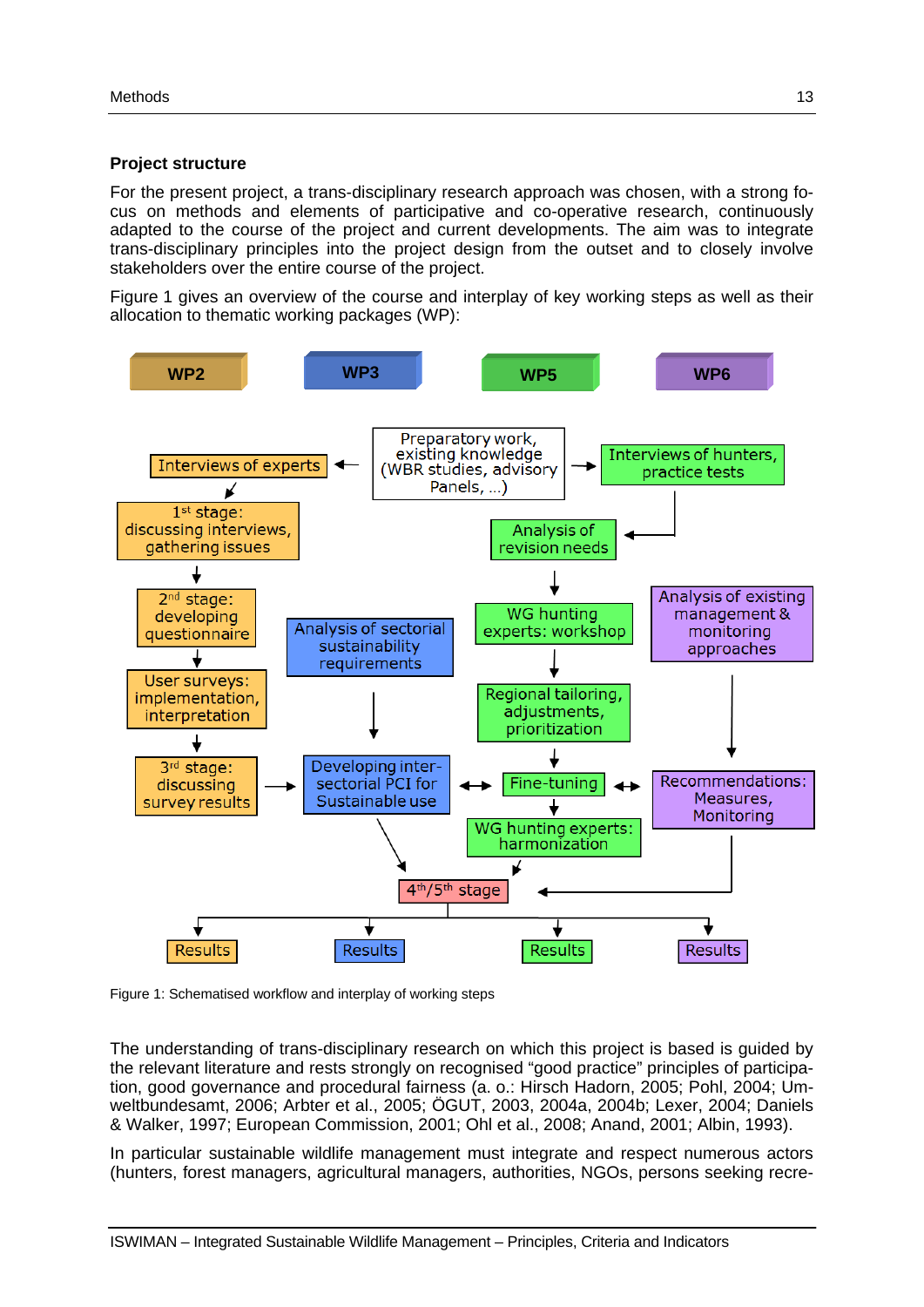## Project structure

For the present project, a trans-disciplinary research approach was chosen, with a strong focus on methods and elements of participative and co-operative research, continuously adapted to the course of the project and current developments. The aim was to integrate trans-disciplinary principles into the project design from the outset and to closely involve stakeholders over the entire course of the project.

Figure 1 gives an overview of the course and interplay of key working steps as well as their allocation to thematic working packages (WP):

Figure 1: Schematised workflow and interplay of working steps

The understanding of trans-disciplinary research on which this project is based is guided by the relevant literature and rests strongly on recognised "good practice" principles of participation, good governance and procedural fairness (a. o.: Hirsch Hadorn, 2005; Pohl, 2004; Umweltbundesamt, 2006; Arbter et al., 2005; ÖGUT, 2003, 2004a, 2004b; Lexer, 2004; Daniels & Walker, 1997; European Commission, 2001; Ohl et al., 2008; Anand, 2001; Albin, 1993).

In particular sustainable wildlife management must integrate and respect numerous actors (hunters, forest managers, agricultural managers, authorities, NGOs, persons seeking recre-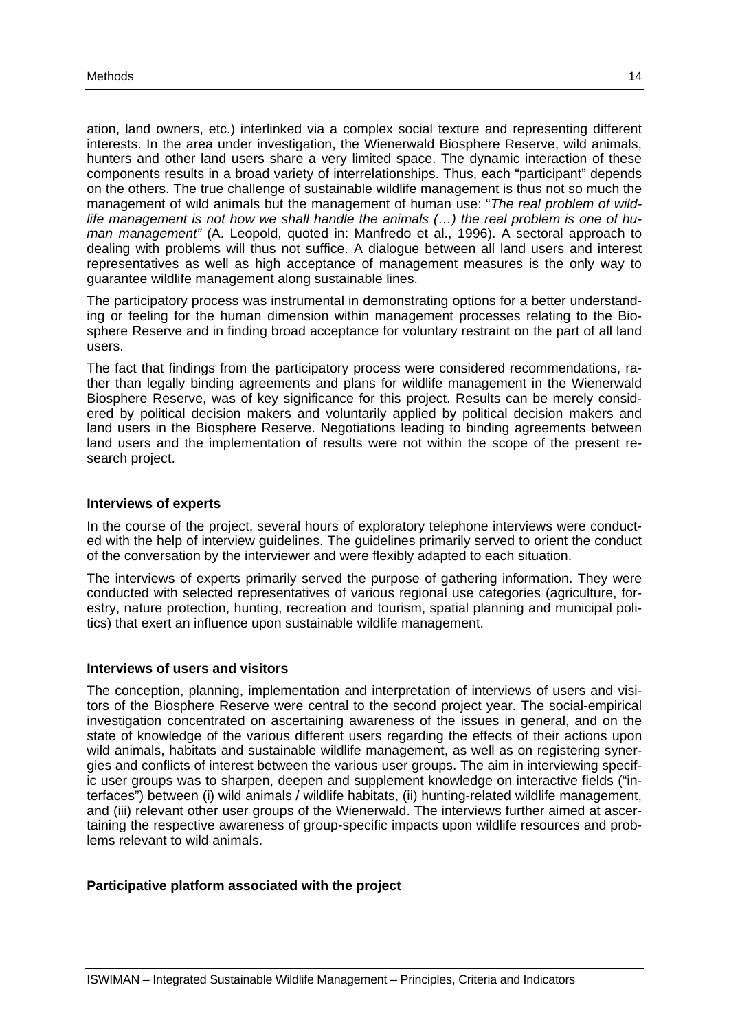ation, land owners, etc.) interlinked via a complex social texture and representing different interests. In the area under investigation, the Wienerwald Biosphere Reserve, wild animals, hunters and other land users share a very limited space. The dynamic interaction of these components results in a broad variety of interrelationships. Thus, each "participant" depends on the others. The true challenge of sustainable wildlife management is thus not so much the management of wild animals but the management of human use: "*The real problem of wildlife management is not how we shall handle the animals (…) the real problem is one of human management"* (A. Leopold, quoted in: Manfredo et al., 1996). A sectoral approach to dealing with problems will thus not suffice. A dialogue between all land users and interest representatives as well as high acceptance of management measures is the only way to guarantee wildlife management along sustainable lines.

The participatory process was instrumental in demonstrating options for a better understanding or feeling for the human dimension within management processes relating to the Biosphere Reserve and in finding broad acceptance for voluntary restraint on the part of all land users.

The fact that findings from the participatory process were considered recommendations, rather than legally binding agreements and plans for wildlife management in the Wienerwald Biosphere Reserve, was of key significance for this project. Results can be merely considered by political decision makers and voluntarily applied by political decision makers and land users in the Biosphere Reserve. Negotiations leading to binding agreements between land users and the implementation of results were not within the scope of the present research project.

**Interviews of experts**

In the course of the project, several hours of exploratory telephone interviews were conducted with the help of interview guidelines. The guidelines primarily served to orient the conduct of the conversation by the interviewer and were flexibly adapted to each situation.

The interviews of experts primarily served the purpose of gathering information. They were conducted with selected representatives of various regional use categories (agriculture, forestry, nature protection, hunting, recreation and tourism, spatial planning and municipal politics) that exert an influence upon sustainable wildlife management.

**Interviews of users and visitors**

The conception, planning, implementation and interpretation of interviews of users and visitors of the Biosphere Reserve were central to the second project year. The social-empirical investigation concentrated on ascertaining awareness of the issues in general, and on the state of knowledge of the various different users regarding the effects of their actions upon wild animals, habitats and sustainable wildlife management, as well as on registering synergies and conflicts of interest between the various user groups. The aim in interviewing specific user groups was to sharpen, deepen and supplement knowledge on interactive fields ("interfaces") between (i) wild animals / wildlife habitats, (ii) hunting-related wildlife management, and (iii) relevant other user groups of the Wienerwald. The interviews further aimed at ascertaining the respective awareness of group-specific impacts upon wildlife resources and problems relevant to wild animals.

**Participative platform associated with the project**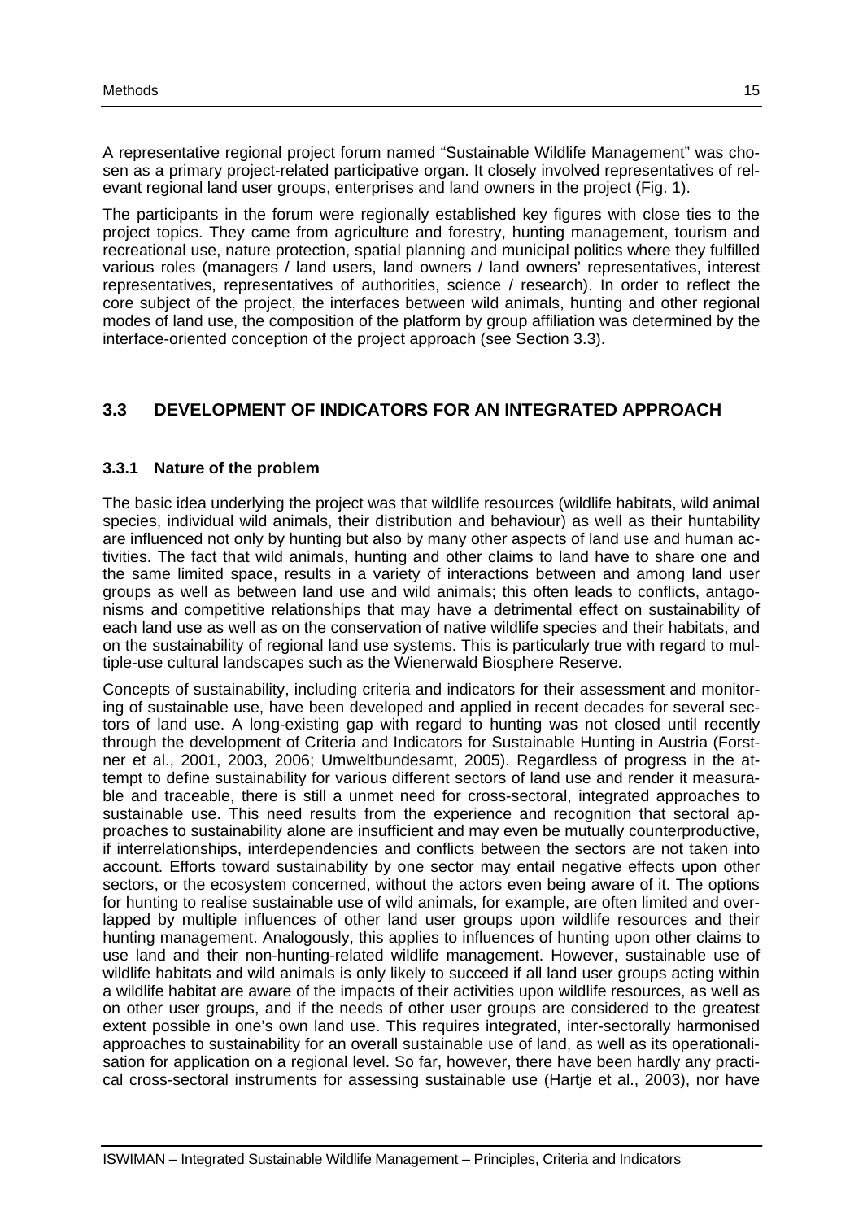A representative regional project forum named "Sustainable Wildlife Management" was chosen as a primary project-related participative organ. It closely involved representatives of relevant regional land user groups, enterprises and land owners in the project (Fig. 1).

The participants in the forum were regionally established key figures with close ties to the project topics. They came from agriculture and forestry, hunting management, tourism and recreational use, nature protection, spatial planning and municipal politics where they fulfilled various roles (managers / land users, land owners / land owners' representatives, interest representatives, representatives of authorities, science / research). In order to reflect the core subject of the project, the interfaces between wild animals, hunting and other regional modes of land use, the composition of the platform by group affiliation was determined by the interface-oriented conception of the project approach (see Section 3.3).

## 3.3 DEVELOPMENT OF INDICATORS FOR AN INTEGRATED APPROACH

### 3.3.1 Nature of the problem

The basic idea underlying the project was that wildlife resources (wildlife habitats, wild animal species, individual wild animals, their distribution and behaviour) as well as their huntability are influenced not only by hunting but also by many other aspects of land use and human activities. The fact that wild animals, hunting and other claims to land have to share one and the same limited space, results in a variety of interactions between and among land user groups as well as between land use and wild animals; this often leads to conflicts, antagonisms and competitive relationships that may have a detrimental effect on sustainability of each land use as well as on the conservation of native wildlife species and their habitats, and on the sustainability of regional land use systems. This is particularly true with regard to multiple-use cultural landscapes such as the Wienerwald Biosphere Reserve.

Concepts of sustainability, including criteria and indicators for their assessment and monitoring of sustainable use, have been developed and applied in recent decades for several sectors of land use. A long-existing gap with regard to hunting was not closed until recently through the development of Criteria and Indicators for Sustainable Hunting in Austria (Forstner et al., 2001, 2003, 2006; Umweltbundesamt, 2005). Regardless of progress in the attempt to define sustainability for various different sectors of land use and render it measurable and traceable, there is still a unmet need for cross-sectoral, integrated approaches to sustainable use. This need results from the experience and recognition that sectoral approaches to sustainability alone are insufficient and may even be mutually counterproductive, if interrelationships, interdependencies and conflicts between the sectors are not taken into account. Efforts toward sustainability by one sector may entail negative effects upon other sectors, or the ecosystem concerned, without the actors even being aware of it. The options for hunting to realise sustainable use of wild animals, for example, are often limited and overlapped by multiple influences of other land user groups upon wildlife resources and their hunting management. Analogously, this applies to influences of hunting upon other claims to use land and their non-hunting-related wildlife management. However, sustainable use of wildlife habitats and wild animals is only likely to succeed if all land user groups acting within a wildlife habitat are aware of the impacts of their activities upon wildlife resources, as well as on other user groups, and if the needs of other user groups are considered to the greatest extent possible in one's own land use. This requires integrated, inter-sectorally harmonised approaches to sustainability for an overall sustainable use of land, as well as its operationalisation for application on a regional level. So far, however, there have been hardly any practical cross-sectoral instruments for assessing sustainable use (Hartje et al., 2003), nor have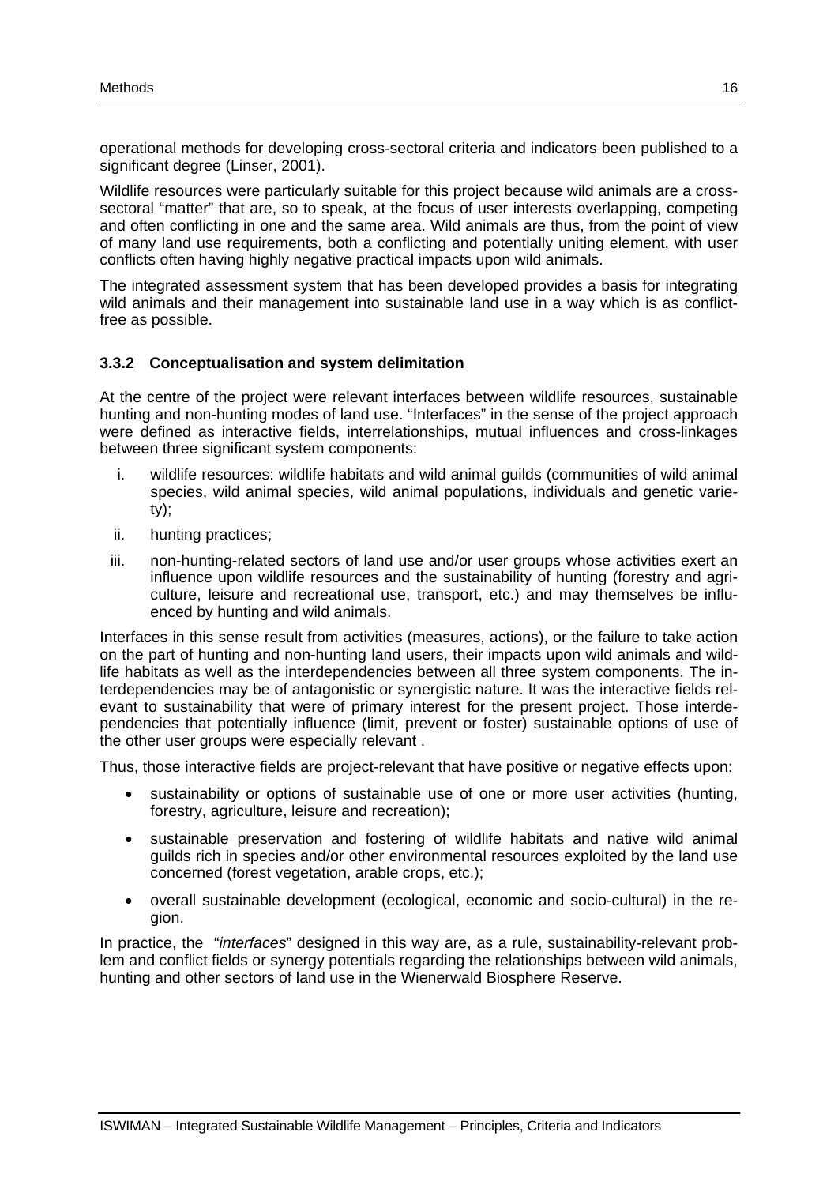operational methods for developing cross-sectoral criteria and indicators been published to a significant degree (Linser, 2001).

Wildlife resources were particularly suitable for this project because wild animals are a cross-sectoral "matter" that are, so to speak, at the focus of user interests overlapping, competing and often conflicting in one and the same area. Wild animals are thus, from the point of view of many land use requirements, both a conflicting and potentially uniting element, with user conflicts often having highly negative practical impacts upon wild animals.

The integrated assessment system that has been developed provides a basis for integrating wild animals and their management into sustainable land use in a way which is as conflict-free as possible.

### 3.3.2 Conceptualisation and system delimitation

At the centre of the project were relevant interfaces between wildlife resources, sustainable hunting and non-hunting modes of land use. "Interfaces" in the sense of the project approach were defined as interactive fields, interrelationships, mutual influences and cross-linkages between three significant system components:

i. wildlife resources: wildlife habitats and wild animal guilds (communities of wild animal species, wild animal species, wild animal populations, individuals and genetic variety);
ii. hunting practices;
iii. non-hunting-related sectors of land use and/or user groups whose activities exert an influence upon wildlife resources and the sustainability of hunting (forestry and agriculture, leisure and recreational use, transport, etc.) and may themselves be influenced by hunting and wild animals.

Interfaces in this sense result from activities (measures, actions), or the failure to take action on the part of hunting and non-hunting land users, their impacts upon wild animals and wildlife habitats as well as the interdependencies between all three system components. The interdependencies may be of antagonistic or synergistic nature. It was the interactive fields relevant to sustainability that were of primary interest for the present project. Those interdependencies that potentially influence (limit, prevent or foster) sustainable options of use of the other user groups were especially relevant .

Thus, those interactive fields are project-relevant that have positive or negative effects upon:

- sustainability or options of sustainable use of one or more user activities (hunting, forestry, agriculture, leisure and recreation);
- sustainable preservation and fostering of wildlife habitats and native wild animal guilds rich in species and/or other environmental resources exploited by the land use concerned (forest vegetation, arable crops, etc.);
- overall sustainable development (ecological, economic and socio-cultural) in the region.

In practice, the "*interfaces*" designed in this way are, as a rule, sustainability-relevant problem and conflict fields or synergy potentials regarding the relationships between wild animals, hunting and other sectors of land use in the Wienerwald Biosphere Reserve.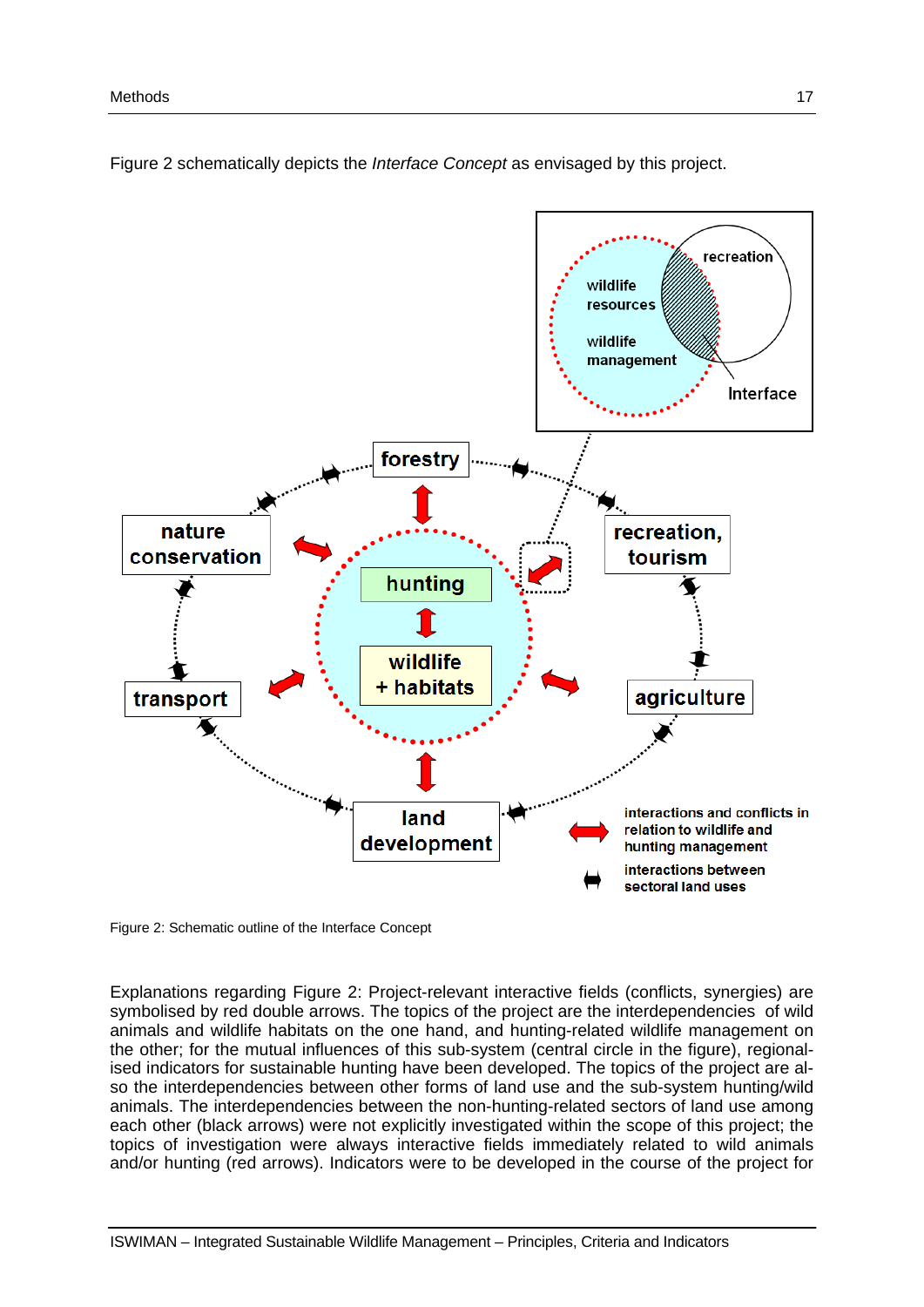Figure 2 schematically depicts the *Interface Concept* as envisaged by this project.

Figure 2: Schematic outline of the Interface Concept

Explanations regarding Figure 2: Project-relevant interactive fields (conflicts, synergies) are symbolised by red double arrows. The topics of the project are the interdependencies of wild animals and wildlife habitats on the one hand, and hunting-related wildlife management on the other; for the mutual influences of this sub-system (central circle in the figure), regionalised indicators for sustainable hunting have been developed. The topics of the project are also the interdependencies between other forms of land use and the sub-system hunting/wild animals. The interdependencies between the non-hunting-related sectors of land use among each other (black arrows) were not explicitly investigated within the scope of this project; the topics of investigation were always interactive fields immediately related to wild animals and/or hunting (red arrows). Indicators were to be developed in the course of the project for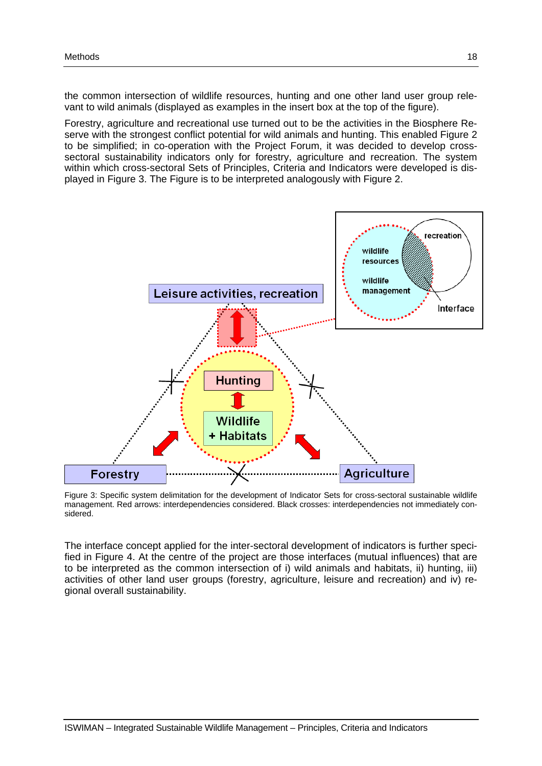the common intersection of wildlife resources, hunting and one other land user group relevant to wild animals (displayed as examples in the insert box at the top of the figure).

Forestry, agriculture and recreational use turned out to be the activities in the Biosphere Reserve with the strongest conflict potential for wild animals and hunting. This enabled Figure 2 to be simplified; in co-operation with the Project Forum, it was decided to develop cross-sectoral sustainability indicators only for forestry, agriculture and recreation. The system within which cross-sectoral Sets of Principles, Criteria and Indicators were developed is displayed in Figure 3. The Figure is to be interpreted analogously with Figure 2.

Figure 3: Specific system delimitation for the development of Indicator Sets for cross-sectoral sustainable wildlife management. Red arrows: interdependencies considered. Black crosses: interdependencies not immediately considered.

The interface concept applied for the inter-sectoral development of indicators is further specified in Figure 4. At the centre of the project are those interfaces (mutual influences) that are to be interpreted as the common intersection of i) wild animals and habitats, ii) hunting, iii) activities of other land user groups (forestry, agriculture, leisure and recreation) and iv) regional overall sustainability.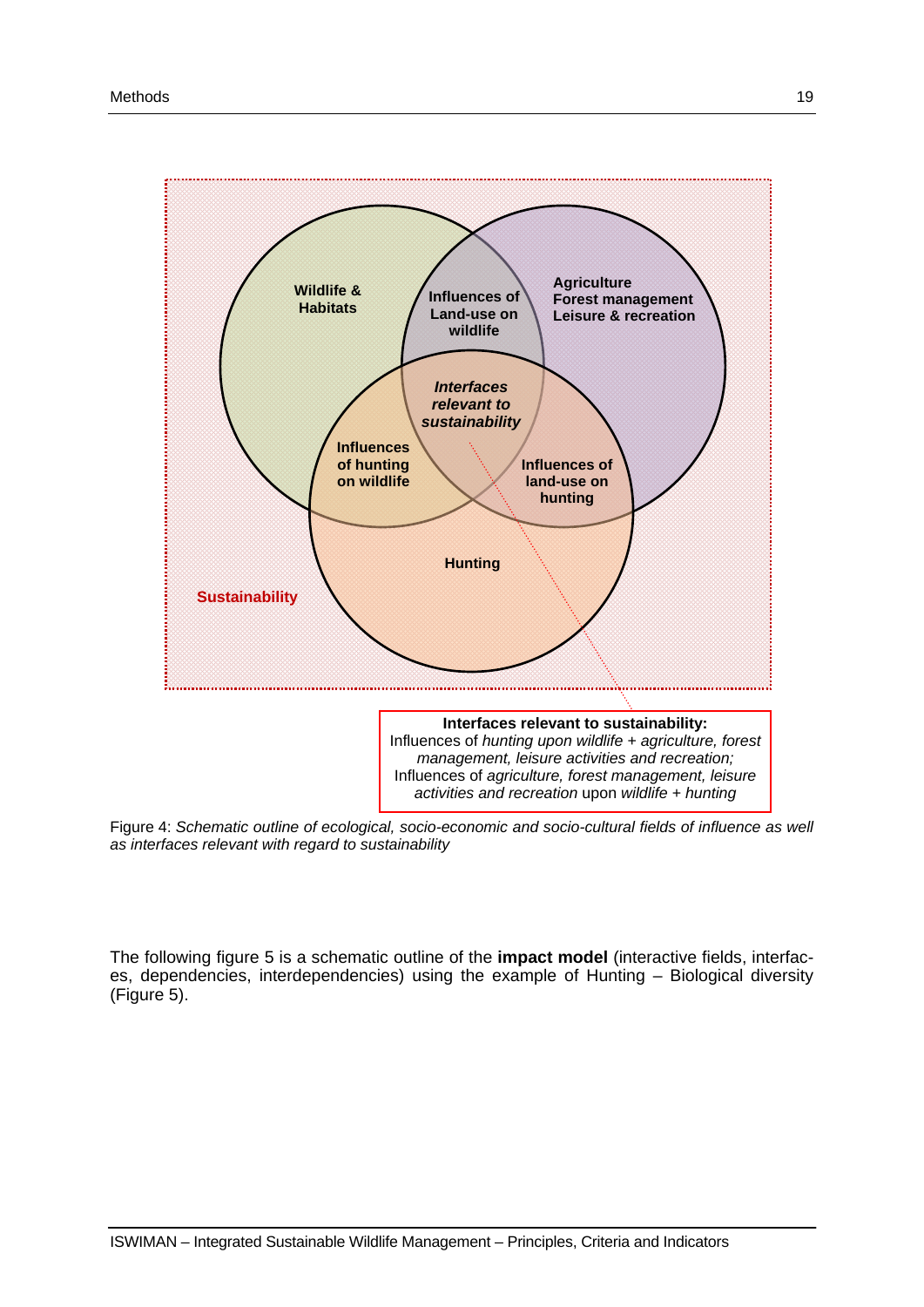Wildlife & Habitats

Influences of Land-use on wildlife

Agriculture
Forest management
Leisure & recreation

*Interfaces relevant to sustainability*

Influences of hunting on wildlife

Influences of land-use on hunting

Hunting

Sustainability

**Interfaces relevant to sustainability:**
Influences of *hunting upon wildlife + agriculture, forest management, leisure activities and recreation;*
Influences of *agriculture, forest management, leisure activities and recreation* upon *wildlife + hunting*

Figure 4: *Schematic outline of ecological, socio-economic and socio-cultural fields of influence as well as interfaces relevant with regard to sustainability*

The following figure 5 is a schematic outline of the **impact model** (interactive fields, interfaces, dependencies, interdependencies) using the example of Hunting – Biological diversity (Figure 5).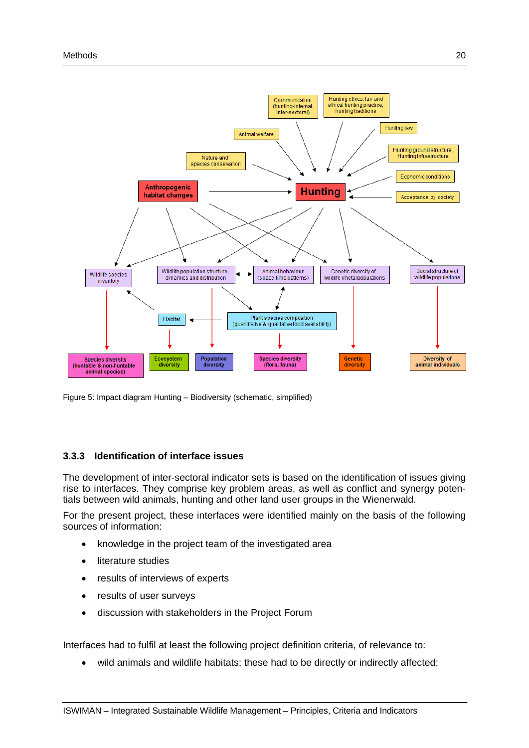Figure 5: Impact diagram Hunting – Biodiversity (schematic, simplified)

### 3.3.3 Identification of interface issues

The development of inter-sectoral indicator sets is based on the identification of issues giving rise to interfaces. They comprise key problem areas, as well as conflict and synergy potentials between wild animals, hunting and other land user groups in the Wienerwald.

For the present project, these interfaces were identified mainly on the basis of the following sources of information:

- knowledge in the project team of the investigated area
- literature studies
- results of interviews of experts
- results of user surveys
- discussion with stakeholders in the Project Forum

Interfaces had to fulfil at least the following project definition criteria, of relevance to:

- wild animals and wildlife habitats; these had to be directly or indirectly affected;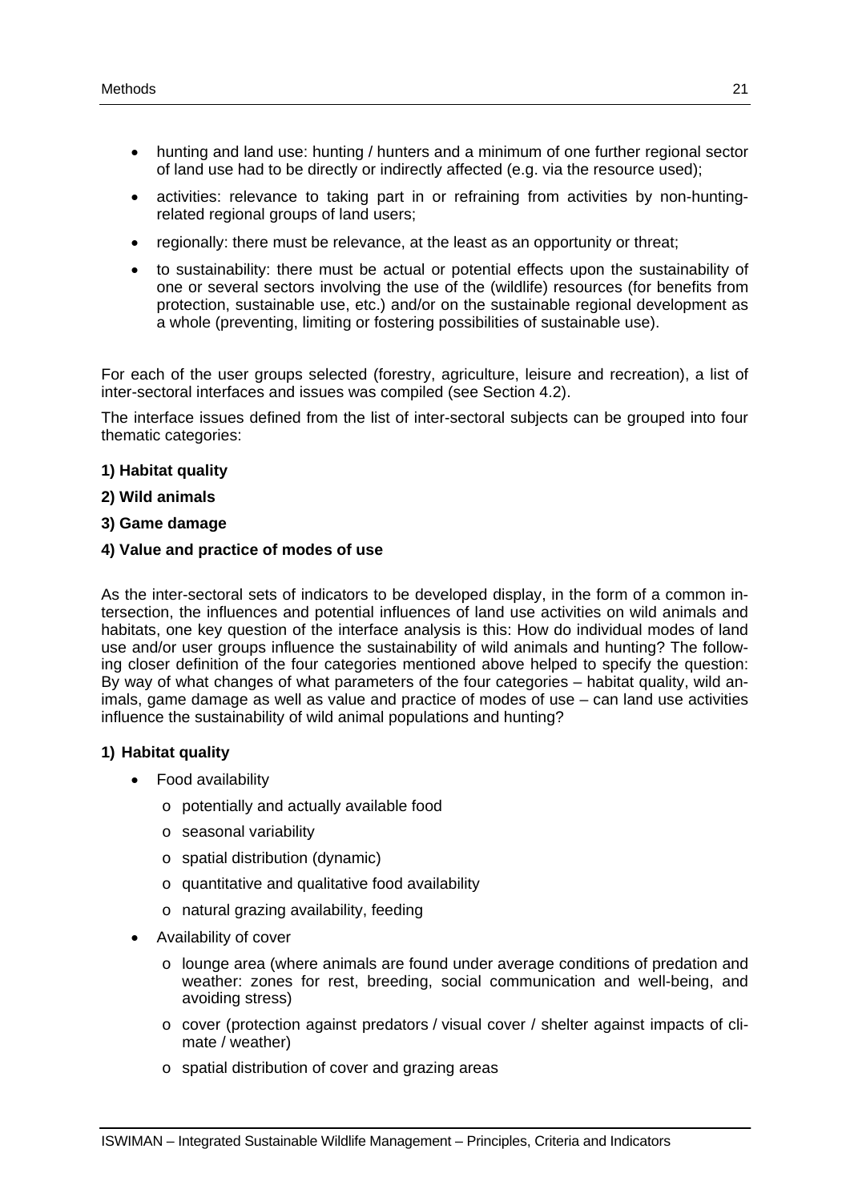- hunting and land use: hunting / hunters and a minimum of one further regional sector of land use had to be directly or indirectly affected (e.g. via the resource used);
- activities: relevance to taking part in or refraining from activities by non-hunting-related regional groups of land users;
- regionally: there must be relevance, at the least as an opportunity or threat;
- to sustainability: there must be actual or potential effects upon the sustainability of one or several sectors involving the use of the (wildlife) resources (for benefits from protection, sustainable use, etc.) and/or on the sustainable regional development as a whole (preventing, limiting or fostering possibilities of sustainable use).

For each of the user groups selected (forestry, agriculture, leisure and recreation), a list of inter-sectoral interfaces and issues was compiled (see Section 4.2).

The interface issues defined from the list of inter-sectoral subjects can be grouped into four thematic categories:

**1) Habitat quality**

**2) Wild animals**

**3) Game damage**

**4) Value and practice of modes of use**

As the inter-sectoral sets of indicators to be developed display, in the form of a common intersection, the influences and potential influences of land use activities on wild animals and habitats, one key question of the interface analysis is this: How do individual modes of land use and/or user groups influence the sustainability of wild animals and hunting? The following closer definition of the four categories mentioned above helped to specify the question: By way of what changes of what parameters of the four categories – habitat quality, wild animals, game damage as well as value and practice of modes of use – can land use activities influence the sustainability of wild animal populations and hunting?

**1) Habitat quality**

- Food availability
  - potentially and actually available food
  - seasonal variability
  - spatial distribution (dynamic)
  - quantitative and qualitative food availability
  - natural grazing availability, feeding
- Availability of cover
  - lounge area (where animals are found under average conditions of predation and weather: zones for rest, breeding, social communication and well-being, and avoiding stress)
  - cover (protection against predators / visual cover / shelter against impacts of climate / weather)
  - spatial distribution of cover and grazing areas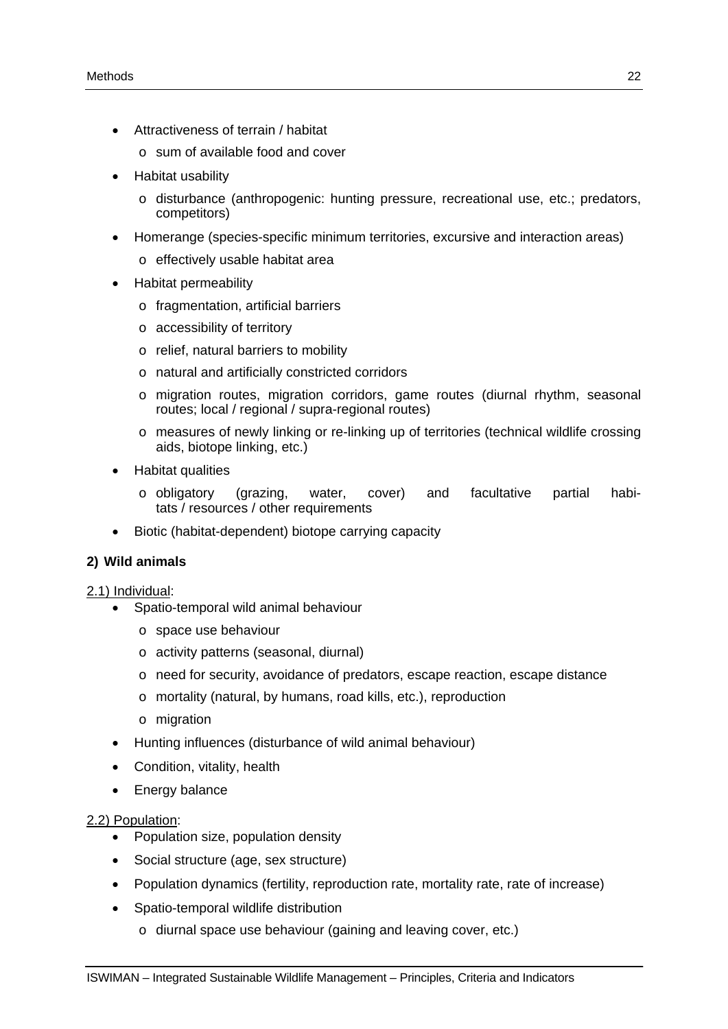- Attractiveness of terrain / habitat
    - sum of available food and cover
- Habitat usability
    - disturbance (anthropogenic: hunting pressure, recreational use, etc.; predators, competitors)
- Homerange (species-specific minimum territories, excursive and interaction areas)
    - effectively usable habitat area
- Habitat permeability
    - fragmentation, artificial barriers
    - accessibility of territory
    - relief, natural barriers to mobility
    - natural and artificially constricted corridors
    - migration routes, migration corridors, game routes (diurnal rhythm, seasonal routes; local / regional / supra-regional routes)
    - measures of newly linking or re-linking up of territories (technical wildlife crossing aids, biotope linking, etc.)
- Habitat qualities
    - obligatory (grazing, water, cover) and facultative partial habitats / resources / other requirements
- Biotic (habitat-dependent) biotope carrying capacity

**2) Wild animals**

<u>2.1) Individual</u>:

- Spatio-temporal wild animal behaviour
    - space use behaviour
    - activity patterns (seasonal, diurnal)
    - need for security, avoidance of predators, escape reaction, escape distance
    - mortality (natural, by humans, road kills, etc.), reproduction
    - migration
- Hunting influences (disturbance of wild animal behaviour)
- Condition, vitality, health
- Energy balance

<u>2.2) Population</u>:

- Population size, population density
- Social structure (age, sex structure)
- Population dynamics (fertility, reproduction rate, mortality rate, rate of increase)
- Spatio-temporal wildlife distribution
    - diurnal space use behaviour (gaining and leaving cover, etc.)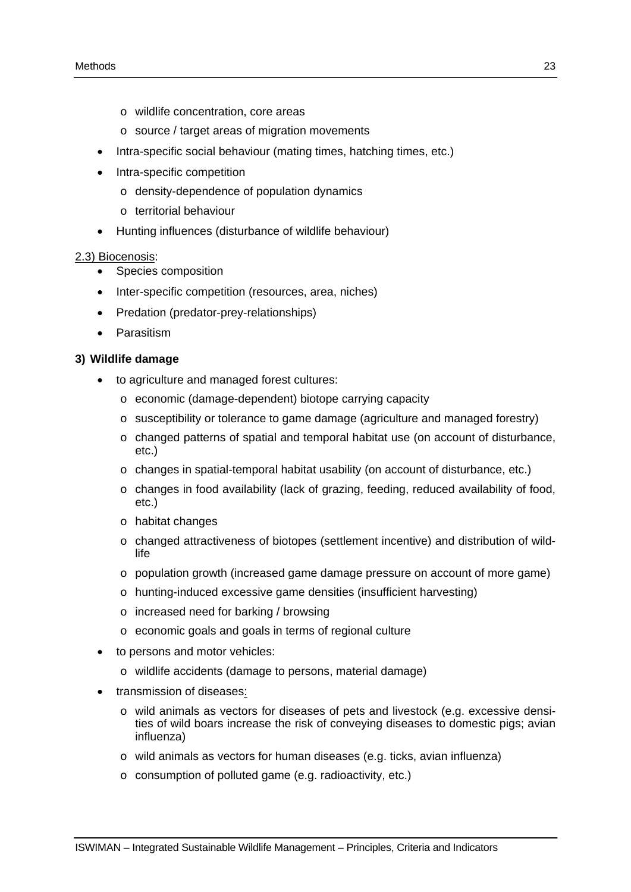- wildlife concentration, core areas
  - source / target areas of migration movements
- Intra-specific social behaviour (mating times, hatching times, etc.)
- Intra-specific competition
  - density-dependence of population dynamics
  - territorial behaviour
- Hunting influences (disturbance of wildlife behaviour)

2.3) Biocenosis:

- Species composition
- Inter-specific competition (resources, area, niches)
- Predation (predator-prey-relationships)
- Parasitism

**3) Wildlife damage**

- to agriculture and managed forest cultures:
  - economic (damage-dependent) biotope carrying capacity
  - susceptibility or tolerance to game damage (agriculture and managed forestry)
  - changed patterns of spatial and temporal habitat use (on account of disturbance, etc.)
  - changes in spatial-temporal habitat usability (on account of disturbance, etc.)
  - changes in food availability (lack of grazing, feeding, reduced availability of food, etc.)
  - habitat changes
  - changed attractiveness of biotopes (settlement incentive) and distribution of wildlife
  - population growth (increased game damage pressure on account of more game)
  - hunting-induced excessive game densities (insufficient harvesting)
  - increased need for barking / browsing
  - economic goals and goals in terms of regional culture
- to persons and motor vehicles:
  - wildlife accidents (damage to persons, material damage)
- transmission of diseases:
  - wild animals as vectors for diseases of pets and livestock (e.g. excessive densities of wild boars increase the risk of conveying diseases to domestic pigs; avian influenza)
  - wild animals as vectors for human diseases (e.g. ticks, avian influenza)
  - consumption of polluted game (e.g. radioactivity, etc.)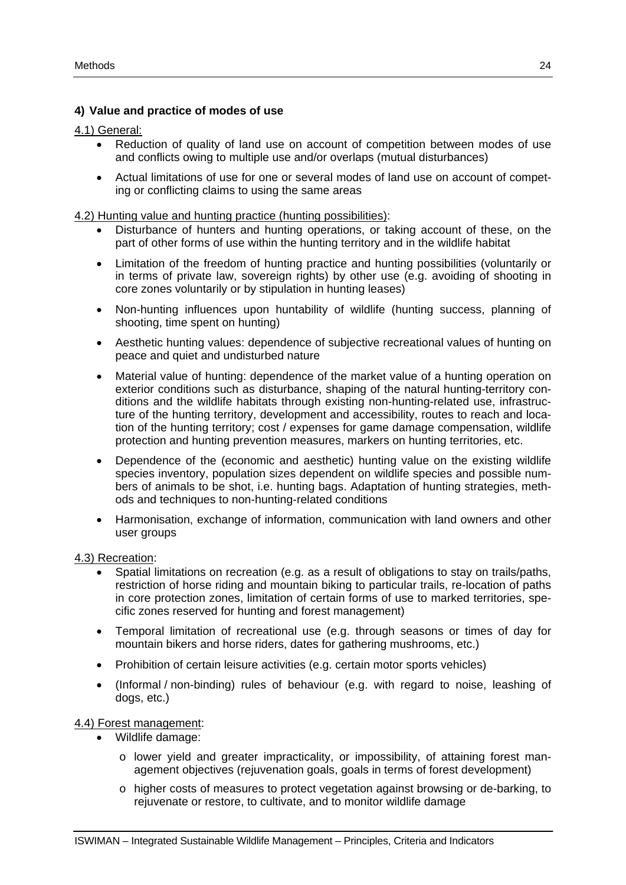#### 4) Value and practice of modes of use

4.1) General:

- Reduction of quality of land use on account of competition between modes of use and conflicts owing to multiple use and/or overlaps (mutual disturbances)
- Actual limitations of use for one or several modes of land use on account of competing or conflicting claims to using the same areas

4.2) Hunting value and hunting practice (hunting possibilities):

- Disturbance of hunters and hunting operations, or taking account of these, on the part of other forms of use within the hunting territory and in the wildlife habitat
- Limitation of the freedom of hunting practice and hunting possibilities (voluntarily or in terms of private law, sovereign rights) by other use (e.g. avoiding of shooting in core zones voluntarily or by stipulation in hunting leases)
- Non-hunting influences upon huntability of wildlife (hunting success, planning of shooting, time spent on hunting)
- Aesthetic hunting values: dependence of subjective recreational values of hunting on peace and quiet and undisturbed nature
- Material value of hunting: dependence of the market value of a hunting operation on exterior conditions such as disturbance, shaping of the natural hunting-territory conditions and the wildlife habitats through existing non-hunting-related use, infrastructure of the hunting territory, development and accessibility, routes to reach and location of the hunting territory; cost / expenses for game damage compensation, wildlife protection and hunting prevention measures, markers on hunting territories, etc.
- Dependence of the (economic and aesthetic) hunting value on the existing wildlife species inventory, population sizes dependent on wildlife species and possible numbers of animals to be shot, i.e. hunting bags. Adaptation of hunting strategies, methods and techniques to non-hunting-related conditions
- Harmonisation, exchange of information, communication with land owners and other user groups

4.3) Recreation:

- Spatial limitations on recreation (e.g. as a result of obligations to stay on trails/paths, restriction of horse riding and mountain biking to particular trails, re-location of paths in core protection zones, limitation of certain forms of use to marked territories, specific zones reserved for hunting and forest management)
- Temporal limitation of recreational use (e.g. through seasons or times of day for mountain bikers and horse riders, dates for gathering mushrooms, etc.)
- Prohibition of certain leisure activities (e.g. certain motor sports vehicles)
- (Informal / non-binding) rules of behaviour (e.g. with regard to noise, leashing of dogs, etc.)

4.4) Forest management:

- Wildlife damage:
  - lower yield and greater impracticality, or impossibility, of attaining forest management objectives (rejuvenation goals, goals in terms of forest development)
  - higher costs of measures to protect vegetation against browsing or de-barking, to rejuvenate or restore, to cultivate, and to monitor wildlife damage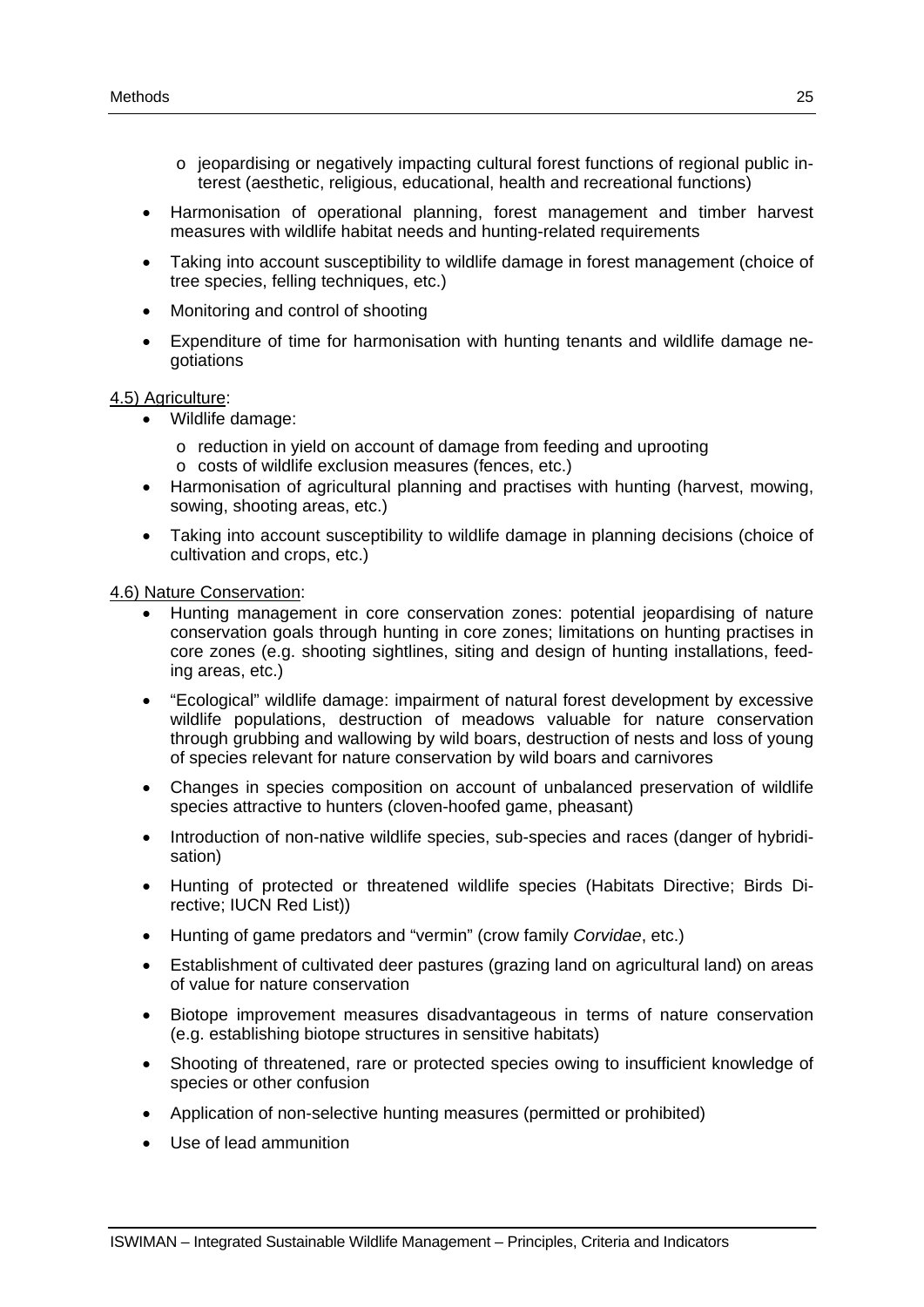- jeopardising or negatively impacting cultural forest functions of regional public interest (aesthetic, religious, educational, health and recreational functions)

- Harmonisation of operational planning, forest management and timber harvest measures with wildlife habitat needs and hunting-related requirements
- Taking into account susceptibility to wildlife damage in forest management (choice of tree species, felling techniques, etc.)
- Monitoring and control of shooting
- Expenditure of time for harmonisation with hunting tenants and wildlife damage negotiations

<u>4.5) Agriculture</u>:

- Wildlife damage:
   - reduction in yield on account of damage from feeding and uprooting
   - costs of wildlife exclusion measures (fences, etc.)
- Harmonisation of agricultural planning and practises with hunting (harvest, mowing, sowing, shooting areas, etc.)
- Taking into account susceptibility to wildlife damage in planning decisions (choice of cultivation and crops, etc.)

<u>4.6) Nature Conservation</u>:

- Hunting management in core conservation zones: potential jeopardising of nature conservation goals through hunting in core zones; limitations on hunting practises in core zones (e.g. shooting sightlines, siting and design of hunting installations, feeding areas, etc.)
- "Ecological" wildlife damage: impairment of natural forest development by excessive wildlife populations, destruction of meadows valuable for nature conservation through grubbing and wallowing by wild boars, destruction of nests and loss of young of species relevant for nature conservation by wild boars and carnivores
- Changes in species composition on account of unbalanced preservation of wildlife species attractive to hunters (cloven-hoofed game, pheasant)
- Introduction of non-native wildlife species, sub-species and races (danger of hybridisation)
- Hunting of protected or threatened wildlife species (Habitats Directive; Birds Directive; IUCN Red List))
- Hunting of game predators and "vermin" (crow family *Corvidae*, etc.)
- Establishment of cultivated deer pastures (grazing land on agricultural land) on areas of value for nature conservation
- Biotope improvement measures disadvantageous in terms of nature conservation (e.g. establishing biotope structures in sensitive habitats)
- Shooting of threatened, rare or protected species owing to insufficient knowledge of species or other confusion
- Application of non-selective hunting measures (permitted or prohibited)
- Use of lead ammunition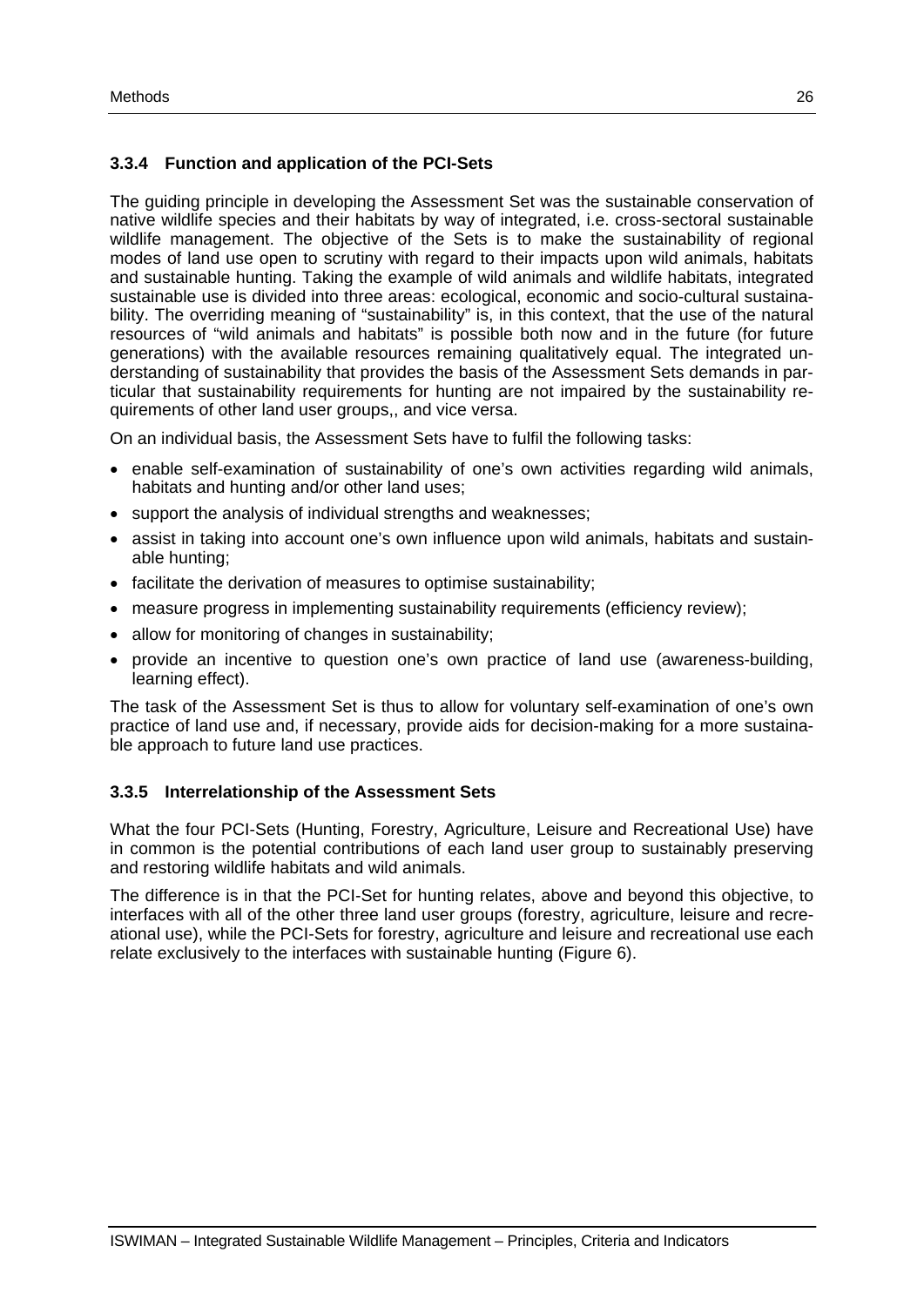### 3.3.4 Function and application of the PCI-Sets

The guiding principle in developing the Assessment Set was the sustainable conservation of native wildlife species and their habitats by way of integrated, i.e. cross-sectoral sustainable wildlife management. The objective of the Sets is to make the sustainability of regional modes of land use open to scrutiny with regard to their impacts upon wild animals, habitats and sustainable hunting. Taking the example of wild animals and wildlife habitats, integrated sustainable use is divided into three areas: ecological, economic and socio-cultural sustainability. The overriding meaning of "sustainability" is, in this context, that the use of the natural resources of "wild animals and habitats" is possible both now and in the future (for future generations) with the available resources remaining qualitatively equal. The integrated understanding of sustainability that provides the basis of the Assessment Sets demands in particular that sustainability requirements for hunting are not impaired by the sustainability requirements of other land user groups,, and vice versa.

On an individual basis, the Assessment Sets have to fulfil the following tasks:

- enable self-examination of sustainability of one's own activities regarding wild animals, habitats and hunting and/or other land uses;
- support the analysis of individual strengths and weaknesses;
- assist in taking into account one's own influence upon wild animals, habitats and sustainable hunting;
- facilitate the derivation of measures to optimise sustainability;
- measure progress in implementing sustainability requirements (efficiency review);
- allow for monitoring of changes in sustainability;
- provide an incentive to question one's own practice of land use (awareness-building, learning effect).

The task of the Assessment Set is thus to allow for voluntary self-examination of one's own practice of land use and, if necessary, provide aids for decision-making for a more sustainable approach to future land use practices.

### 3.3.5 Interrelationship of the Assessment Sets

What the four PCI-Sets (Hunting, Forestry, Agriculture, Leisure and Recreational Use) have in common is the potential contributions of each land user group to sustainably preserving and restoring wildlife habitats and wild animals.

The difference is in that the PCI-Set for hunting relates, above and beyond this objective, to interfaces with all of the other three land user groups (forestry, agriculture, leisure and recreational use), while the PCI-Sets for forestry, agriculture and leisure and recreational use each relate exclusively to the interfaces with sustainable hunting (Figure 6).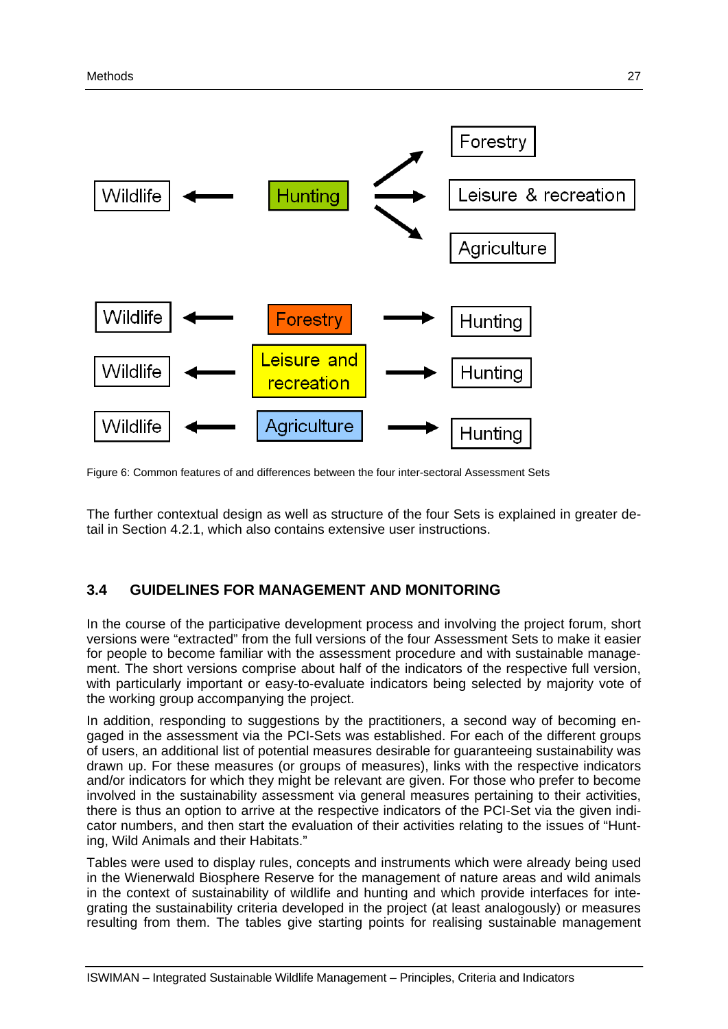Figure 6: Common features of and differences between the four inter-sectoral Assessment Sets

The further contextual design as well as structure of the four Sets is explained in greater detail in Section 4.2.1, which also contains extensive user instructions.

## 3.4 GUIDELINES FOR MANAGEMENT AND MONITORING

In the course of the participative development process and involving the project forum, short versions were "extracted" from the full versions of the four Assessment Sets to make it easier for people to become familiar with the assessment procedure and with sustainable management. The short versions comprise about half of the indicators of the respective full version, with particularly important or easy-to-evaluate indicators being selected by majority vote of the working group accompanying the project.

In addition, responding to suggestions by the practitioners, a second way of becoming engaged in the assessment via the PCI-Sets was established. For each of the different groups of users, an additional list of potential measures desirable for guaranteeing sustainability was drawn up. For these measures (or groups of measures), links with the respective indicators and/or indicators for which they might be relevant are given. For those who prefer to become involved in the sustainability assessment via general measures pertaining to their activities, there is thus an option to arrive at the respective indicators of the PCI-Set via the given indicator numbers, and then start the evaluation of their activities relating to the issues of "Hunting, Wild Animals and their Habitats."

Tables were used to display rules, concepts and instruments which were already being used in the Wienerwald Biosphere Reserve for the management of nature areas and wild animals in the context of sustainability of wildlife and hunting and which provide interfaces for integrating the sustainability criteria developed in the project (at least analogously) or measures resulting from them. The tables give starting points for realising sustainable management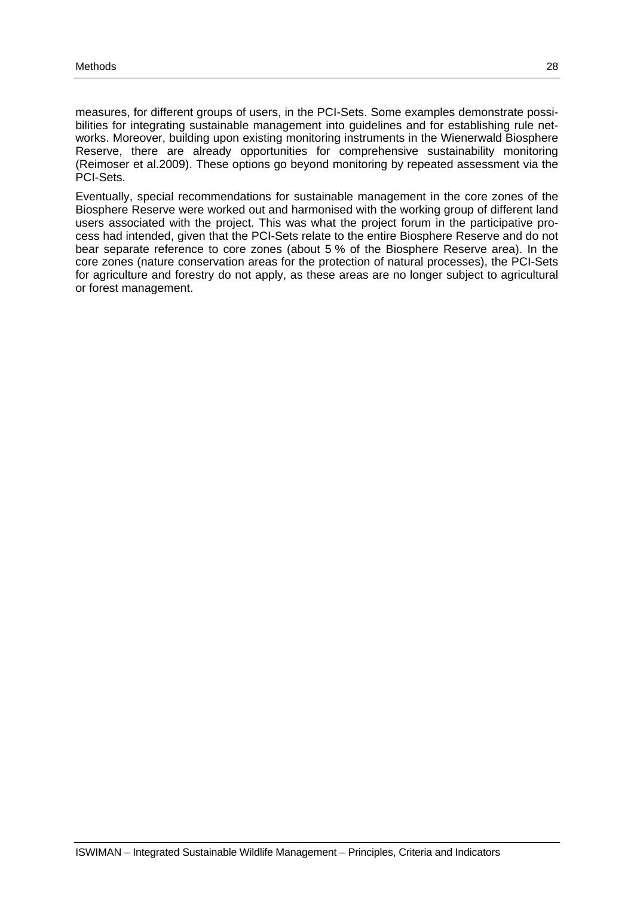measures, for different groups of users, in the PCI-Sets. Some examples demonstrate possibilities for integrating sustainable management into guidelines and for establishing rule networks. Moreover, building upon existing monitoring instruments in the Wienerwald Biosphere Reserve, there are already opportunities for comprehensive sustainability monitoring (Reimoser et al.2009). These options go beyond monitoring by repeated assessment via the PCI-Sets.

Eventually, special recommendations for sustainable management in the core zones of the Biosphere Reserve were worked out and harmonised with the working group of different land users associated with the project. This was what the project forum in the participative process had intended, given that the PCI-Sets relate to the entire Biosphere Reserve and do not bear separate reference to core zones (about 5 % of the Biosphere Reserve area). In the core zones (nature conservation areas for the protection of natural processes), the PCI-Sets for agriculture and forestry do not apply, as these areas are no longer subject to agricultural or forest management.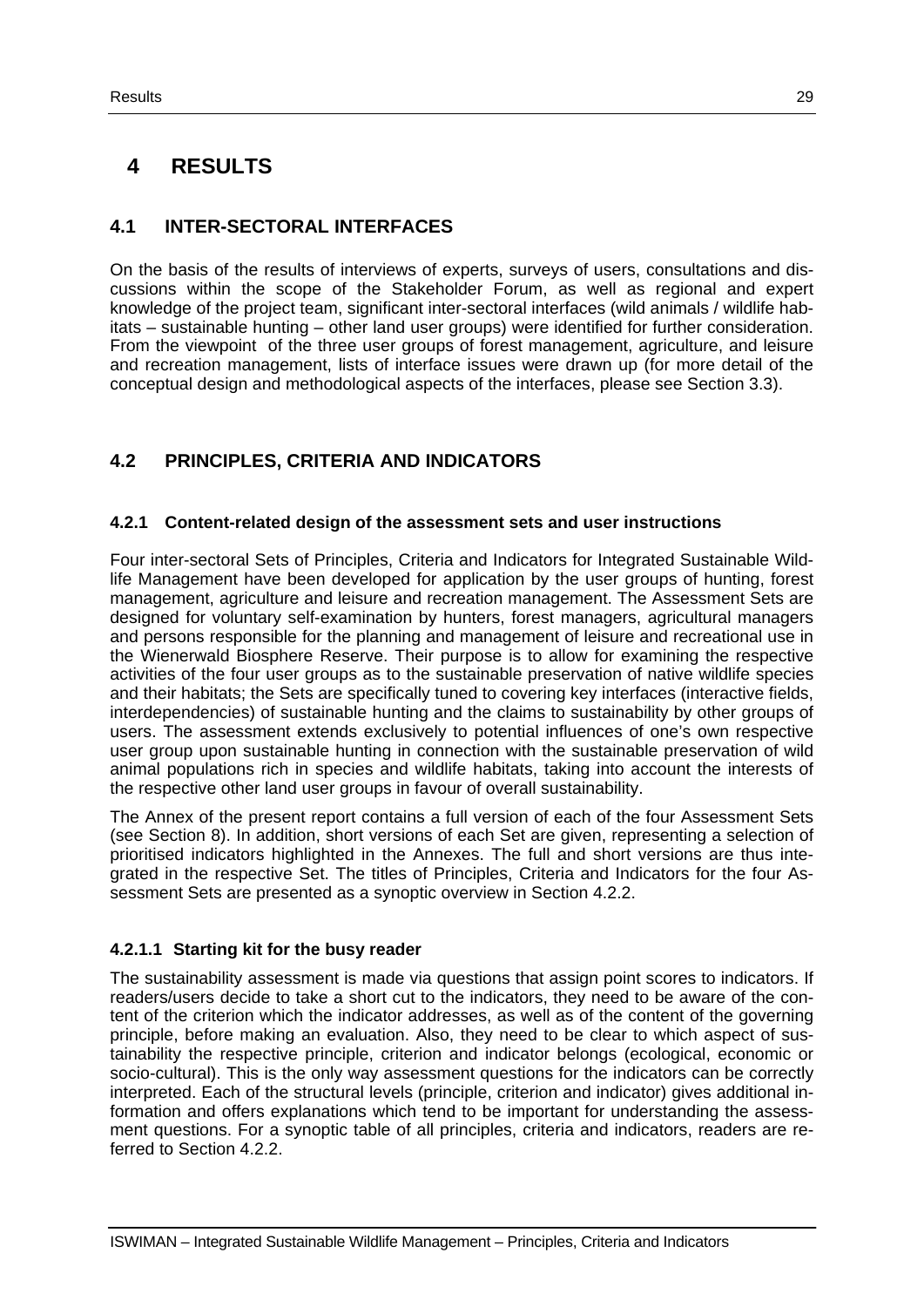# 4 RESULTS

## 4.1 INTER-SECTORAL INTERFACES

On the basis of the results of interviews of experts, surveys of users, consultations and discussions within the scope of the Stakeholder Forum, as well as regional and expert knowledge of the project team, significant inter-sectoral interfaces (wild animals / wildlife habitats – sustainable hunting – other land user groups) were identified for further consideration. From the viewpoint of the three user groups of forest management, agriculture, and leisure and recreation management, lists of interface issues were drawn up (for more detail of the conceptual design and methodological aspects of the interfaces, please see Section 3.3).

## 4.2 PRINCIPLES, CRITERIA AND INDICATORS

### 4.2.1 Content-related design of the assessment sets and user instructions

Four inter-sectoral Sets of Principles, Criteria and Indicators for Integrated Sustainable Wildlife Management have been developed for application by the user groups of hunting, forest management, agriculture and leisure and recreation management. The Assessment Sets are designed for voluntary self-examination by hunters, forest managers, agricultural managers and persons responsible for the planning and management of leisure and recreational use in the Wienerwald Biosphere Reserve. Their purpose is to allow for examining the respective activities of the four user groups as to the sustainable preservation of native wildlife species and their habitats; the Sets are specifically tuned to covering key interfaces (interactive fields, interdependencies) of sustainable hunting and the claims to sustainability by other groups of users. The assessment extends exclusively to potential influences of one's own respective user group upon sustainable hunting in connection with the sustainable preservation of wild animal populations rich in species and wildlife habitats, taking into account the interests of the respective other land user groups in favour of overall sustainability.

The Annex of the present report contains a full version of each of the four Assessment Sets (see Section 8). In addition, short versions of each Set are given, representing a selection of prioritised indicators highlighted in the Annexes. The full and short versions are thus integrated in the respective Set. The titles of Principles, Criteria and Indicators for the four Assessment Sets are presented as a synoptic overview in Section 4.2.2.

#### 4.2.1.1 Starting kit for the busy reader

The sustainability assessment is made via questions that assign point scores to indicators. If readers/users decide to take a short cut to the indicators, they need to be aware of the content of the criterion which the indicator addresses, as well as of the content of the governing principle, before making an evaluation. Also, they need to be clear to which aspect of sustainability the respective principle, criterion and indicator belongs (ecological, economic or socio-cultural). This is the only way assessment questions for the indicators can be correctly interpreted. Each of the structural levels (principle, criterion and indicator) gives additional information and offers explanations which tend to be important for understanding the assessment questions. For a synoptic table of all principles, criteria and indicators, readers are referred to Section 4.2.2.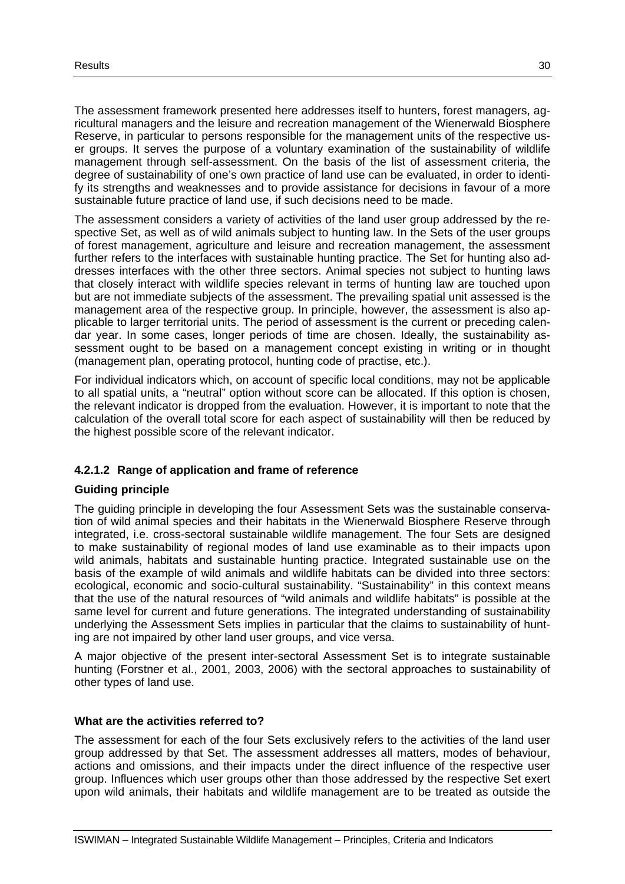The assessment framework presented here addresses itself to hunters, forest managers, agricultural managers and the leisure and recreation management of the Wienerwald Biosphere Reserve, in particular to persons responsible for the management units of the respective user groups. It serves the purpose of a voluntary examination of the sustainability of wildlife management through self-assessment. On the basis of the list of assessment criteria, the degree of sustainability of one's own practice of land use can be evaluated, in order to identify its strengths and weaknesses and to provide assistance for decisions in favour of a more sustainable future practice of land use, if such decisions need to be made.

The assessment considers a variety of activities of the land user group addressed by the respective Set, as well as of wild animals subject to hunting law. In the Sets of the user groups of forest management, agriculture and leisure and recreation management, the assessment further refers to the interfaces with sustainable hunting practice. The Set for hunting also addresses interfaces with the other three sectors. Animal species not subject to hunting laws that closely interact with wildlife species relevant in terms of hunting law are touched upon but are not immediate subjects of the assessment. The prevailing spatial unit assessed is the management area of the respective group. In principle, however, the assessment is also applicable to larger territorial units. The period of assessment is the current or preceding calendar year. In some cases, longer periods of time are chosen. Ideally, the sustainability assessment ought to be based on a management concept existing in writing or in thought (management plan, operating protocol, hunting code of practise, etc.).

For individual indicators which, on account of specific local conditions, may not be applicable to all spatial units, a "neutral" option without score can be allocated. If this option is chosen, the relevant indicator is dropped from the evaluation. However, it is important to note that the calculation of the overall total score for each aspect of sustainability will then be reduced by the highest possible score of the relevant indicator.

#### 4.2.1.2 Range of application and frame of reference

**Guiding principle**

The guiding principle in developing the four Assessment Sets was the sustainable conservation of wild animal species and their habitats in the Wienerwald Biosphere Reserve through integrated, i.e. cross-sectoral sustainable wildlife management. The four Sets are designed to make sustainability of regional modes of land use examinable as to their impacts upon wild animals, habitats and sustainable hunting practice. Integrated sustainable use on the basis of the example of wild animals and wildlife habitats can be divided into three sectors: ecological, economic and socio-cultural sustainability. "Sustainability" in this context means that the use of the natural resources of "wild animals and wildlife habitats" is possible at the same level for current and future generations. The integrated understanding of sustainability underlying the Assessment Sets implies in particular that the claims to sustainability of hunting are not impaired by other land user groups, and vice versa.

A major objective of the present inter-sectoral Assessment Set is to integrate sustainable hunting (Forstner et al., 2001, 2003, 2006) with the sectoral approaches to sustainability of other types of land use.

**What are the activities referred to?**

The assessment for each of the four Sets exclusively refers to the activities of the land user group addressed by that Set. The assessment addresses all matters, modes of behaviour, actions and omissions, and their impacts under the direct influence of the respective user group. Influences which user groups other than those addressed by the respective Set exert upon wild animals, their habitats and wildlife management are to be treated as outside the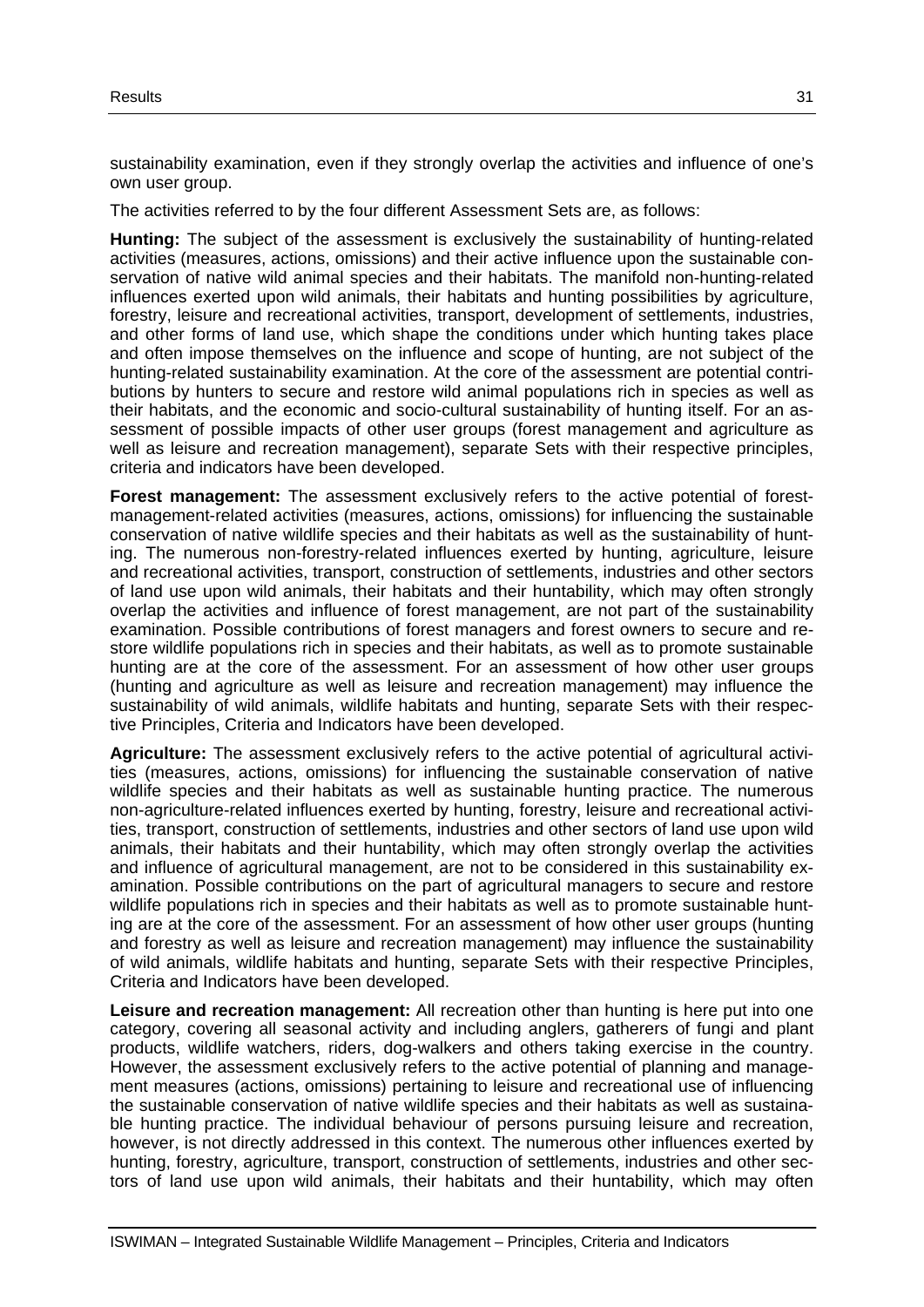sustainability examination, even if they strongly overlap the activities and influence of one's own user group.

The activities referred to by the four different Assessment Sets are, as follows:

**Hunting:** The subject of the assessment is exclusively the sustainability of hunting-related activities (measures, actions, omissions) and their active influence upon the sustainable conservation of native wild animal species and their habitats. The manifold non-hunting-related influences exerted upon wild animals, their habitats and hunting possibilities by agriculture, forestry, leisure and recreational activities, transport, development of settlements, industries, and other forms of land use, which shape the conditions under which hunting takes place and often impose themselves on the influence and scope of hunting, are not subject of the hunting-related sustainability examination. At the core of the assessment are potential contributions by hunters to secure and restore wild animal populations rich in species as well as their habitats, and the economic and socio-cultural sustainability of hunting itself. For an assessment of possible impacts of other user groups (forest management and agriculture as well as leisure and recreation management), separate Sets with their respective principles, criteria and indicators have been developed.

**Forest management:** The assessment exclusively refers to the active potential of forest-management-related activities (measures, actions, omissions) for influencing the sustainable conservation of native wildlife species and their habitats as well as the sustainability of hunting. The numerous non-forestry-related influences exerted by hunting, agriculture, leisure and recreational activities, transport, construction of settlements, industries and other sectors of land use upon wild animals, their habitats and their huntability, which may often strongly overlap the activities and influence of forest management, are not part of the sustainability examination. Possible contributions of forest managers and forest owners to secure and restore wildlife populations rich in species and their habitats, as well as to promote sustainable hunting are at the core of the assessment. For an assessment of how other user groups (hunting and agriculture as well as leisure and recreation management) may influence the sustainability of wild animals, wildlife habitats and hunting, separate Sets with their respective Principles, Criteria and Indicators have been developed.

**Agriculture:** The assessment exclusively refers to the active potential of agricultural activities (measures, actions, omissions) for influencing the sustainable conservation of native wildlife species and their habitats as well as sustainable hunting practice. The numerous non-agriculture-related influences exerted by hunting, forestry, leisure and recreational activities, transport, construction of settlements, industries and other sectors of land use upon wild animals, their habitats and their huntability, which may often strongly overlap the activities and influence of agricultural management, are not to be considered in this sustainability examination. Possible contributions on the part of agricultural managers to secure and restore wildlife populations rich in species and their habitats as well as to promote sustainable hunting are at the core of the assessment. For an assessment of how other user groups (hunting and forestry as well as leisure and recreation management) may influence the sustainability of wild animals, wildlife habitats and hunting, separate Sets with their respective Principles, Criteria and Indicators have been developed.

**Leisure and recreation management:** All recreation other than hunting is here put into one category, covering all seasonal activity and including anglers, gatherers of fungi and plant products, wildlife watchers, riders, dog-walkers and others taking exercise in the country. However, the assessment exclusively refers to the active potential of planning and management measures (actions, omissions) pertaining to leisure and recreational use of influencing the sustainable conservation of native wildlife species and their habitats as well as sustainable hunting practice. The individual behaviour of persons pursuing leisure and recreation, however, is not directly addressed in this context. The numerous other influences exerted by hunting, forestry, agriculture, transport, construction of settlements, industries and other sectors of land use upon wild animals, their habitats and their huntability, which may often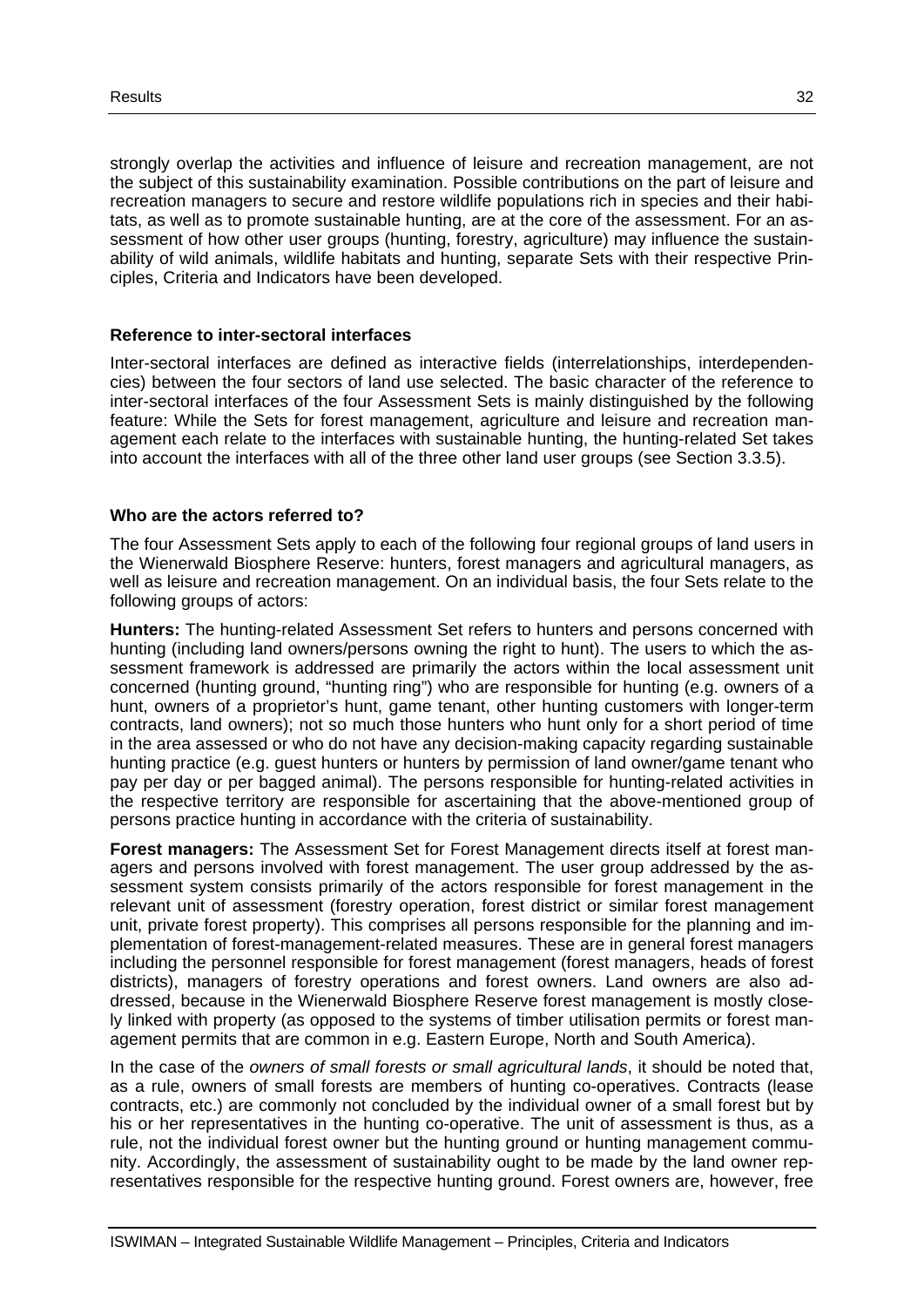strongly overlap the activities and influence of leisure and recreation management, are not the subject of this sustainability examination. Possible contributions on the part of leisure and recreation managers to secure and restore wildlife populations rich in species and their habitats, as well as to promote sustainable hunting, are at the core of the assessment. For an assessment of how other user groups (hunting, forestry, agriculture) may influence the sustainability of wild animals, wildlife habitats and hunting, separate Sets with their respective Principles, Criteria and Indicators have been developed.

**Reference to inter-sectoral interfaces**

Inter-sectoral interfaces are defined as interactive fields (interrelationships, interdependencies) between the four sectors of land use selected. The basic character of the reference to inter-sectoral interfaces of the four Assessment Sets is mainly distinguished by the following feature: While the Sets for forest management, agriculture and leisure and recreation management each relate to the interfaces with sustainable hunting, the hunting-related Set takes into account the interfaces with all of the three other land user groups (see Section 3.3.5).

**Who are the actors referred to?**

The four Assessment Sets apply to each of the following four regional groups of land users in the Wienerwald Biosphere Reserve: hunters, forest managers and agricultural managers, as well as leisure and recreation management. On an individual basis, the four Sets relate to the following groups of actors:

**Hunters:** The hunting-related Assessment Set refers to hunters and persons concerned with hunting (including land owners/persons owning the right to hunt). The users to which the assessment framework is addressed are primarily the actors within the local assessment unit concerned (hunting ground, "hunting ring") who are responsible for hunting (e.g. owners of a hunt, owners of a proprietor's hunt, game tenant, other hunting customers with longer-term contracts, land owners); not so much those hunters who hunt only for a short period of time in the area assessed or who do not have any decision-making capacity regarding sustainable hunting practice (e.g. guest hunters or hunters by permission of land owner/game tenant who pay per day or per bagged animal). The persons responsible for hunting-related activities in the respective territory are responsible for ascertaining that the above-mentioned group of persons practice hunting in accordance with the criteria of sustainability.

**Forest managers:** The Assessment Set for Forest Management directs itself at forest managers and persons involved with forest management. The user group addressed by the assessment system consists primarily of the actors responsible for forest management in the relevant unit of assessment (forestry operation, forest district or similar forest management unit, private forest property). This comprises all persons responsible for the planning and implementation of forest-management-related measures. These are in general forest managers including the personnel responsible for forest management (forest managers, heads of forest districts), managers of forestry operations and forest owners. Land owners are also addressed, because in the Wienerwald Biosphere Reserve forest management is mostly closely linked with property (as opposed to the systems of timber utilisation permits or forest management permits that are common in e.g. Eastern Europe, North and South America).

In the case of the *owners of small forests or small agricultural lands*, it should be noted that, as a rule, owners of small forests are members of hunting co-operatives. Contracts (lease contracts, etc.) are commonly not concluded by the individual owner of a small forest but by his or her representatives in the hunting co-operative. The unit of assessment is thus, as a rule, not the individual forest owner but the hunting ground or hunting management community. Accordingly, the assessment of sustainability ought to be made by the land owner representatives responsible for the respective hunting ground. Forest owners are, however, free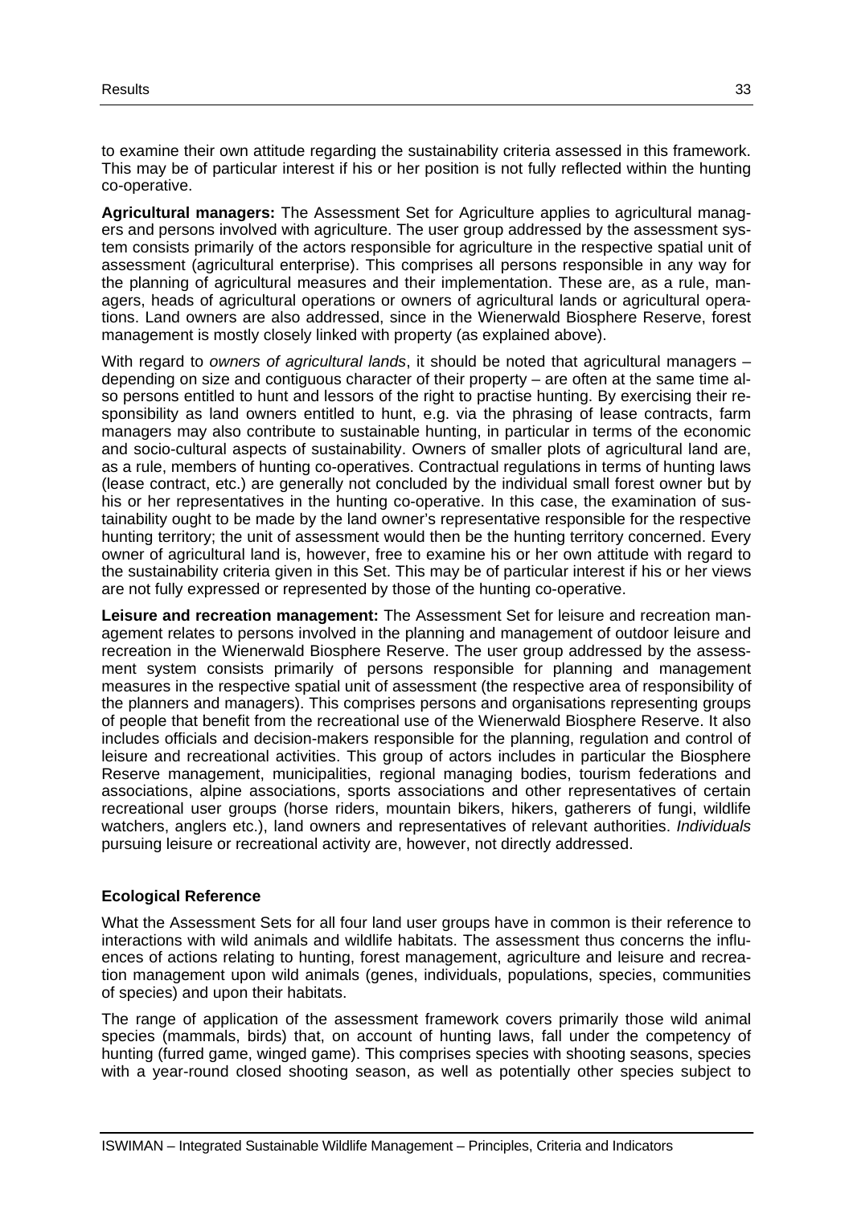to examine their own attitude regarding the sustainability criteria assessed in this framework. This may be of particular interest if his or her position is not fully reflected within the hunting co-operative.

**Agricultural managers:** The Assessment Set for Agriculture applies to agricultural managers and persons involved with agriculture. The user group addressed by the assessment system consists primarily of the actors responsible for agriculture in the respective spatial unit of assessment (agricultural enterprise). This comprises all persons responsible in any way for the planning of agricultural measures and their implementation. These are, as a rule, managers, heads of agricultural operations or owners of agricultural lands or agricultural operations. Land owners are also addressed, since in the Wienerwald Biosphere Reserve, forest management is mostly closely linked with property (as explained above).

With regard to *owners of agricultural lands*, it should be noted that agricultural managers – depending on size and contiguous character of their property – are often at the same time also persons entitled to hunt and lessors of the right to practise hunting. By exercising their responsibility as land owners entitled to hunt, e.g. via the phrasing of lease contracts, farm managers may also contribute to sustainable hunting, in particular in terms of the economic and socio-cultural aspects of sustainability. Owners of smaller plots of agricultural land are, as a rule, members of hunting co-operatives. Contractual regulations in terms of hunting laws (lease contract, etc.) are generally not concluded by the individual small forest owner but by his or her representatives in the hunting co-operative. In this case, the examination of sustainability ought to be made by the land owner's representative responsible for the respective hunting territory; the unit of assessment would then be the hunting territory concerned. Every owner of agricultural land is, however, free to examine his or her own attitude with regard to the sustainability criteria given in this Set. This may be of particular interest if his or her views are not fully expressed or represented by those of the hunting co-operative.

**Leisure and recreation management:** The Assessment Set for leisure and recreation management relates to persons involved in the planning and management of outdoor leisure and recreation in the Wienerwald Biosphere Reserve. The user group addressed by the assessment system consists primarily of persons responsible for planning and management measures in the respective spatial unit of assessment (the respective area of responsibility of the planners and managers). This comprises persons and organisations representing groups of people that benefit from the recreational use of the Wienerwald Biosphere Reserve. It also includes officials and decision-makers responsible for the planning, regulation and control of leisure and recreational activities. This group of actors includes in particular the Biosphere Reserve management, municipalities, regional managing bodies, tourism federations and associations, alpine associations, sports associations and other representatives of certain recreational user groups (horse riders, mountain bikers, hikers, gatherers of fungi, wildlife watchers, anglers etc.), land owners and representatives of relevant authorities. *Individuals* pursuing leisure or recreational activity are, however, not directly addressed.

### Ecological Reference

What the Assessment Sets for all four land user groups have in common is their reference to interactions with wild animals and wildlife habitats. The assessment thus concerns the influences of actions relating to hunting, forest management, agriculture and leisure and recreation management upon wild animals (genes, individuals, populations, species, communities of species) and upon their habitats.

The range of application of the assessment framework covers primarily those wild animal species (mammals, birds) that, on account of hunting laws, fall under the competency of hunting (furred game, winged game). This comprises species with shooting seasons, species with a year-round closed shooting season, as well as potentially other species subject to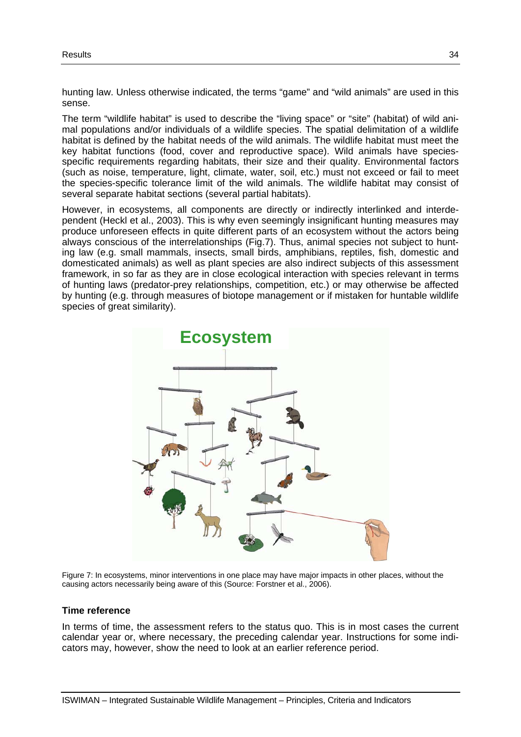hunting law. Unless otherwise indicated, the terms “game” and “wild animals” are used in this sense.

The term “wildlife habitat” is used to describe the “living space” or “site” (habitat) of wild animal populations and/or individuals of a wildlife species. The spatial delimitation of a wildlife habitat is defined by the habitat needs of the wild animals. The wildlife habitat must meet the key habitat functions (food, cover and reproductive space). Wild animals have species-specific requirements regarding habitats, their size and their quality. Environmental factors (such as noise, temperature, light, climate, water, soil, etc.) must not exceed or fail to meet the species-specific tolerance limit of the wild animals. The wildlife habitat may consist of several separate habitat sections (several partial habitats).

However, in ecosystems, all components are directly or indirectly interlinked and interdependent (Heckl et al., 2003). This is why even seemingly insignificant hunting measures may produce unforeseen effects in quite different parts of an ecosystem without the actors being always conscious of the interrelationships (Fig.7). Thus, animal species not subject to hunting law (e.g. small mammals, insects, small birds, amphibians, reptiles, fish, domestic and domesticated animals) as well as plant species are also indirect subjects of this assessment framework, in so far as they are in close ecological interaction with species relevant in terms of hunting laws (predator-prey relationships, competition, etc.) or may otherwise be affected by hunting (e.g. through measures of biotope management or if mistaken for huntable wildlife species of great similarity).

Figure 7: In ecosystems, minor interventions in one place may have major impacts in other places, without the causing actors necessarily being aware of this (Source: Forstner et al., 2006).

### Time reference

In terms of time, the assessment refers to the status quo. This is in most cases the current calendar year or, where necessary, the preceding calendar year. Instructions for some indicators may, however, show the need to look at an earlier reference period.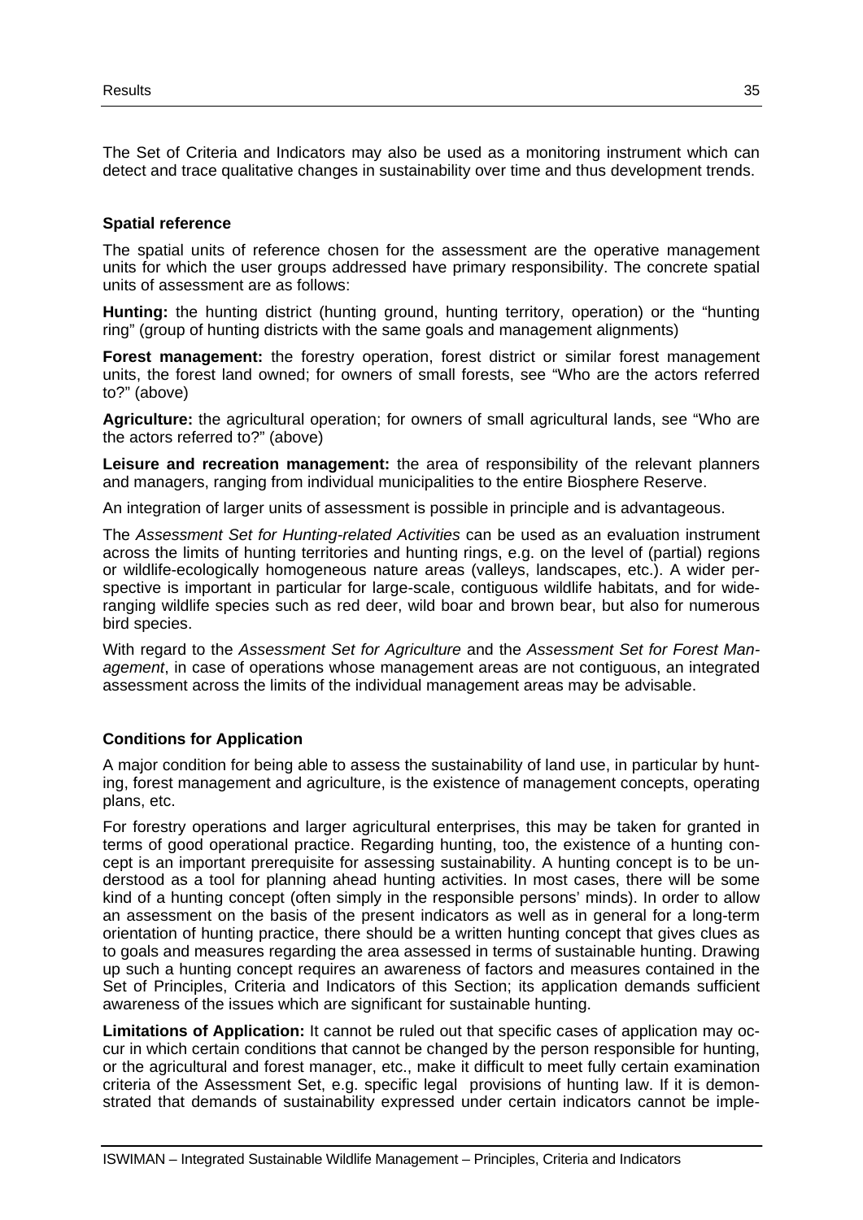The Set of Criteria and Indicators may also be used as a monitoring instrument which can detect and trace qualitative changes in sustainability over time and thus development trends.

#### Spatial reference

The spatial units of reference chosen for the assessment are the operative management units for which the user groups addressed have primary responsibility. The concrete spatial units of assessment are as follows:

**Hunting:** the hunting district (hunting ground, hunting territory, operation) or the "hunting ring" (group of hunting districts with the same goals and management alignments)

**Forest management:** the forestry operation, forest district or similar forest management units, the forest land owned; for owners of small forests, see "Who are the actors referred to?" (above)

**Agriculture:** the agricultural operation; for owners of small agricultural lands, see "Who are the actors referred to?" (above)

**Leisure and recreation management:** the area of responsibility of the relevant planners and managers, ranging from individual municipalities to the entire Biosphere Reserve.

An integration of larger units of assessment is possible in principle and is advantageous.

The *Assessment Set for Hunting-related Activities* can be used as an evaluation instrument across the limits of hunting territories and hunting rings, e.g. on the level of (partial) regions or wildlife-ecologically homogeneous nature areas (valleys, landscapes, etc.). A wider perspective is important in particular for large-scale, contiguous wildlife habitats, and for wide-ranging wildlife species such as red deer, wild boar and brown bear, but also for numerous bird species.

With regard to the *Assessment Set for Agriculture* and the *Assessment Set for Forest Management*, in case of operations whose management areas are not contiguous, an integrated assessment across the limits of the individual management areas may be advisable.

#### Conditions for Application

A major condition for being able to assess the sustainability of land use, in particular by hunting, forest management and agriculture, is the existence of management concepts, operating plans, etc.

For forestry operations and larger agricultural enterprises, this may be taken for granted in terms of good operational practice. Regarding hunting, too, the existence of a hunting concept is an important prerequisite for assessing sustainability. A hunting concept is to be understood as a tool for planning ahead hunting activities. In most cases, there will be some kind of a hunting concept (often simply in the responsible persons' minds). In order to allow an assessment on the basis of the present indicators as well as in general for a long-term orientation of hunting practice, there should be a written hunting concept that gives clues as to goals and measures regarding the area assessed in terms of sustainable hunting. Drawing up such a hunting concept requires an awareness of factors and measures contained in the Set of Principles, Criteria and Indicators of this Section; its application demands sufficient awareness of the issues which are significant for sustainable hunting.

**Limitations of Application:** It cannot be ruled out that specific cases of application may occur in which certain conditions that cannot be changed by the person responsible for hunting, or the agricultural and forest manager, etc., make it difficult to meet fully certain examination criteria of the Assessment Set, e.g. specific legal provisions of hunting law. If it is demonstrated that demands of sustainability expressed under certain indicators cannot be imple-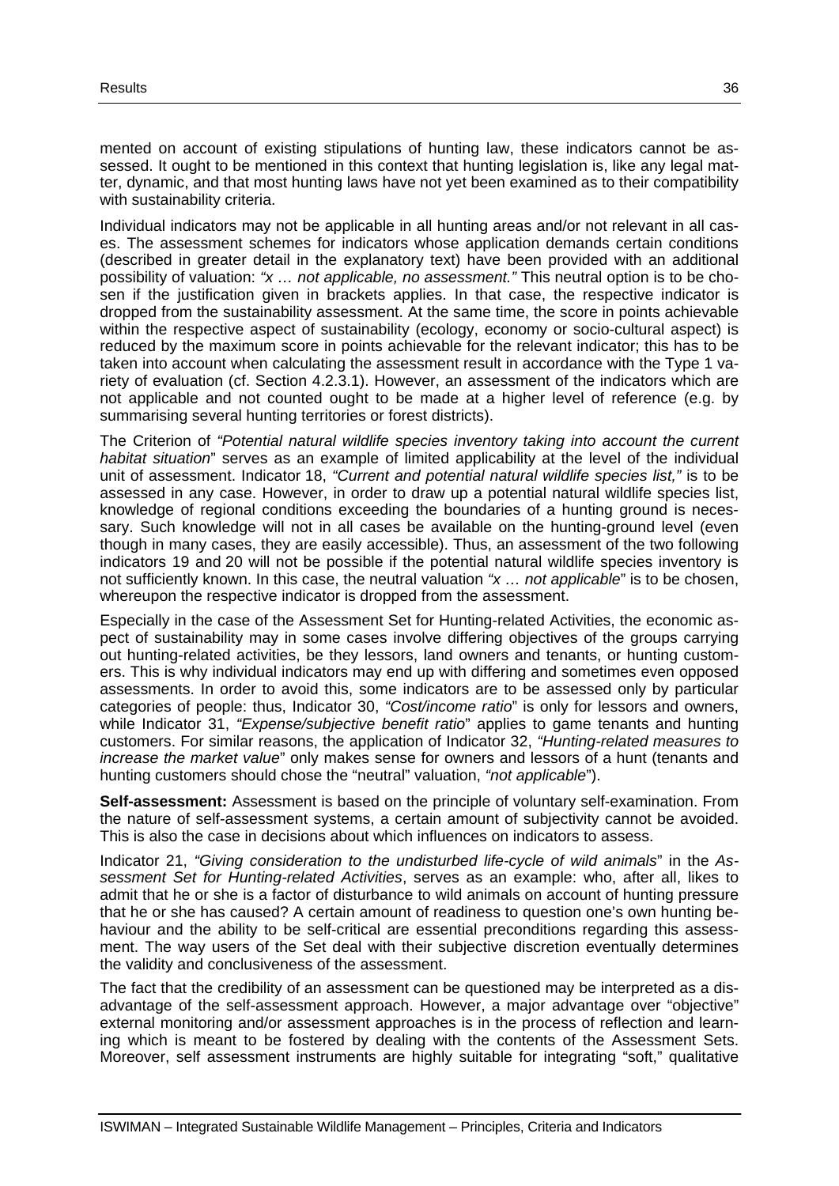mented on account of existing stipulations of hunting law, these indicators cannot be assessed. It ought to be mentioned in this context that hunting legislation is, like any legal matter, dynamic, and that most hunting laws have not yet been examined as to their compatibility with sustainability criteria.

Individual indicators may not be applicable in all hunting areas and/or not relevant in all cases. The assessment schemes for indicators whose application demands certain conditions (described in greater detail in the explanatory text) have been provided with an additional possibility of valuation: *"x … not applicable, no assessment."* This neutral option is to be chosen if the justification given in brackets applies. In that case, the respective indicator is dropped from the sustainability assessment. At the same time, the score in points achievable within the respective aspect of sustainability (ecology, economy or socio-cultural aspect) is reduced by the maximum score in points achievable for the relevant indicator; this has to be taken into account when calculating the assessment result in accordance with the Type 1 variety of evaluation (cf. Section 4.2.3.1). However, an assessment of the indicators which are not applicable and not counted ought to be made at a higher level of reference (e.g. by summarising several hunting territories or forest districts).

The Criterion of *"Potential natural wildlife species inventory taking into account the current habitat situation*" serves as an example of limited applicability at the level of the individual unit of assessment. Indicator 18, *"Current and potential natural wildlife species list,"* is to be assessed in any case. However, in order to draw up a potential natural wildlife species list, knowledge of regional conditions exceeding the boundaries of a hunting ground is necessary. Such knowledge will not in all cases be available on the hunting-ground level (even though in many cases, they are easily accessible). Thus, an assessment of the two following indicators 19 and 20 will not be possible if the potential natural wildlife species inventory is not sufficiently known. In this case, the neutral valuation *"x … not applicable*" is to be chosen, whereupon the respective indicator is dropped from the assessment.

Especially in the case of the Assessment Set for Hunting-related Activities, the economic aspect of sustainability may in some cases involve differing objectives of the groups carrying out hunting-related activities, be they lessors, land owners and tenants, or hunting customers. This is why individual indicators may end up with differing and sometimes even opposed assessments. In order to avoid this, some indicators are to be assessed only by particular categories of people: thus, Indicator 30, *"Cost/income ratio*" is only for lessors and owners, while Indicator 31, *"Expense/subjective benefit ratio*" applies to game tenants and hunting customers. For similar reasons, the application of Indicator 32, *"Hunting-related measures to increase the market value*" only makes sense for owners and lessors of a hunt (tenants and hunting customers should chose the "neutral" valuation, *"not applicable*").

**Self-assessment:** Assessment is based on the principle of voluntary self-examination. From the nature of self-assessment systems, a certain amount of subjectivity cannot be avoided. This is also the case in decisions about which influences on indicators to assess.

Indicator 21, *"Giving consideration to the undisturbed life-cycle of wild animals*" in the *Assessment Set for Hunting-related Activities*, serves as an example: who, after all, likes to admit that he or she is a factor of disturbance to wild animals on account of hunting pressure that he or she has caused? A certain amount of readiness to question one's own hunting behaviour and the ability to be self-critical are essential preconditions regarding this assessment. The way users of the Set deal with their subjective discretion eventually determines the validity and conclusiveness of the assessment.

The fact that the credibility of an assessment can be questioned may be interpreted as a disadvantage of the self-assessment approach. However, a major advantage over "objective" external monitoring and/or assessment approaches is in the process of reflection and learning which is meant to be fostered by dealing with the contents of the Assessment Sets. Moreover, self assessment instruments are highly suitable for integrating "soft," qualitative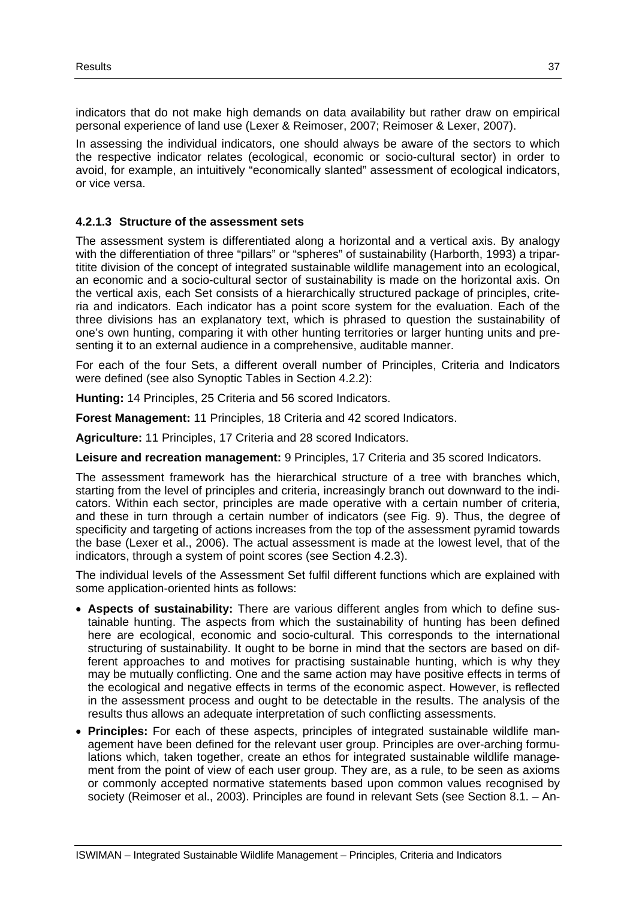indicators that do not make high demands on data availability but rather draw on empirical personal experience of land use (Lexer & Reimoser, 2007; Reimoser & Lexer, 2007).

In assessing the individual indicators, one should always be aware of the sectors to which the respective indicator relates (ecological, economic or socio-cultural sector) in order to avoid, for example, an intuitively "economically slanted" assessment of ecological indicators, or vice versa.

#### 4.2.1.3 Structure of the assessment sets

The assessment system is differentiated along a horizontal and a vertical axis. By analogy with the differentiation of three "pillars" or "spheres" of sustainability (Harborth, 1993) a tripartitite division of the concept of integrated sustainable wildlife management into an ecological, an economic and a socio-cultural sector of sustainability is made on the horizontal axis. On the vertical axis, each Set consists of a hierarchically structured package of principles, criteria and indicators. Each indicator has a point score system for the evaluation. Each of the three divisions has an explanatory text, which is phrased to question the sustainability of one's own hunting, comparing it with other hunting territories or larger hunting units and presenting it to an external audience in a comprehensive, auditable manner.

For each of the four Sets, a different overall number of Principles, Criteria and Indicators were defined (see also Synoptic Tables in Section 4.2.2):

**Hunting:** 14 Principles, 25 Criteria and 56 scored Indicators.

**Forest Management:** 11 Principles, 18 Criteria and 42 scored Indicators.

**Agriculture:** 11 Principles, 17 Criteria and 28 scored Indicators.

**Leisure and recreation management:** 9 Principles, 17 Criteria and 35 scored Indicators.

The assessment framework has the hierarchical structure of a tree with branches which, starting from the level of principles and criteria, increasingly branch out downward to the indicators. Within each sector, principles are made operative with a certain number of criteria, and these in turn through a certain number of indicators (see Fig. 9). Thus, the degree of specificity and targeting of actions increases from the top of the assessment pyramid towards the base (Lexer et al., 2006). The actual assessment is made at the lowest level, that of the indicators, through a system of point scores (see Section 4.2.3).

The individual levels of the Assessment Set fulfil different functions which are explained with some application-oriented hints as follows:

- **Aspects of sustainability:** There are various different angles from which to define sustainable hunting. The aspects from which the sustainability of hunting has been defined here are ecological, economic and socio-cultural. This corresponds to the international structuring of sustainability. It ought to be borne in mind that the sectors are based on different approaches to and motives for practising sustainable hunting, which is why they may be mutually conflicting. One and the same action may have positive effects in terms of the ecological and negative effects in terms of the economic aspect. However, is reflected in the assessment process and ought to be detectable in the results. The analysis of the results thus allows an adequate interpretation of such conflicting assessments.
- **Principles:** For each of these aspects, principles of integrated sustainable wildlife management have been defined for the relevant user group. Principles are over-arching formulations which, taken together, create an ethos for integrated sustainable wildlife management from the point of view of each user group. They are, as a rule, to be seen as axioms or commonly accepted normative statements based upon common values recognised by society (Reimoser et al., 2003). Principles are found in relevant Sets (see Section 8.1. – An-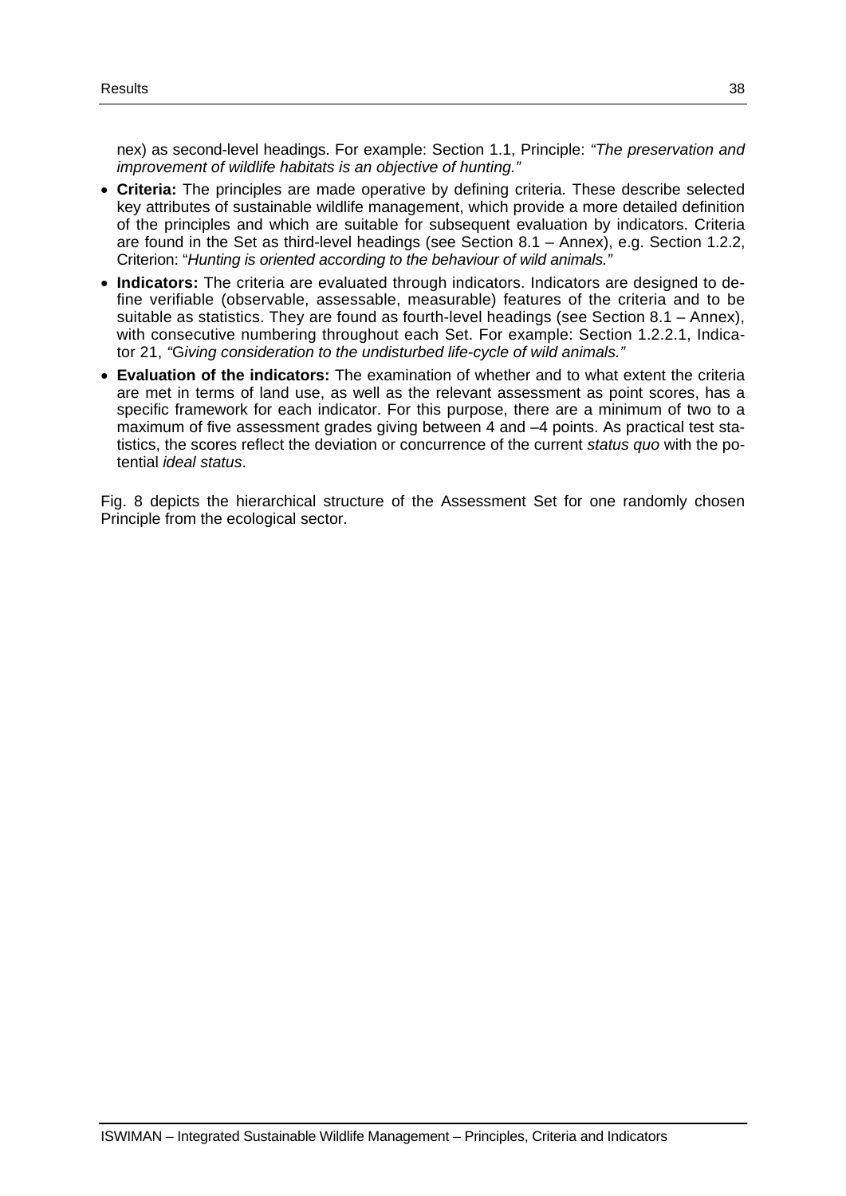nex) as second-level headings. For example: Section 1.1, Principle: *"The preservation and improvement of wildlife habitats is an objective of hunting."*

- **Criteria:** The principles are made operative by defining criteria. These describe selected key attributes of sustainable wildlife management, which provide a more detailed definition of the principles and which are suitable for subsequent evaluation by indicators. Criteria are found in the Set as third-level headings (see Section 8.1 – Annex), e.g. Section 1.2.2, Criterion: "*Hunting is oriented according to the behaviour of wild animals."*
- **Indicators:** The criteria are evaluated through indicators. Indicators are designed to define verifiable (observable, assessable, measurable) features of the criteria and to be suitable as statistics. They are found as fourth-level headings (see Section 8.1 – Annex), with consecutive numbering throughout each Set. For example: Section 1.2.2.1, Indicator 21, *"Giving consideration to the undisturbed life-cycle of wild animals."*
- **Evaluation of the indicators:** The examination of whether and to what extent the criteria are met in terms of land use, as well as the relevant assessment as point scores, has a specific framework for each indicator. For this purpose, there are a minimum of two to a maximum of five assessment grades giving between 4 and –4 points. As practical test statistics, the scores reflect the deviation or concurrence of the current *status quo* with the potential *ideal status*.

Fig. 8 depicts the hierarchical structure of the Assessment Set for one randomly chosen Principle from the ecological sector.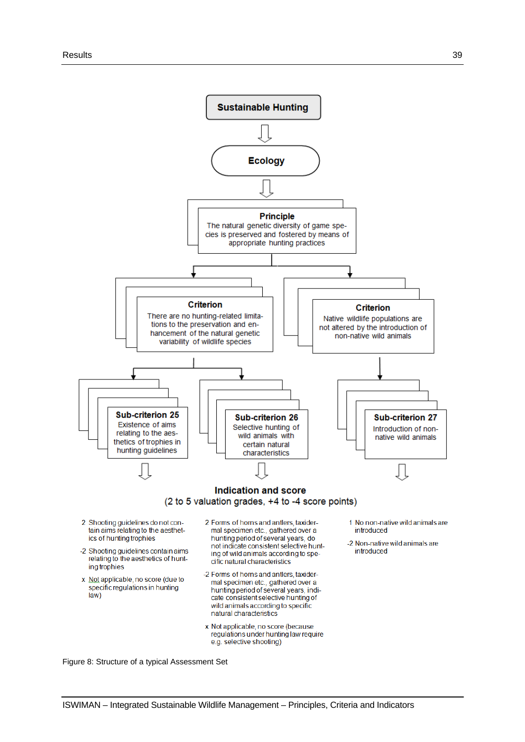**Sustainable Hunting**

**Ecology**

**Principle**
The natural genetic diversity of game species is preserved and fostered by means of appropriate hunting practices

**Criterion**
There are no hunting-related limitations to the preservation and enhancement of the natural genetic variability of wildlife species

**Criterion**
Native wildlife populations are not altered by the introduction of non-native wild animals

**Sub-criterion 25**
Existence of aims relating to the aesthetics of trophies in hunting guidelines

**Sub-criterion 26**
Selective hunting of wild animals with certain natural characteristics

**Sub-criterion 27**
Introduction of non-native wild animals

**Indication and score**
(2 to 5 valuation grades, +4 to -4 score points)

Sub-criterion 25:

- 2 Shooting guidelines do not contain aims relating to the aesthetics of hunting trophies
- -2 Shooting guidelines contain aims relating to the aesthetics of hunting trophies
- x Not applicable, no score (due to specific regulations in hunting law)

Sub-criterion 26:

- 2 Forms of horns and antlers, taxidermal specimen etc., gathered over a hunting period of several years, do not indicate consistent selective hunting of wild animals according to specific natural characteristics
- -2 Forms of horns and antlers, taxidermal specimen etc., gathered over a hunting period of several years, indicate consistent selective hunting of wild animals according to specific natural characteristics
- x Not applicable, no score (because regulations under hunting law require e.g. selective shooting)

Sub-criterion 27:

- 1 No non-native wild animals are introduced
- -2 Non-native wild animals are introduced

Figure 8: Structure of a typical Assessment Set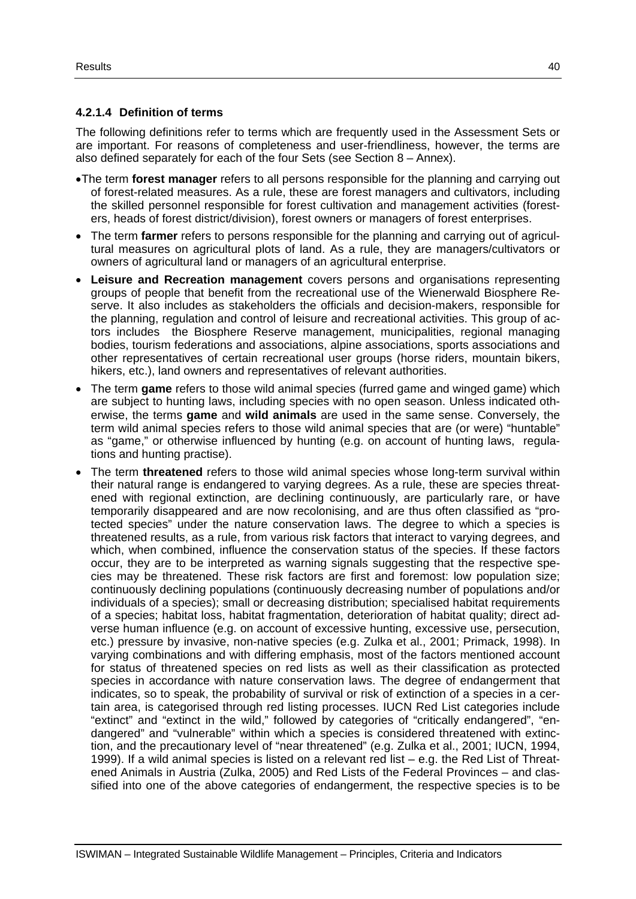#### 4.2.1.4 Definition of terms

The following definitions refer to terms which are frequently used in the Assessment Sets or are important. For reasons of completeness and user-friendliness, however, the terms are also defined separately for each of the four Sets (see Section 8 – Annex).

- The term **forest manager** refers to all persons responsible for the planning and carrying out of forest-related measures. As a rule, these are forest managers and cultivators, including the skilled personnel responsible for forest cultivation and management activities (foresters, heads of forest district/division), forest owners or managers of forest enterprises.
- The term **farmer** refers to persons responsible for the planning and carrying out of agricultural measures on agricultural plots of land. As a rule, they are managers/cultivators or owners of agricultural land or managers of an agricultural enterprise.
- **Leisure and Recreation management** covers persons and organisations representing groups of people that benefit from the recreational use of the Wienerwald Biosphere Reserve. It also includes as stakeholders the officials and decision-makers, responsible for the planning, regulation and control of leisure and recreational activities. This group of actors includes the Biosphere Reserve management, municipalities, regional managing bodies, tourism federations and associations, alpine associations, sports associations and other representatives of certain recreational user groups (horse riders, mountain bikers, hikers, etc.), land owners and representatives of relevant authorities.
- The term **game** refers to those wild animal species (furred game and winged game) which are subject to hunting laws, including species with no open season. Unless indicated otherwise, the terms **game** and **wild animals** are used in the same sense. Conversely, the term wild animal species refers to those wild animal species that are (or were) "huntable" as "game," or otherwise influenced by hunting (e.g. on account of hunting laws, regulations and hunting practise).
- The term **threatened** refers to those wild animal species whose long-term survival within their natural range is endangered to varying degrees. As a rule, these are species threatened with regional extinction, are declining continuously, are particularly rare, or have temporarily disappeared and are now recolonising, and are thus often classified as "protected species" under the nature conservation laws. The degree to which a species is threatened results, as a rule, from various risk factors that interact to varying degrees, and which, when combined, influence the conservation status of the species. If these factors occur, they are to be interpreted as warning signals suggesting that the respective species may be threatened. These risk factors are first and foremost: low population size; continuously declining populations (continuously decreasing number of populations and/or individuals of a species); small or decreasing distribution; specialised habitat requirements of a species; habitat loss, habitat fragmentation, deterioration of habitat quality; direct adverse human influence (e.g. on account of excessive hunting, excessive use, persecution, etc.) pressure by invasive, non-native species (e.g. Zulka et al., 2001; Primack, 1998). In varying combinations and with differing emphasis, most of the factors mentioned account for status of threatened species on red lists as well as their classification as protected species in accordance with nature conservation laws. The degree of endangerment that indicates, so to speak, the probability of survival or risk of extinction of a species in a certain area, is categorised through red listing processes. IUCN Red List categories include "extinct" and "extinct in the wild," followed by categories of "critically endangered", "endangered" and "vulnerable" within which a species is considered threatened with extinction, and the precautionary level of "near threatened" (e.g. Zulka et al., 2001; IUCN, 1994, 1999). If a wild animal species is listed on a relevant red list – e.g. the Red List of Threatened Animals in Austria (Zulka, 2005) and Red Lists of the Federal Provinces – and classified into one of the above categories of endangerment, the respective species is to be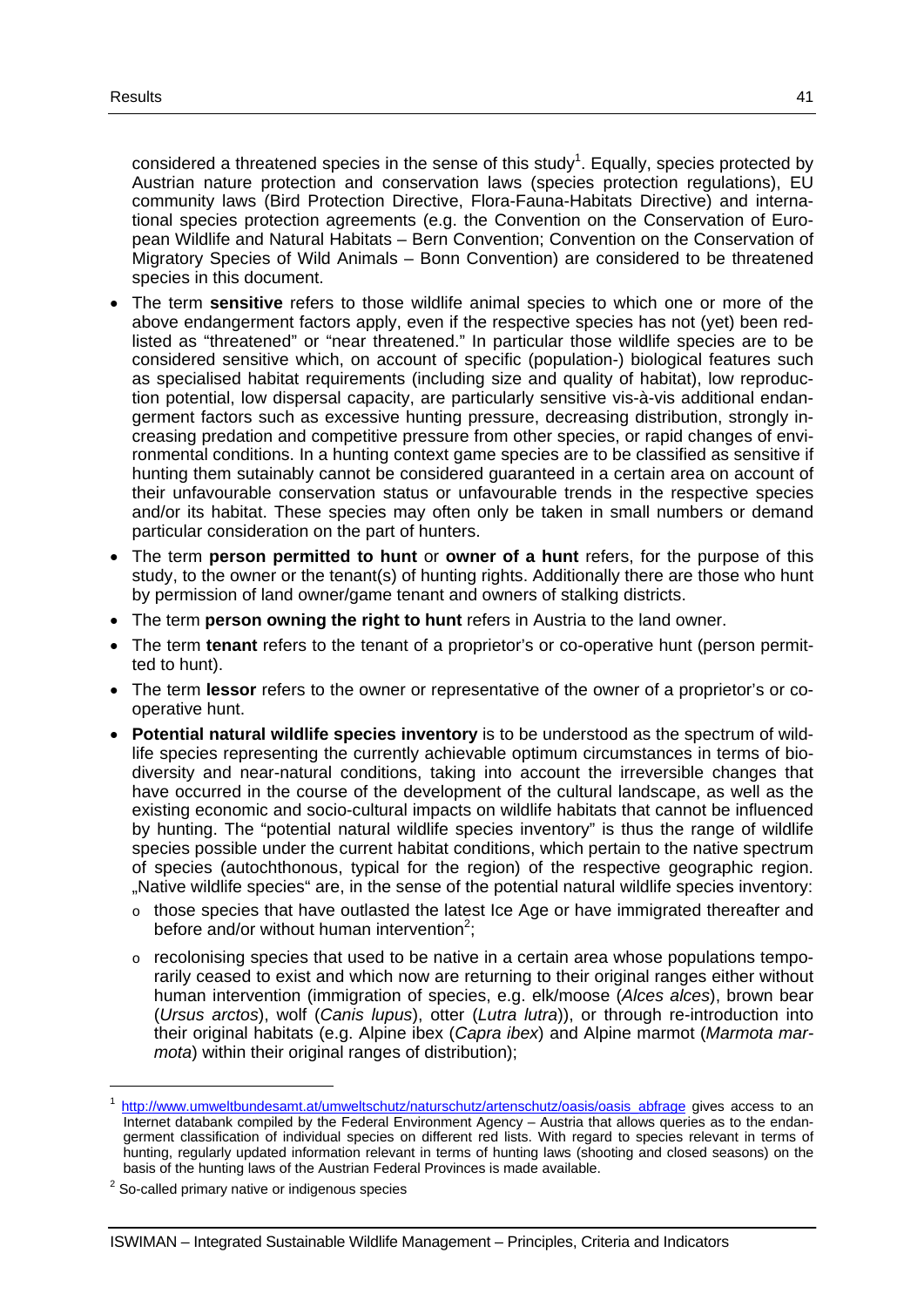considered a threatened species in the sense of this study[1]. Equally, species protected by Austrian nature protection and conservation laws (species protection regulations), EU community laws (Bird Protection Directive, Flora-Fauna-Habitats Directive) and international species protection agreements (e.g. the Convention on the Conservation of European Wildlife and Natural Habitats – Bern Convention; Convention on the Conservation of Migratory Species of Wild Animals – Bonn Convention) are considered to be threatened species in this document.

- The term **sensitive** refers to those wildlife animal species to which one or more of the above endangerment factors apply, even if the respective species has not (yet) been red-listed as "threatened" or "near threatened." In particular those wildlife species are to be considered sensitive which, on account of specific (population-) biological features such as specialised habitat requirements (including size and quality of habitat), low reproduction potential, low dispersal capacity, are particularly sensitive vis-à-vis additional endangerment factors such as excessive hunting pressure, decreasing distribution, strongly increasing predation and competitive pressure from other species, or rapid changes of environmental conditions. In a hunting context game species are to be classified as sensitive if hunting them sutainably cannot be considered guaranteed in a certain area on account of their unfavourable conservation status or unfavourable trends in the respective species and/or its habitat. These species may often only be taken in small numbers or demand particular consideration on the part of hunters.
- The term **person permitted to hunt** or **owner of a hunt** refers, for the purpose of this study, to the owner or the tenant(s) of hunting rights. Additionally there are those who hunt by permission of land owner/game tenant and owners of stalking districts.
- The term **person owning the right to hunt** refers in Austria to the land owner.
- The term **tenant** refers to the tenant of a proprietor's or co-operative hunt (person permitted to hunt).
- The term **lessor** refers to the owner or representative of the owner of a proprietor's or co-operative hunt.
- **Potential natural wildlife species inventory** is to be understood as the spectrum of wildlife species representing the currently achievable optimum circumstances in terms of biodiversity and near-natural conditions, taking into account the irreversible changes that have occurred in the course of the development of the cultural landscape, as well as the existing economic and socio-cultural impacts on wildlife habitats that cannot be influenced by hunting. The "potential natural wildlife species inventory" is thus the range of wildlife species possible under the current habitat conditions, which pertain to the native spectrum of species (autochthonous, typical for the region) of the respective geographic region. „Native wildlife species" are, in the sense of the potential natural wildlife species inventory:
  - those species that have outlasted the latest Ice Age or have immigrated thereafter and before and/or without human intervention[2];
  - recolonising species that used to be native in a certain area whose populations temporarily ceased to exist and which now are returning to their original ranges either without human intervention (immigration of species, e.g. elk/moose (*Alces alces*), brown bear (*Ursus arctos*), wolf (*Canis lupus*), otter (*Lutra lutra*)), or through re-introduction into their original habitats (e.g. Alpine ibex (*Capra ibex*) and Alpine marmot (*Marmota marmota*) within their original ranges of distribution);

---

[1] http://www.umweltbundesamt.at/umweltschutz/naturschutz/artenschutz/oasis/oasis_abfrage gives access to an Internet databank compiled by the Federal Environment Agency – Austria that allows queries as to the endangerment classification of individual species on different red lists. With regard to species relevant in terms of hunting, regularly updated information relevant in terms of hunting laws (shooting and closed seasons) on the basis of the hunting laws of the Austrian Federal Provinces is made available.

[2] So-called primary native or indigenous species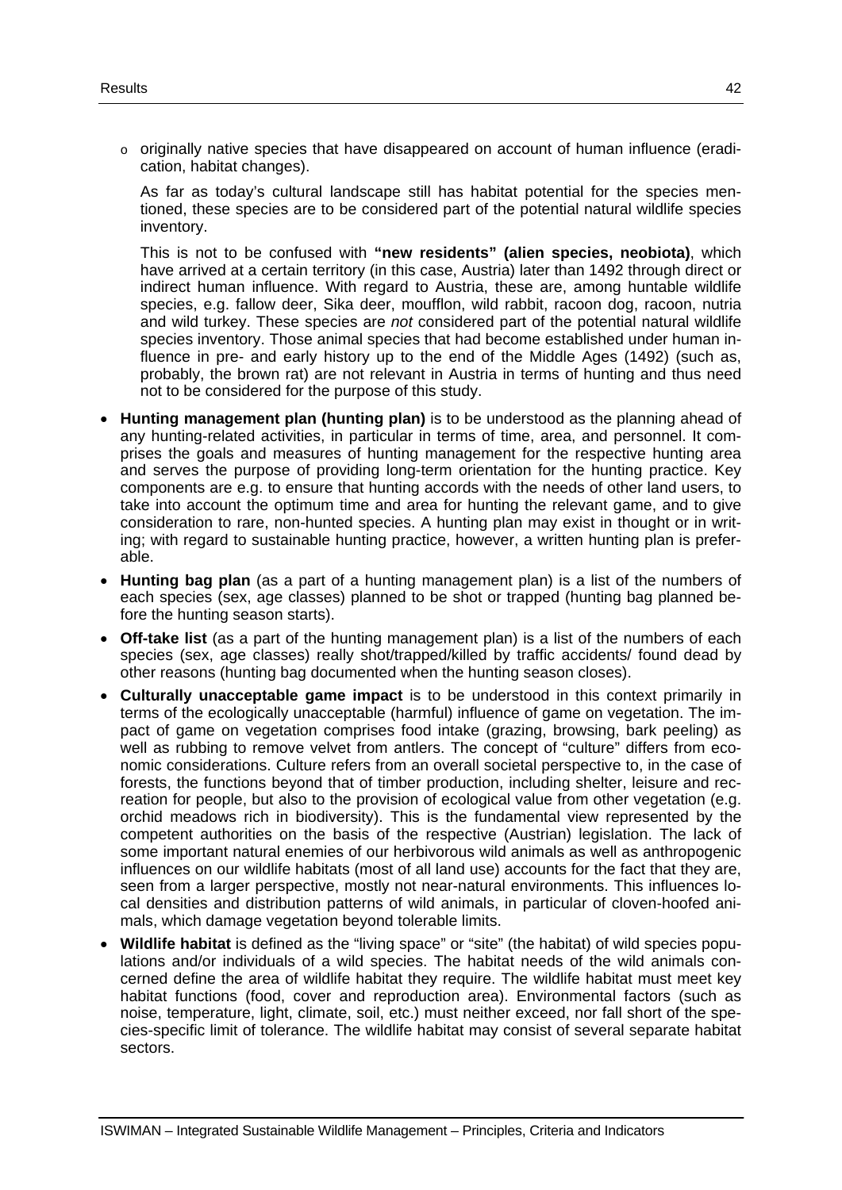- originally native species that have disappeared on account of human influence (eradication, habitat changes).

  As far as today's cultural landscape still has habitat potential for the species mentioned, these species are to be considered part of the potential natural wildlife species inventory.

  This is not to be confused with **"new residents" (alien species, neobiota)**, which have arrived at a certain territory (in this case, Austria) later than 1492 through direct or indirect human influence. With regard to Austria, these are, among huntable wildlife species, e.g. fallow deer, Sika deer, moufflon, wild rabbit, racoon dog, racoon, nutria and wild turkey. These species are *not* considered part of the potential natural wildlife species inventory. Those animal species that had become established under human influence in pre- and early history up to the end of the Middle Ages (1492) (such as, probably, the brown rat) are not relevant in Austria in terms of hunting and thus need not to be considered for the purpose of this study.

- **Hunting management plan (hunting plan)** is to be understood as the planning ahead of any hunting-related activities, in particular in terms of time, area, and personnel. It comprises the goals and measures of hunting management for the respective hunting area and serves the purpose of providing long-term orientation for the hunting practice. Key components are e.g. to ensure that hunting accords with the needs of other land users, to take into account the optimum time and area for hunting the relevant game, and to give consideration to rare, non-hunted species. A hunting plan may exist in thought or in writing; with regard to sustainable hunting practice, however, a written hunting plan is preferable.
- **Hunting bag plan** (as a part of a hunting management plan) is a list of the numbers of each species (sex, age classes) planned to be shot or trapped (hunting bag planned before the hunting season starts).
- **Off-take list** (as a part of the hunting management plan) is a list of the numbers of each species (sex, age classes) really shot/trapped/killed by traffic accidents/ found dead by other reasons (hunting bag documented when the hunting season closes).
- **Culturally unacceptable game impact** is to be understood in this context primarily in terms of the ecologically unacceptable (harmful) influence of game on vegetation. The impact of game on vegetation comprises food intake (grazing, browsing, bark peeling) as well as rubbing to remove velvet from antlers. The concept of "culture" differs from economic considerations. Culture refers from an overall societal perspective to, in the case of forests, the functions beyond that of timber production, including shelter, leisure and recreation for people, but also to the provision of ecological value from other vegetation (e.g. orchid meadows rich in biodiversity). This is the fundamental view represented by the competent authorities on the basis of the respective (Austrian) legislation. The lack of some important natural enemies of our herbivorous wild animals as well as anthropogenic influences on our wildlife habitats (most of all land use) accounts for the fact that they are, seen from a larger perspective, mostly not near-natural environments. This influences local densities and distribution patterns of wild animals, in particular of cloven-hoofed animals, which damage vegetation beyond tolerable limits.
- **Wildlife habitat** is defined as the "living space" or "site" (the habitat) of wild species populations and/or individuals of a wild species. The habitat needs of the wild animals concerned define the area of wildlife habitat they require. The wildlife habitat must meet key habitat functions (food, cover and reproduction area). Environmental factors (such as noise, temperature, light, climate, soil, etc.) must neither exceed, nor fall short of the species-specific limit of tolerance. The wildlife habitat may consist of several separate habitat sectors.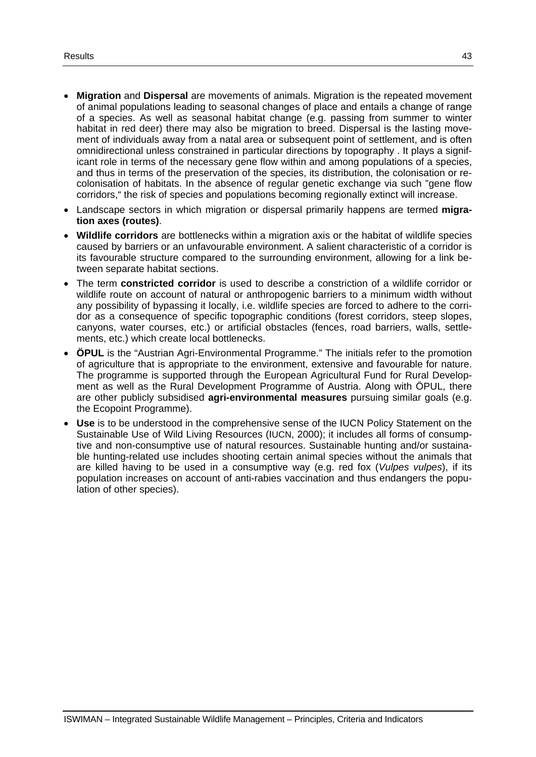- **Migration** and **Dispersal** are movements of animals. Migration is the repeated movement of animal populations leading to seasonal changes of place and entails a change of range of a species. As well as seasonal habitat change (e.g. passing from summer to winter habitat in red deer) there may also be migration to breed. Dispersal is the lasting movement of individuals away from a natal area or subsequent point of settlement, and is often omnidirectional unless constrained in particular directions by topography . It plays a significant role in terms of the necessary gene flow within and among populations of a species, and thus in terms of the preservation of the species, its distribution, the colonisation or recolonisation of habitats. In the absence of regular genetic exchange via such "gene flow corridors," the risk of species and populations becoming regionally extinct will increase.
- Landscape sectors in which migration or dispersal primarily happens are termed **migration axes (routes)**.
- **Wildlife corridors** are bottlenecks within a migration axis or the habitat of wildlife species caused by barriers or an unfavourable environment. A salient characteristic of a corridor is its favourable structure compared to the surrounding environment, allowing for a link between separate habitat sections.
- The term **constricted corridor** is used to describe a constriction of a wildlife corridor or wildlife route on account of natural or anthropogenic barriers to a minimum width without any possibility of bypassing it locally, i.e. wildlife species are forced to adhere to the corridor as a consequence of specific topographic conditions (forest corridors, steep slopes, canyons, water courses, etc.) or artificial obstacles (fences, road barriers, walls, settlements, etc.) which create local bottlenecks.
- **ÖPUL** is the "Austrian Agri-Environmental Programme." The initials refer to the promotion of agriculture that is appropriate to the environment, extensive and favourable for nature. The programme is supported through the European Agricultural Fund for Rural Development as well as the Rural Development Programme of Austria. Along with ÖPUL, there are other publicly subsidised **agri-environmental measures** pursuing similar goals (e.g. the Ecopoint Programme).
- **Use** is to be understood in the comprehensive sense of the IUCN Policy Statement on the Sustainable Use of Wild Living Resources (IUCN, 2000); it includes all forms of consumptive and non-consumptive use of natural resources. Sustainable hunting and/or sustainable hunting-related use includes shooting certain animal species without the animals that are killed having to be used in a consumptive way (e.g. red fox (*Vulpes vulpes*), if its population increases on account of anti-rabies vaccination and thus endangers the population of other species).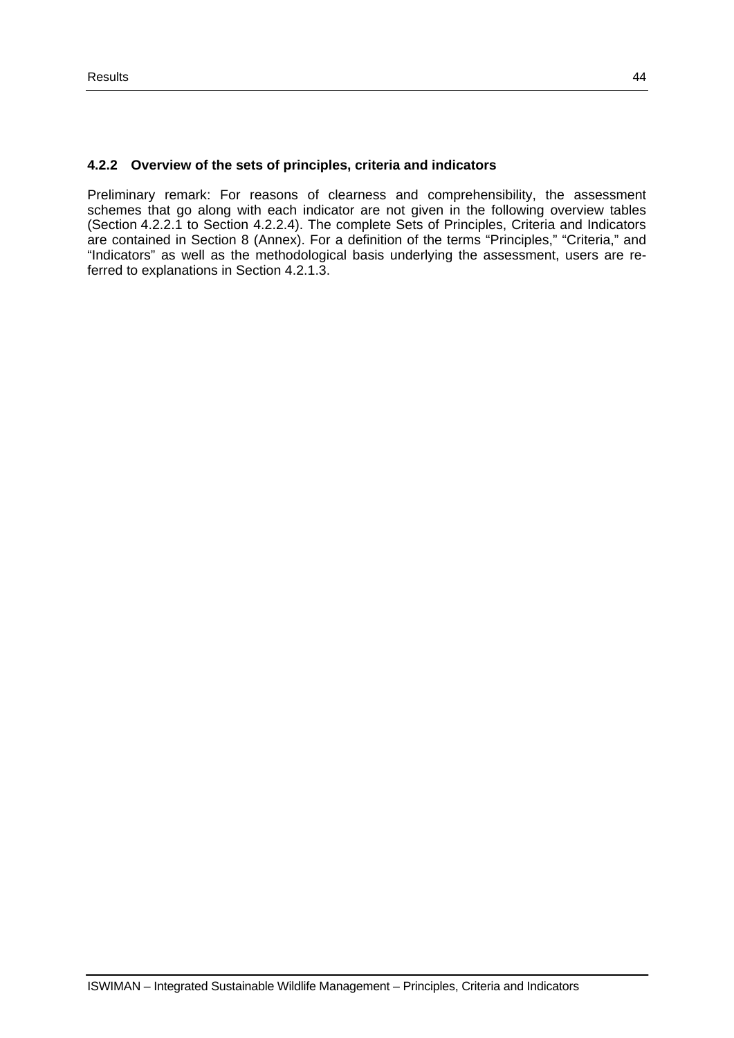### 4.2.2 Overview of the sets of principles, criteria and indicators

Preliminary remark: For reasons of clearness and comprehensibility, the assessment schemes that go along with each indicator are not given in the following overview tables (Section 4.2.2.1 to Section 4.2.2.4). The complete Sets of Principles, Criteria and Indicators are contained in Section 8 (Annex). For a definition of the terms "Principles," "Criteria," and "Indicators" as well as the methodological basis underlying the assessment, users are referred to explanations in Section 4.2.1.3.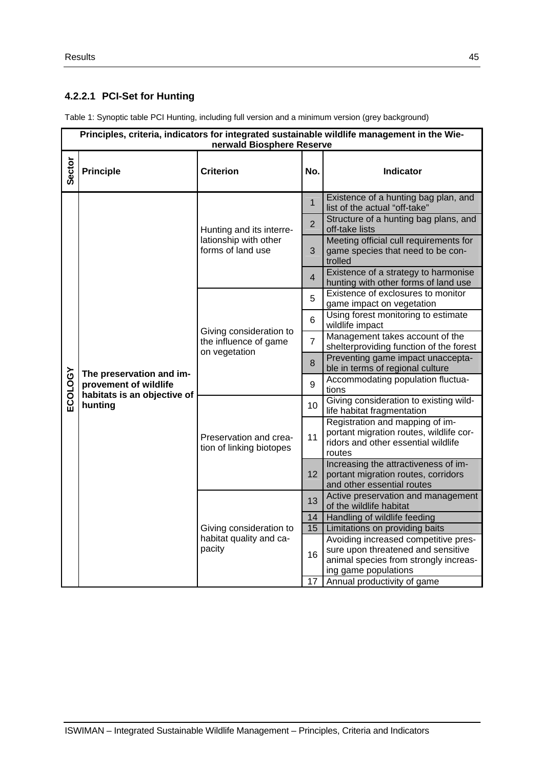### 4.2.2.1 PCI-Set for Hunting

Table 1: Synoptic table PCI Hunting, including full version and a minimum version (grey background)

| Principles, criteria, indicators for integrated sustainable wildlife management in the Wienerwald Biosphere Reserve | | | | |
|---|---|---|---|---|
| **Sector** | **Principle** | **Criterion** | **No.** | **Indicator** |
| ECOLOGY | The preservation and improvement of wildlife habitats is an objective of hunting | Hunting and its interrelationship with other forms of land use | 1 | Existence of a hunting bag plan, and list of the actual "off-take" |
| | | | 2 | Structure of a hunting bag plans, and off-take lists |
| | | | 3 | Meeting official cull requirements for game species that need to be controlled |
| | | | 4 | Existence of a strategy to harmonise hunting with other forms of land use |
| | | Giving consideration to the influence of game on vegetation | 5 | Existence of exclosures to monitor game impact on vegetation |
| | | | 6 | Using forest monitoring to estimate wildlife impact |
| | | | 7 | Management takes account of the shelterproviding function of the forest |
| | | | 8 | Preventing game impact unacceptable in terms of regional culture |
| | | | 9 | Accommodating population fluctuations |
| | | Preservation and creation of linking biotopes | 10 | Giving consideration to existing wildlife habitat fragmentation |
| | | | 11 | Registration and mapping of important migration routes, wildlife corridors and other essential wildlife routes |
| | | | 12 | Increasing the attractiveness of important migration routes, corridors and other essential routes |
| | | Giving consideration to habitat quality and capacity | 13 | Active preservation and management of the wildlife habitat |
| | | | 14 | Handling of wildlife feeding |
| | | | 15 | Limitations on providing baits |
| | | | 16 | Avoiding increased competitive pressure upon threatened and sensitive animal species from strongly increasing game populations |
| | | | 17 | Annual productivity of game |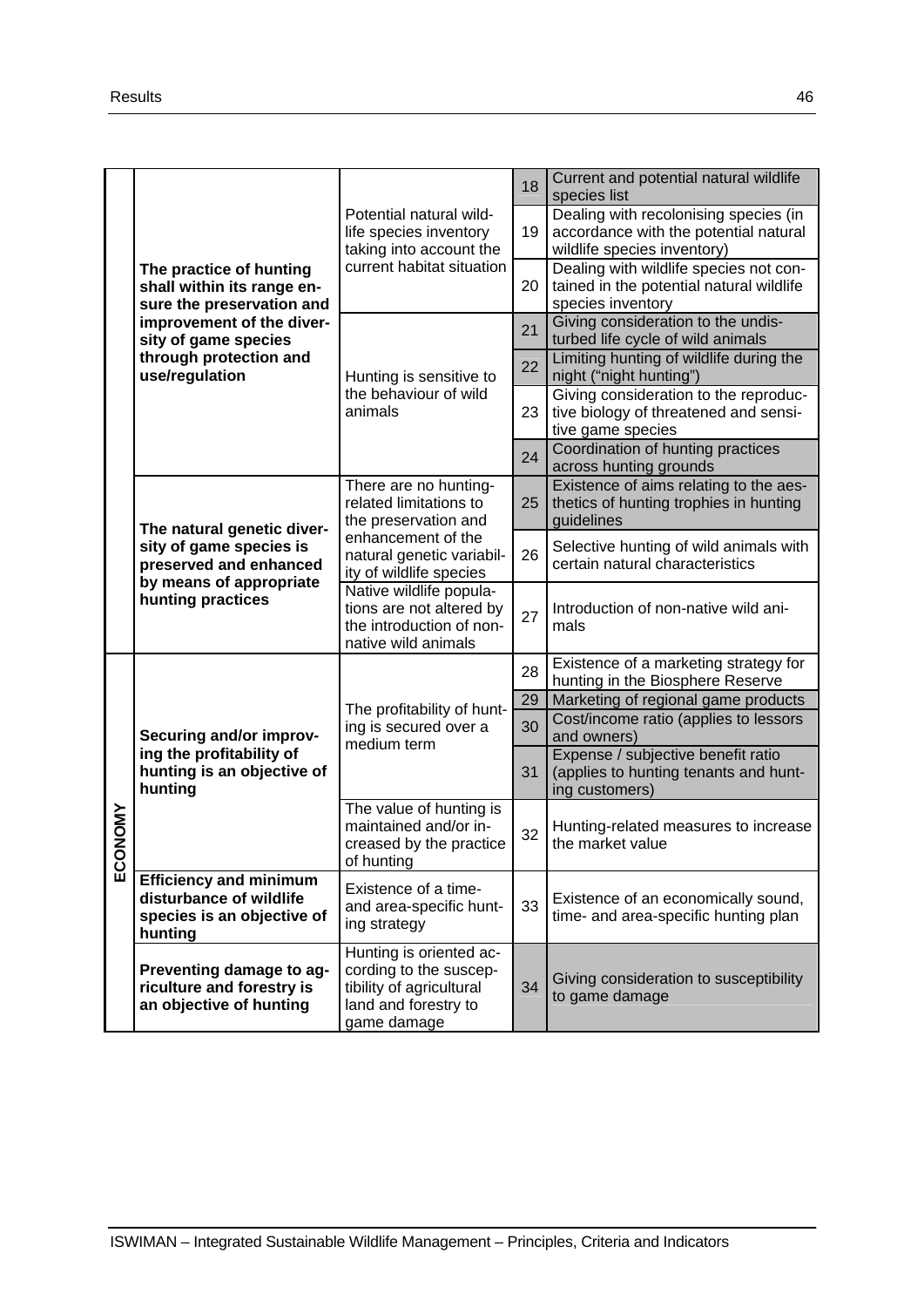| | | | | |
|---|---|---|---|---|
| | **The practice of hunting shall within its range ensure the preservation and improvement of the diversity of game species through protection and use/regulation** | Potential natural wildlife species inventory taking into account the current habitat situation | 18 | Current and potential natural wildlife species list |
| | | | 19 | Dealing with recolonising species (in accordance with the potential natural wildlife species inventory) |
| | | | 20 | Dealing with wildlife species not contained in the potential natural wildlife species inventory |
| | | Hunting is sensitive to the behaviour of wild animals | 21 | Giving consideration to the undisturbed life cycle of wild animals |
| | | | 22 | Limiting hunting of wildlife during the night ("night hunting") |
| | | | 23 | Giving consideration to the reproductive biology of threatened and sensitive game species |
| | | | 24 | Coordination of hunting practices across hunting grounds |
| | **The natural genetic diversity of game species is preserved and enhanced by means of appropriate hunting practices** | There are no hunting-related limitations to the preservation and enhancement of the natural genetic variability of wildlife species | 25 | Existence of aims relating to the aesthetics of hunting trophies in hunting guidelines |
| | | | 26 | Selective hunting of wild animals with certain natural characteristics |
| | | Native wildlife populations are not altered by the introduction of non-native wild animals | 27 | Introduction of non-native wild animals |
| **ECONOMY** | **Securing and/or improving the profitability of hunting is an objective of hunting** | The profitability of hunting is secured over a medium term | 28 | Existence of a marketing strategy for hunting in the Biosphere Reserve |
| | | | 29 | Marketing of regional game products |
| | | | 30 | Cost/income ratio (applies to lessors and owners) |
| | | | 31 | Expense / subjective benefit ratio (applies to hunting tenants and hunting customers) |
| | | The value of hunting is maintained and/or increased by the practice of hunting | 32 | Hunting-related measures to increase the market value |
| | **Efficiency and minimum disturbance of wildlife species is an objective of hunting** | Existence of a time- and area-specific hunting strategy | 33 | Existence of an economically sound, time- and area-specific hunting plan |
| | **Preventing damage to agriculture and forestry is an objective of hunting** | Hunting is oriented according to the susceptibility of agricultural land and forestry to game damage | 34 | Giving consideration to susceptibility to game damage |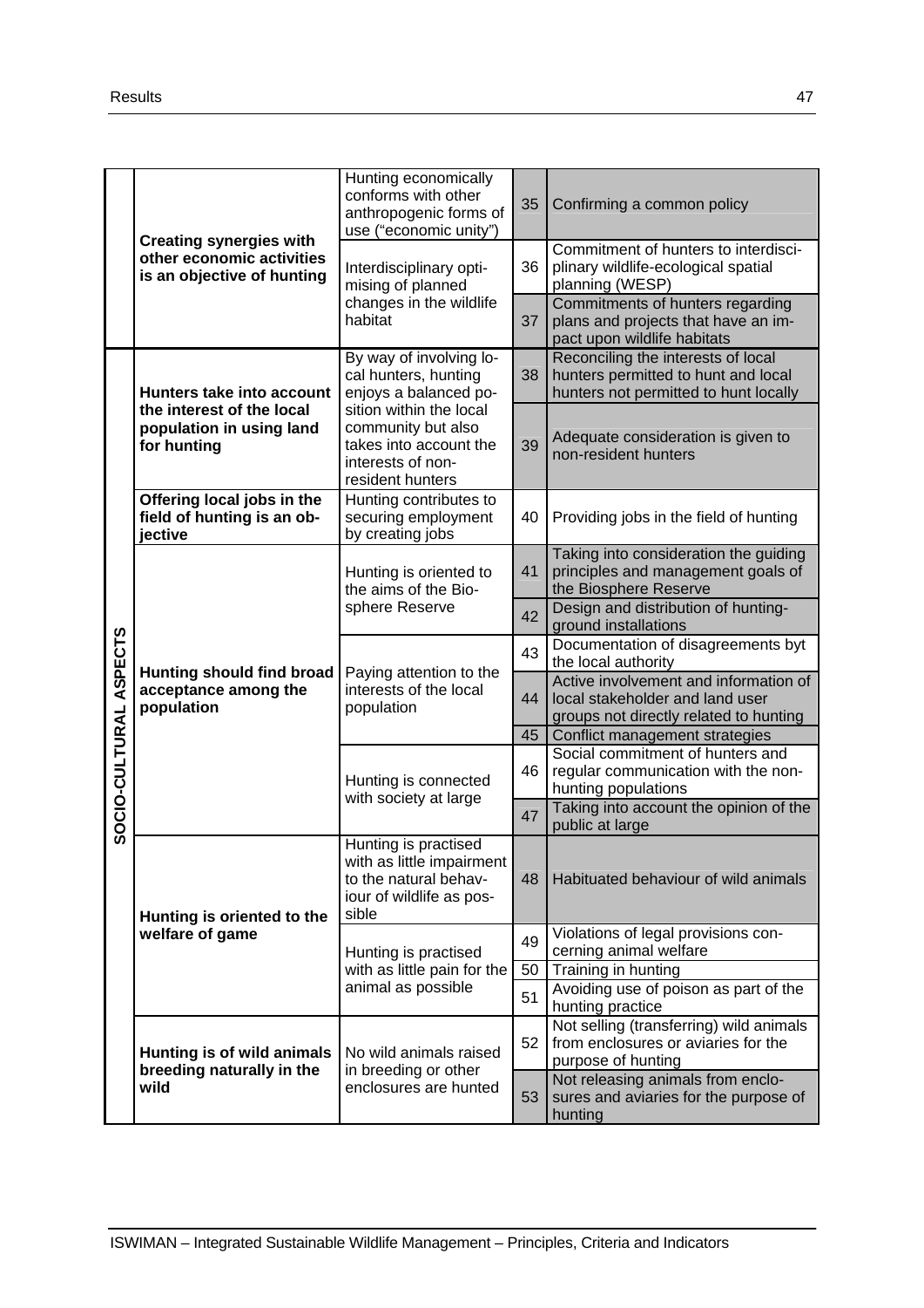| | | | | |
|---|---|---|---|---|
| | **Creating synergies with other economic activities is an objective of hunting** | Hunting economically conforms with other anthropogenic forms of use ("economic unity") | 35 | Confirming a common policy |
| | | Interdisciplinary optimising of planned changes in the wildlife habitat | 36 | Commitment of hunters to interdisciplinary wildlife-ecological spatial planning (WESP) |
| | | | 37 | Commitments of hunters regarding plans and projects that have an impact upon wildlife habitats |
| **SOCIO-CULTURAL ASPECTS** | **Hunters take into account the interest of the local population in using land for hunting** | By way of involving local hunters, hunting enjoys a balanced position within the local community but also takes into account the interests of non-resident hunters | 38 | Reconciling the interests of local hunters permitted to hunt and local hunters not permitted to hunt locally |
| | | | 39 | Adequate consideration is given to non-resident hunters |
| | **Offering local jobs in the field of hunting is an objective** | Hunting contributes to securing employment by creating jobs | 40 | Providing jobs in the field of hunting |
| | **Hunting should find broad acceptance among the population** | Hunting is oriented to the aims of the Biosphere Reserve | 41 | Taking into consideration the guiding principles and management goals of the Biosphere Reserve |
| | | | 42 | Design and distribution of hunting-ground installations |
| | | Paying attention to the interests of the local population | 43 | Documentation of disagreements byt the local authority |
| | | | 44 | Active involvement and information of local stakeholder and land user groups not directly related to hunting |
| | | | 45 | Conflict management strategies |
| | | Hunting is connected with society at large | 46 | Social commitment of hunters and regular communication with the non-hunting populations |
| | | | 47 | Taking into account the opinion of the public at large |
| | **Hunting is oriented to the welfare of game** | Hunting is practised with as little impairment to the natural behaviour of wildlife as possible | 48 | Habituated behaviour of wild animals |
| | | Hunting is practised with as little pain for the animal as possible | 49 | Violations of legal provisions concerning animal welfare |
| | | | 50 | Training in hunting |
| | | | 51 | Avoiding use of poison as part of the hunting practice |
| | **Hunting is of wild animals breeding naturally in the wild** | No wild animals raised in breeding or other enclosures are hunted | 52 | Not selling (transferring) wild animals from enclosures or aviaries for the purpose of hunting |
| | | | 53 | Not releasing animals from enclosures and aviaries for the purpose of hunting |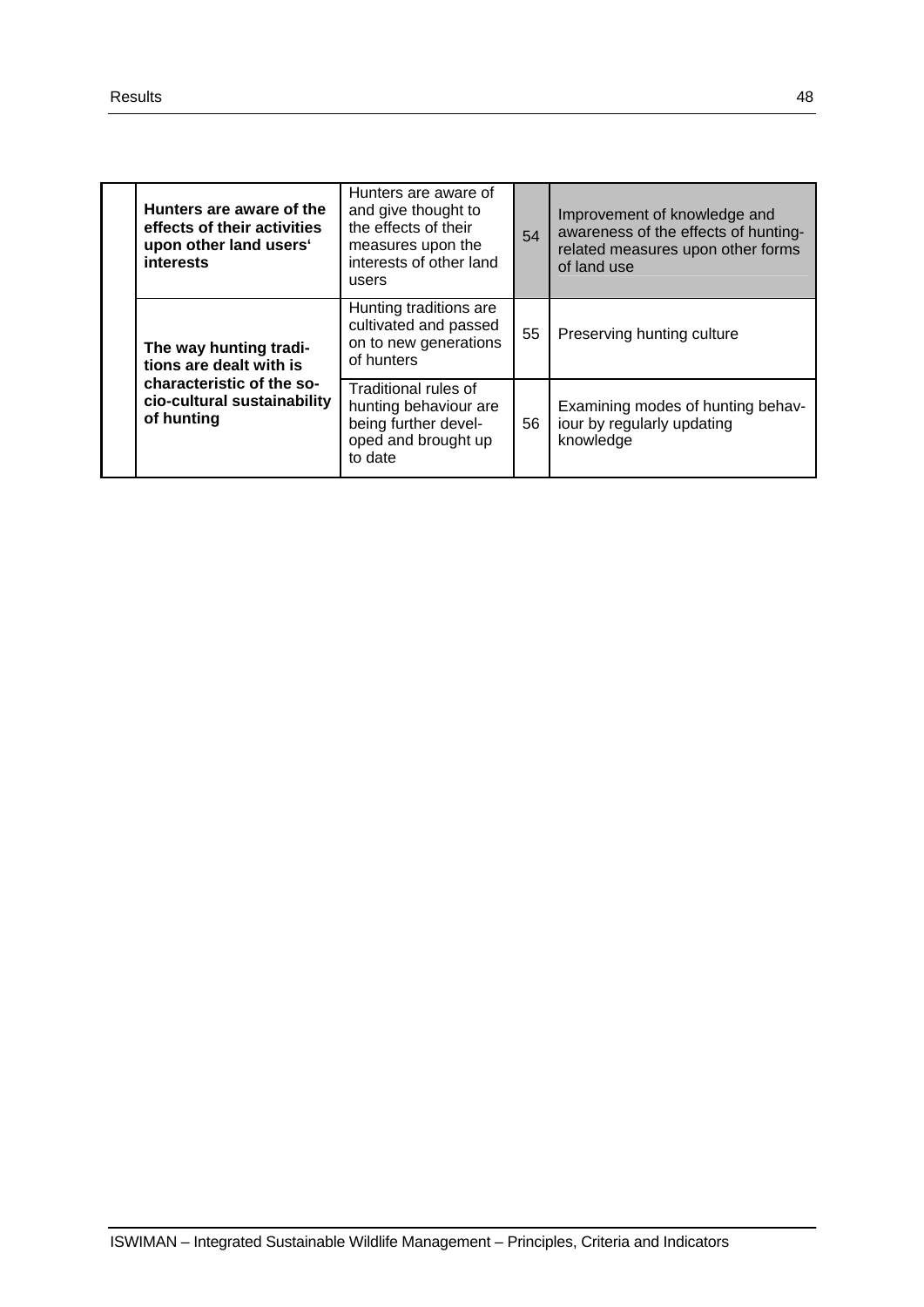| | | | | |
|---|---|---|---|---|
| | **Hunters are aware of the effects of their activities upon other land users' interests** | Hunters are aware of and give thought to the effects of their measures upon the interests of other land users | 54 | Improvement of knowledge and awareness of the effects of hunting-related measures upon other forms of land use |
| | **The way hunting traditions are dealt with is characteristic of the socio-cultural sustainability of hunting** | Hunting traditions are cultivated and passed on to new generations of hunters | 55 | Preserving hunting culture |
| | | Traditional rules of hunting behaviour are being further developed and brought up to date | 56 | Examining modes of hunting behaviour by regularly updating knowledge |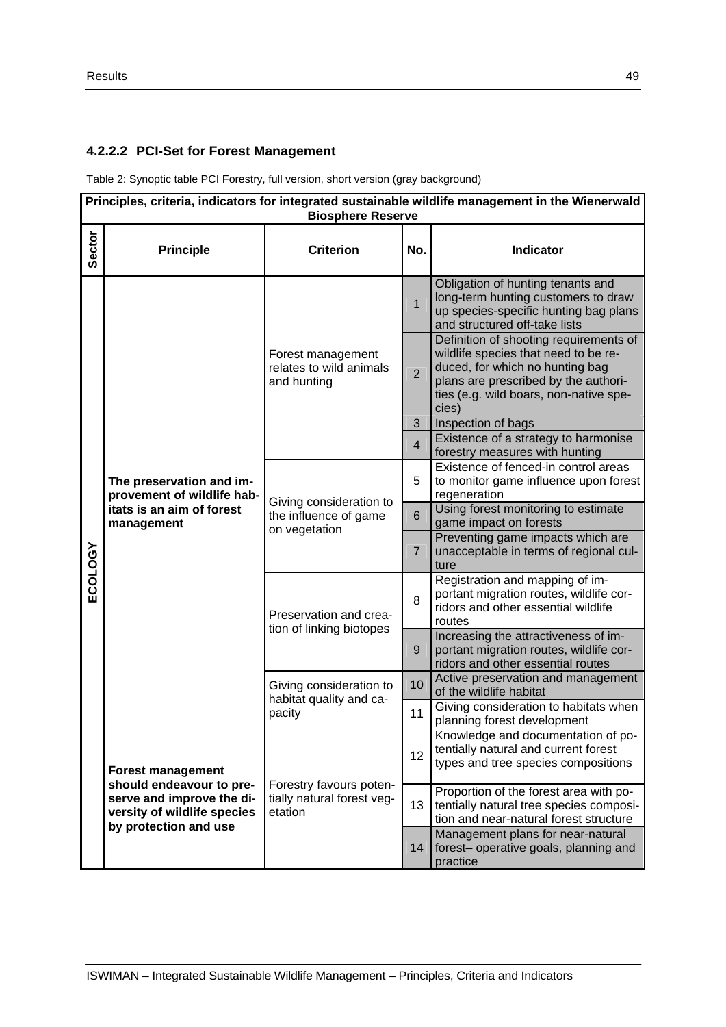#### 4.2.2.2 PCI-Set for Forest Management

Table 2: Synoptic table PCI Forestry, full version, short version (gray background)

| Principles, criteria, indicators for integrated sustainable wildlife management in the Wienerwald Biosphere Reserve | | | | |
|---|---|---|---|---|
| **Sector** | **Principle** | **Criterion** | **No.** | **Indicator** |
| ECOLOGY | The preservation and improvement of wildlife habitats is an aim of forest management | Forest management relates to wild animals and hunting | 1 | Obligation of hunting tenants and long-term hunting customers to draw up species-specific hunting bag plans and structured off-take lists |
| | | | 2 | Definition of shooting requirements of wildlife species that need to be reduced, for which no hunting bag plans are prescribed by the authorities (e.g. wild boars, non-native species) |
| | | | 3 | Inspection of bags |
| | | | 4 | Existence of a strategy to harmonise forestry measures with hunting |
| | | Giving consideration to the influence of game on vegetation | 5 | Existence of fenced-in control areas to monitor game influence upon forest regeneration |
| | | | 6 | Using forest monitoring to estimate game impact on forests |
| | | | 7 | Preventing game impacts which are unacceptable in terms of regional culture |
| | | Preservation and creation of linking biotopes | 8 | Registration and mapping of important migration routes, wildlife corridors and other essential wildlife routes |
| | | | 9 | Increasing the attractiveness of important migration routes, wildlife corridors and other essential routes |
| | | Giving consideration to habitat quality and capacity | 10 | Active preservation and management of the wildlife habitat |
| | | | 11 | Giving consideration to habitats when planning forest development |
| | Forest management should endeavour to preserve and improve the diversity of wildlife species by protection and use | Forestry favours potentially natural forest vegetation | 12 | Knowledge and documentation of potentially natural and current forest types and tree species compositions |
| | | | 13 | Proportion of the forest area with potentially natural tree species composition and near-natural forest structure |
| | | | 14 | Management plans for near-natural forest– operative goals, planning and practice |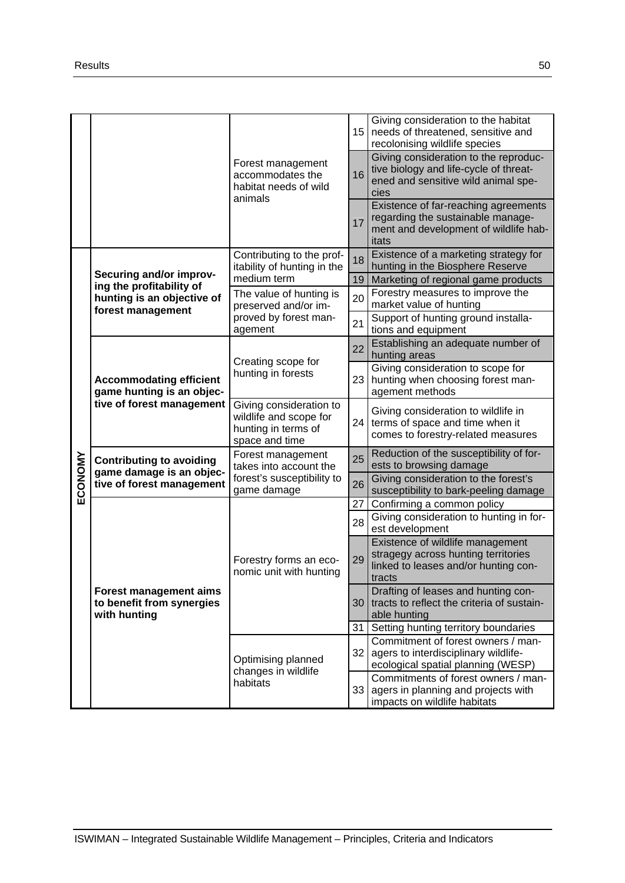| | | | | |
|---|---|---|---|---|
| | | Forest management accommodates the habitat needs of wild animals | 15 | Giving consideration to the habitat needs of threatened, sensitive and recolonising wildlife species |
| | | | 16 | Giving consideration to the reproductive biology and life-cycle of threatened and sensitive wild animal species |
| | | | 17 | Existence of far-reaching agreements regarding the sustainable management and development of wildlife habitats |
| ECONOMY | **Securing and/or improving the profitability of hunting is an objective of forest management** | Contributing to the profitability of hunting in the medium term | 18 | Existence of a marketing strategy for hunting in the Biosphere Reserve |
| | | | 19 | Marketing of regional game products |
| | | The value of hunting is preserved and/or improved by forest management | 20 | Forestry measures to improve the market value of hunting |
| | | | 21 | Support of hunting ground installations and equipment |
| | **Accommodating efficient game hunting is an objective of forest management** | Creating scope for hunting in forests | 22 | Establishing an adequate number of hunting areas |
| | | | 23 | Giving consideration to scope for hunting when choosing forest management methods |
| | | Giving consideration to wildlife and scope for hunting in terms of space and time | 24 | Giving consideration to wildlife in terms of space and time when it comes to forestry-related measures |
| | **Contributing to avoiding game damage is an objective of forest management** | Forest management takes into account the forest's susceptibility to game damage | 25 | Reduction of the susceptibility of forests to browsing damage |
| | | | 26 | Giving consideration to the forest's susceptibility to bark-peeling damage |
| | **Forest management aims to benefit from synergies with hunting** | Forestry forms an economic unit with hunting | 27 | Confirming a common policy |
| | | | 28 | Giving consideration to hunting in forest development |
| | | | 29 | Existence of wildlife management stragegy across hunting territories linked to leases and/or hunting contracts |
| | | | 30 | Drafting of leases and hunting contracts to reflect the criteria of sustainable hunting |
| | | | 31 | Setting hunting territory boundaries |
| | | Optimising planned changes in wildlife habitats | 32 | Commitment of forest owners / managers to interdisciplinary wildlife-ecological spatial planning (WESP) |
| | | | 33 | Commitments of forest owners / managers in planning and projects with impacts on wildlife habitats |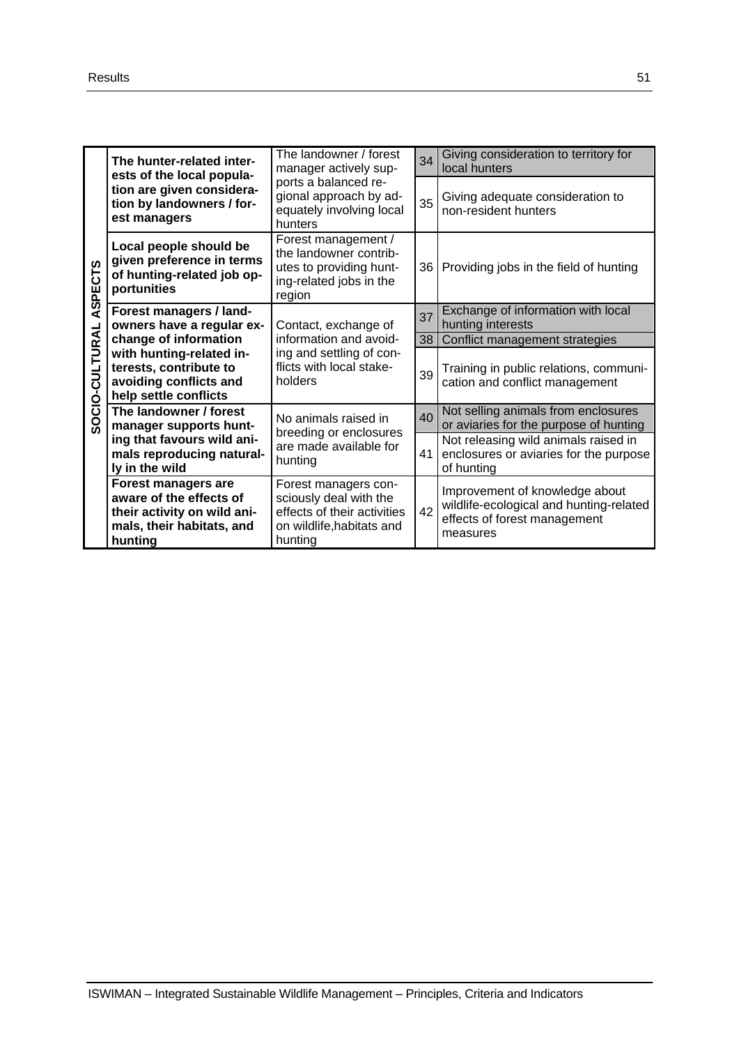| | | | | |
|---|---|---|---|---|
| SOCIO-CULTURAL ASPECTS | **The hunter-related interests of the local population are given consideration by landowners / forest managers** | The landowner / forest manager actively supports a balanced regional approach by adequately involving local hunters | 34 | Giving consideration to territory for local hunters |
| | | | 35 | Giving adequate consideration to non-resident hunters |
| | **Local people should be given preference in terms of hunting-related job opportunities** | Forest management / the landowner contributes to providing hunting-related jobs in the region | 36 | Providing jobs in the field of hunting |
| | **Forest managers / landowners have a regular exchange of information with hunting-related interests, contribute to avoiding conflicts and help settle conflicts** | Contact, exchange of information and avoiding and settling of conflicts with local stakeholders | 37 | Exchange of information with local hunting interests |
| | | | 38 | Conflict management strategies |
| | | | 39 | Training in public relations, communication and conflict management |
| | **The landowner / forest manager supports hunting that favours wild animals reproducing naturally in the wild** | No animals raised in breeding or enclosures are made available for hunting | 40 | Not selling animals from enclosures or aviaries for the purpose of hunting |
| | | | 41 | Not releasing wild animals raised in enclosures or aviaries for the purpose of hunting |
| | **Forest managers are aware of the effects of their activity on wild animals, their habitats, and hunting** | Forest managers consciously deal with the effects of their activities on wildlife,habitats and hunting | 42 | Improvement of knowledge about wildlife-ecological and hunting-related effects of forest management measures |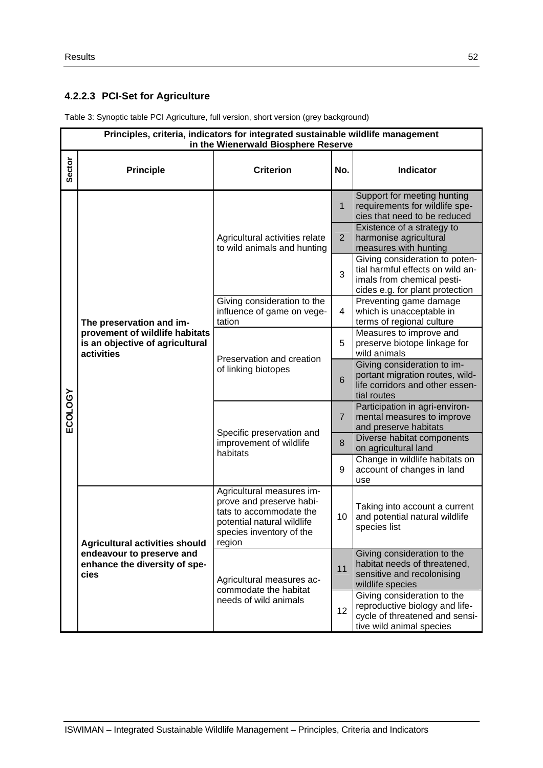### 4.2.2.3 PCI-Set for Agriculture

Table 3: Synoptic table PCI Agriculture, full version, short version (grey background)

| Principles, criteria, indicators for integrated sustainable wildlife management in the Wienerwald Biosphere Reserve | | | | |
|---|---|---|---|---|
| **Sector** | **Principle** | **Criterion** | **No.** | **Indicator** |
| ECOLOGY | **The preservation and improvement of wildlife habitats is an objective of agricultural activities** | Agricultural activities relate to wild animals and hunting | 1 | Support for meeting hunting requirements for wildlife species that need to be reduced |
| | | | 2 | Existence of a strategy to harmonise agricultural measures with hunting |
| | | | 3 | Giving consideration to potential harmful effects on wild animals from chemical pesticides e.g. for plant protection |
| | | Giving consideration to the influence of game on vegetation | 4 | Preventing game damage which is unacceptable in terms of regional culture |
| | | Preservation and creation of linking biotopes | 5 | Measures to improve and preserve biotope linkage for wild animals |
| | | | 6 | Giving consideration to important migration routes, wildlife corridors and other essential routes |
| | | Specific preservation and improvement of wildlife habitats | 7 | Participation in agri-environmental measures to improve and preserve habitats |
| | | | 8 | Diverse habitat components on agricultural land |
| | | | 9 | Change in wildlife habitats on account of changes in land use |
| | **Agricultural activities should endeavour to preserve and enhance the diversity of species** | Agricultural measures improve and preserve habitats to accommodate the potential natural wildlife species inventory of the region | 10 | Taking into account a current and potential natural wildlife species list |
| | | Agricultural measures accommodate the habitat needs of wild animals | 11 | Giving consideration to the habitat needs of threatened, sensitive and recolonising wildlife species |
| | | | 12 | Giving consideration to the reproductive biology and lifecycle of threatened and sensitive wild animal species |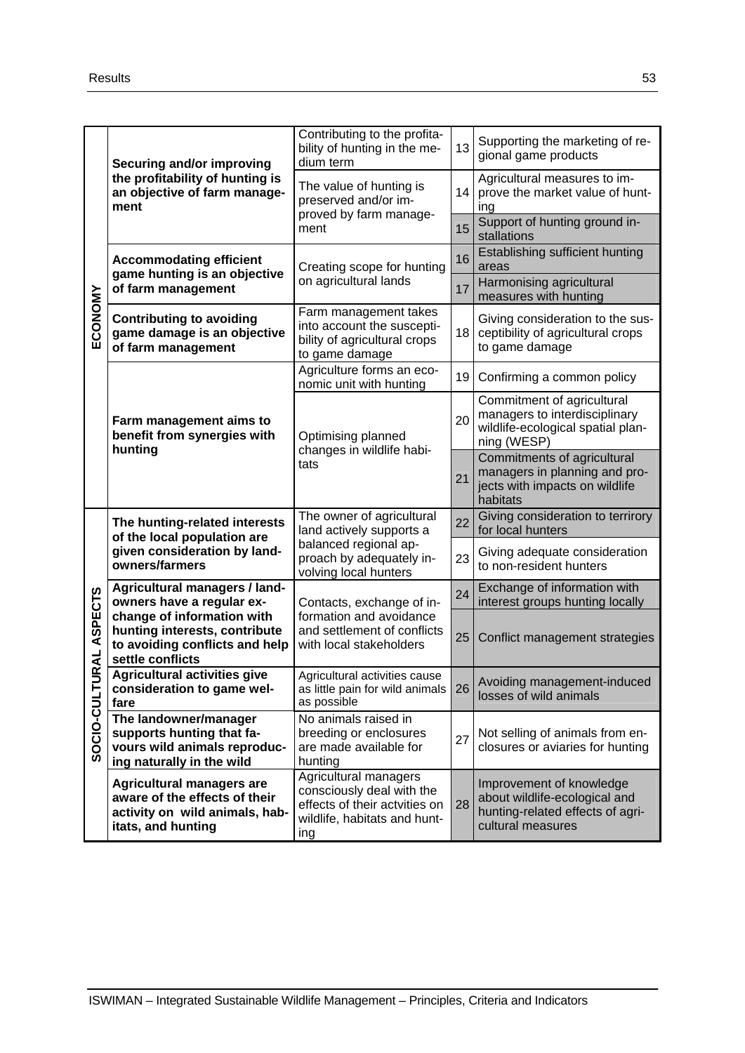| | | | | |
|---|---|---|---|---|
| **ECONOMY** | **Securing and/or improving the profitability of hunting is an objective of farm management** | Contributing to the profitability of hunting in the medium term | 13 | Supporting the marketing of regional game products |
| | | The value of hunting is preserved and/or improved by farm management | 14 | Agricultural measures to improve the market value of hunting |
| | | | 15 | Support of hunting ground installations |
| | **Accommodating efficient game hunting is an objective of farm management** | Creating scope for hunting on agricultural lands | 16 | Establishing sufficient hunting areas |
| | | | 17 | Harmonising agricultural measures with hunting |
| | **Contributing to avoiding game damage is an objective of farm management** | Farm management takes into account the susceptibility of agricultural crops to game damage | 18 | Giving consideration to the susceptibility of agricultural crops to game damage |
| | **Farm management aims to benefit from synergies with hunting** | Agriculture forms an economic unit with hunting | 19 | Confirming a common policy |
| | | Optimising planned changes in wildlife habitats | 20 | Commitment of agricultural managers to interdisciplinary wildlife-ecological spatial planning (WESP) |
| | | | 21 | Commitments of agricultural managers in planning and projects with impacts on wildlife habitats |
| **SOCIO-CULTURAL ASPECTS** | **The hunting-related interests of the local population are given consideration by landowners/farmers** | The owner of agricultural land actively supports a balanced regional approach by adequately involving local hunters | 22 | Giving consideration to terrirory for local hunters |
| | | | 23 | Giving adequate consideration to non-resident hunters |
| | **Agricultural managers / landowners have a regular exchange of information with hunting interests, contribute to avoiding conflicts and help settle conflicts** | Contacts, exchange of information and avoidance and settlement of conflicts with local stakeholders | 24 | Exchange of information with interest groups hunting locally |
| | | | 25 | Conflict management strategies |
| | **Agricultural activities give consideration to game welfare** | Agricultural activities cause as little pain for wild animals as possible | 26 | Avoiding management-induced losses of wild animals |
| | **The landowner/manager supports hunting that favours wild animals reproducing naturally in the wild** | No animals raised in breeding or enclosures are made available for hunting | 27 | Not selling of animals from enclosures or aviaries for hunting |
| | **Agricultural managers are aware of the effects of their activity on wild animals, habitats, and hunting** | Agricultural managers consciously deal with the effects of their actvities on wildlife, habitats and hunting | 28 | Improvement of knowledge about wildlife-ecological and hunting-related effects of agricultural measures |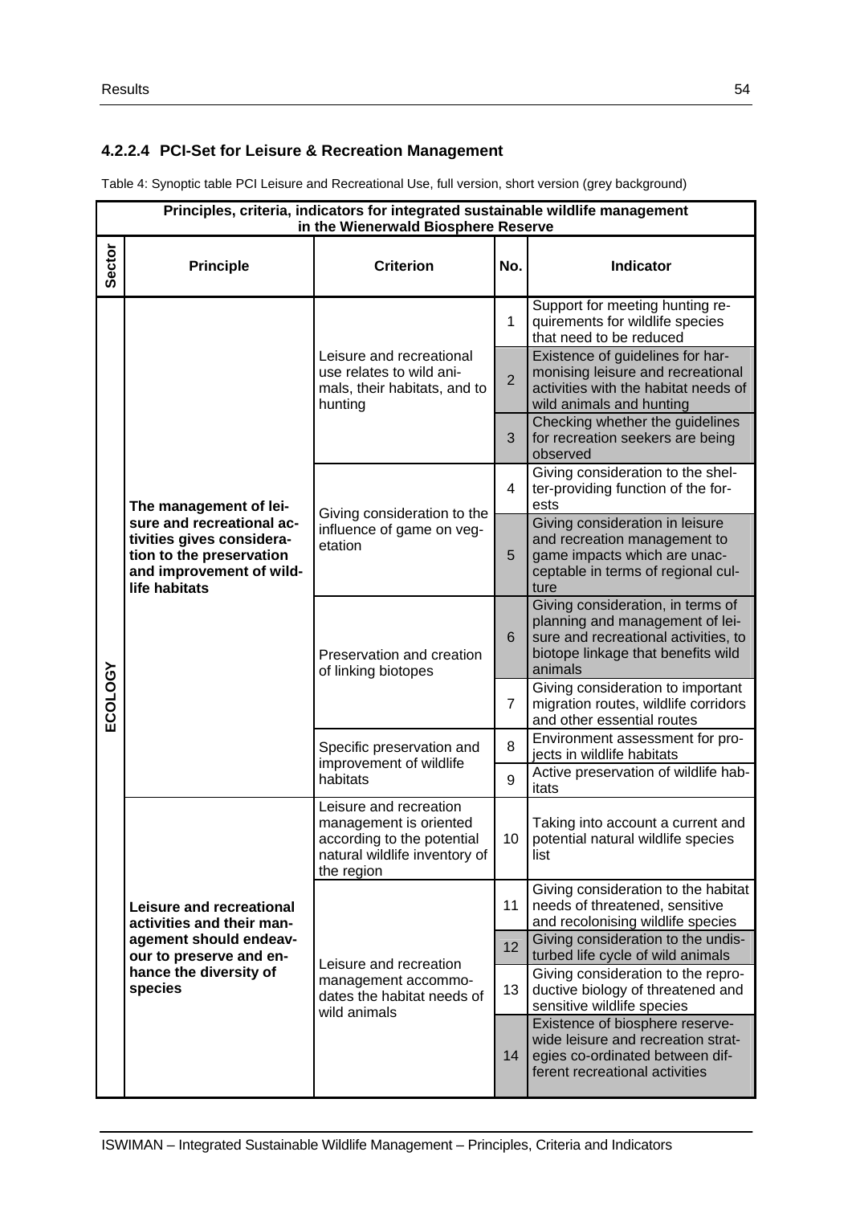### 4.2.2.4 PCI-Set for Leisure & Recreation Management

Table 4: Synoptic table PCI Leisure and Recreational Use, full version, short version (grey background)

| Principles, criteria, indicators for integrated sustainable wildlife management in the Wienerwald Biosphere Reserve | | | | |
|---|---|---|---|---|
| **Sector** | **Principle** | **Criterion** | **No.** | **Indicator** |
| ECOLOGY | **The management of leisure and recreational activities gives consideration to the preservation and improvement of wildlife habitats** | Leisure and recreational use relates to wild animals, their habitats, and to hunting | 1 | Support for meeting hunting requirements for wildlife species that need to be reduced |
| | | | 2 | Existence of guidelines for harmonising leisure and recreational activities with the habitat needs of wild animals and hunting |
| | | | 3 | Checking whether the guidelines for recreation seekers are being observed |
| | | Giving consideration to the influence of game on vegetation | 4 | Giving consideration to the shelter-providing function of the forests |
| | | | 5 | Giving consideration in leisure and recreation management to game impacts which are unacceptable in terms of regional culture |
| | | Preservation and creation of linking biotopes | 6 | Giving consideration, in terms of planning and management of leisure and recreational activities, to biotope linkage that benefits wild animals |
| | | | 7 | Giving consideration to important migration routes, wildlife corridors and other essential routes |
| | | Specific preservation and improvement of wildlife habitats | 8 | Environment assessment for projects in wildlife habitats |
| | | | 9 | Active preservation of wildlife habitats |
| | **Leisure and recreational activities and their management should endeavour to preserve and enhance the diversity of species** | Leisure and recreation management is oriented according to the potential natural wildlife inventory of the region | 10 | Taking into account a current and potential natural wildlife species list |
| | | Leisure and recreation management accommodates the habitat needs of wild animals | 11 | Giving consideration to the habitat needs of threatened, sensitive and recolonising wildlife species |
| | | | 12 | Giving consideration to the undisturbed life cycle of wild animals |
| | | | 13 | Giving consideration to the reproductive biology of threatened and sensitive wildlife species |
| | | | 14 | Existence of biosphere reserve-wide leisure and recreation strategies co-ordinated between different recreational activities |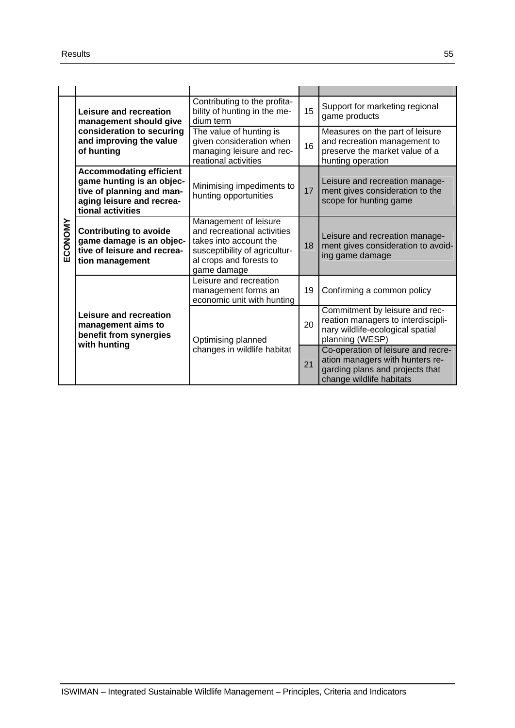| | | | | |
|---|---|---|---|---|
| ECONOMY | **Leisure and recreation management should give consideration to securing and improving the value of hunting** | Contributing to the profitability of hunting in the medium term | 15 | Support for marketing regional game products |
| | | The value of hunting is given consideration when managing leisure and recreational activities | 16 | Measures on the part of leisure and recreation management to preserve the market value of a hunting operation |
| | **Accommodating efficient game hunting is an objective of planning and managing leisure and recreational activities** | Minimising impediments to hunting opportunities | 17 | Leisure and recreation management gives consideration to the scope for hunting game |
| | **Contributing to avoide game damage is an objective of leisure and recreation management** | Management of leisure and recreational activities takes into account the susceptibility of agricultural crops and forests to game damage | 18 | Leisure and recreation management gives consideration to avoiding game damage |
| | **Leisure and recreation management aims to benefit from synergies with hunting** | Leisure and recreation management forms an economic unit with hunting | 19 | Confirming a common policy |
| | | Optimising planned changes in wildlife habitat | 20 | Commitment by leisure and recreation managers to interdisciplinary wildlife-ecological spatial planning (WESP) |
| | | | 21 | Co-operation of leisure and recreation managers with hunters regarding plans and projects that change wildlife habitats |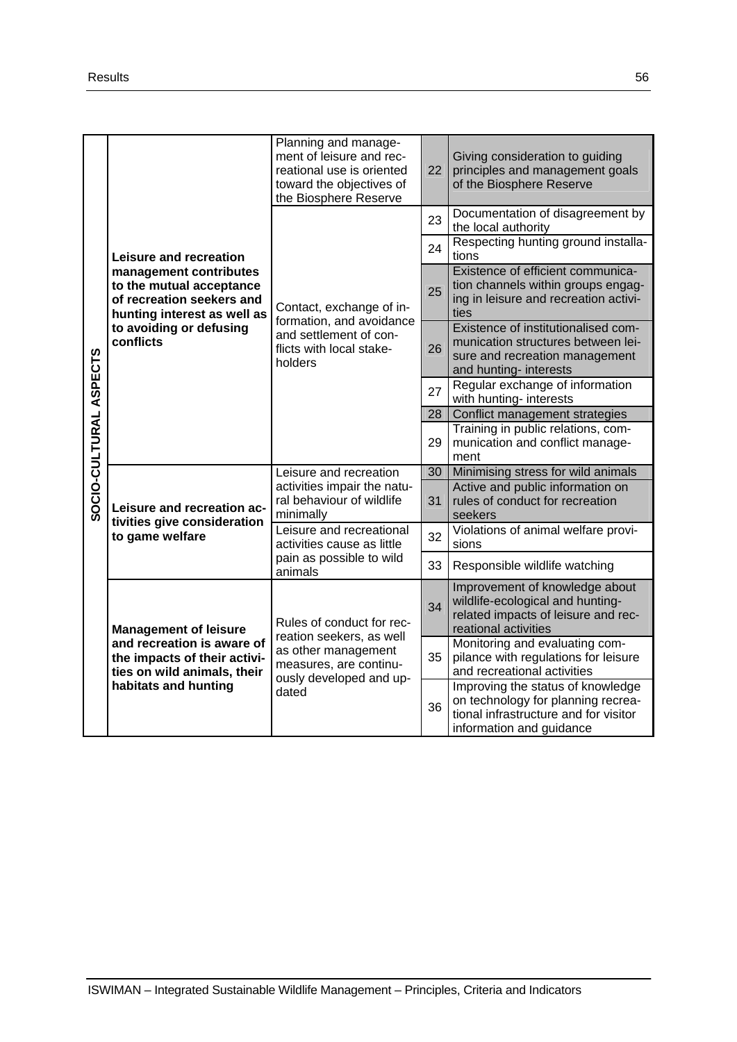| | | | | |
|---|---|---|---|---|
| SOCIO-CULTURAL ASPECTS | **Leisure and recreation management contributes to the mutual acceptance of recreation seekers and hunting interest as well as to avoiding or defusing conflicts** | Planning and management of leisure and recreational use is oriented toward the objectives of the Biosphere Reserve | 22 | Giving consideration to guiding principles and management goals of the Biosphere Reserve |
| | | Contact, exchange of information, and avoidance and settlement of conflicts with local stakeholders | 23 | Documentation of disagreement by the local authority |
| | | | 24 | Respecting hunting ground installations |
| | | | 25 | Existence of efficient communication channels within groups engaging in leisure and recreation activities |
| | | | 26 | Existence of institutionalised communication structures between leisure and recreation management and hunting- interests |
| | | | 27 | Regular exchange of information with hunting- interests |
| | | | 28 | Conflict management strategies |
| | | | 29 | Training in public relations, communication and conflict management |
| | **Leisure and recreation activities give consideration to game welfare** | Leisure and recreation activities impair the natural behaviour of wildlife minimally | 30 | Minimising stress for wild animals |
| | | | 31 | Active and public information on rules of conduct for recreation seekers |
| | | Leisure and recreational activities cause as little pain as possible to wild animals | 32 | Violations of animal welfare provisions |
| | | | 33 | Responsible wildlife watching |
| | **Management of leisure and recreation is aware of the impacts of their activities on wild animals, their habitats and hunting** | Rules of conduct for recreation seekers, as well as other management measures, are continuously developed and updated | 34 | Improvement of knowledge about wildlife-ecological and hunting-related impacts of leisure and recreational activities |
| | | | 35 | Monitoring and evaluating compilance with regulations for leisure and recreational activities |
| | | | 36 | Improving the status of knowledge on technology for planning recreational infrastructure and for visitor information and guidance |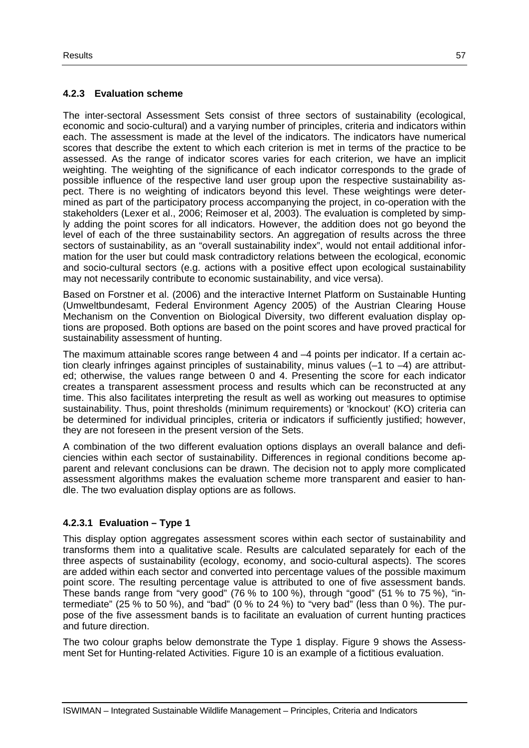### 4.2.3 Evaluation scheme

The inter-sectoral Assessment Sets consist of three sectors of sustainability (ecological, economic and socio-cultural) and a varying number of principles, criteria and indicators within each. The assessment is made at the level of the indicators. The indicators have numerical scores that describe the extent to which each criterion is met in terms of the practice to be assessed. As the range of indicator scores varies for each criterion, we have an implicit weighting. The weighting of the significance of each indicator corresponds to the grade of possible influence of the respective land user group upon the respective sustainability aspect. There is no weighting of indicators beyond this level. These weightings were determined as part of the participatory process accompanying the project, in co-operation with the stakeholders (Lexer et al., 2006; Reimoser et al, 2003). The evaluation is completed by simply adding the point scores for all indicators. However, the addition does not go beyond the level of each of the three sustainability sectors. An aggregation of results across the three sectors of sustainability, as an "overall sustainability index", would not entail additional information for the user but could mask contradictory relations between the ecological, economic and socio-cultural sectors (e.g. actions with a positive effect upon ecological sustainability may not necessarily contribute to economic sustainability, and vice versa).

Based on Forstner et al. (2006) and the interactive Internet Platform on Sustainable Hunting (Umweltbundesamt, Federal Environment Agency 2005) of the Austrian Clearing House Mechanism on the Convention on Biological Diversity, two different evaluation display options are proposed. Both options are based on the point scores and have proved practical for sustainability assessment of hunting.

The maximum attainable scores range between 4 and –4 points per indicator. If a certain action clearly infringes against principles of sustainability, minus values (–1 to –4) are attributed; otherwise, the values range between 0 and 4. Presenting the score for each indicator creates a transparent assessment process and results which can be reconstructed at any time. This also facilitates interpreting the result as well as working out measures to optimise sustainability. Thus, point thresholds (minimum requirements) or 'knockout' (KO) criteria can be determined for individual principles, criteria or indicators if sufficiently justified; however, they are not foreseen in the present version of the Sets.

A combination of the two different evaluation options displays an overall balance and deficiencies within each sector of sustainability. Differences in regional conditions become apparent and relevant conclusions can be drawn. The decision not to apply more complicated assessment algorithms makes the evaluation scheme more transparent and easier to handle. The two evaluation display options are as follows.

#### 4.2.3.1 Evaluation – Type 1

This display option aggregates assessment scores within each sector of sustainability and transforms them into a qualitative scale. Results are calculated separately for each of the three aspects of sustainability (ecology, economy, and socio-cultural aspects). The scores are added within each sector and converted into percentage values of the possible maximum point score. The resulting percentage value is attributed to one of five assessment bands. These bands range from "very good" (76 % to 100 %), through "good" (51 % to 75 %), "intermediate" (25 % to 50 %), and "bad" (0 % to 24 %) to "very bad" (less than 0 %). The purpose of the five assessment bands is to facilitate an evaluation of current hunting practices and future direction.

The two colour graphs below demonstrate the Type 1 display. Figure 9 shows the Assessment Set for Hunting-related Activities. Figure 10 is an example of a fictitious evaluation.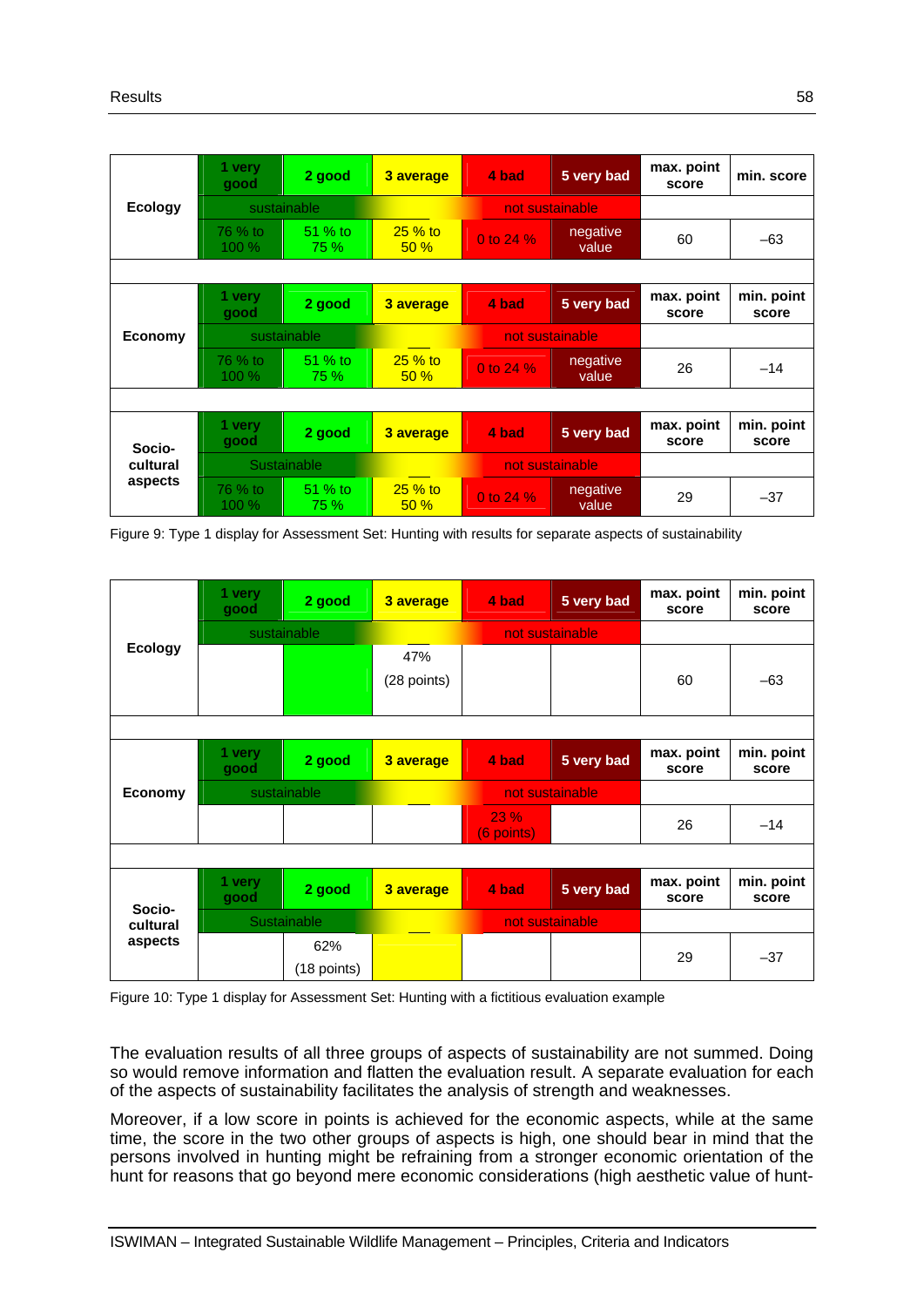| Ecology | 1 very good | 2 good | 3 average | 4 bad | 5 very bad | max. point score | min. score |
|---|---|---|---|---|---|---|---|
| | sustainable | | | not sustainable | | | |
| | 76 % to 100 % | 51 % to 75 % | 25 % to 50 % | 0 to 24 % | negative value | 60 | –63 |

| Economy | 1 very good | 2 good | 3 average | 4 bad | 5 very bad | max. point score | min. point score |
|---|---|---|---|---|---|---|---|
| | sustainable | | | not sustainable | | | |
| | 76 % to 100 % | 51 % to 75 % | 25 % to 50 % | 0 to 24 % | negative value | 26 | –14 |

| Socio-cultural aspects | 1 very good | 2 good | 3 average | 4 bad | 5 very bad | max. point score | min. point score |
|---|---|---|---|---|---|---|---|
| | Sustainable | | | not sustainable | | | |
| | 76 % to 100 % | 51 % to 75 % | 25 % to 50 % | 0 to 24 % | negative value | 29 | –37 |

Figure 9: Type 1 display for Assessment Set: Hunting with results for separate aspects of sustainability

| Ecology | 1 very good | 2 good | 3 average | 4 bad | 5 very bad | max. point score | min. point score |
|---|---|---|---|---|---|---|---|
| | sustainable | | | not sustainable | | | |
| | | | 47% (28 points) | | | 60 | –63 |

| Economy | 1 very good | 2 good | 3 average | 4 bad | 5 very bad | max. point score | min. point score |
|---|---|---|---|---|---|---|---|
| | sustainable | | | not sustainable | | | |
| | | | | 23 % (6 points) | | 26 | –14 |

| Socio-cultural aspects | 1 very good | 2 good | 3 average | 4 bad | 5 very bad | max. point score | min. point score |
|---|---|---|---|---|---|---|---|
| | Sustainable | | | not sustainable | | | |
| | | 62% (18 points) | | | | 29 | –37 |

Figure 10: Type 1 display for Assessment Set: Hunting with a fictitious evaluation example

The evaluation results of all three groups of aspects of sustainability are not summed. Doing so would remove information and flatten the evaluation result. A separate evaluation for each of the aspects of sustainability facilitates the analysis of strength and weaknesses.

Moreover, if a low score in points is achieved for the economic aspects, while at the same time, the score in the two other groups of aspects is high, one should bear in mind that the persons involved in hunting might be refraining from a stronger economic orientation of the hunt for reasons that go beyond mere economic considerations (high aesthetic value of hunt-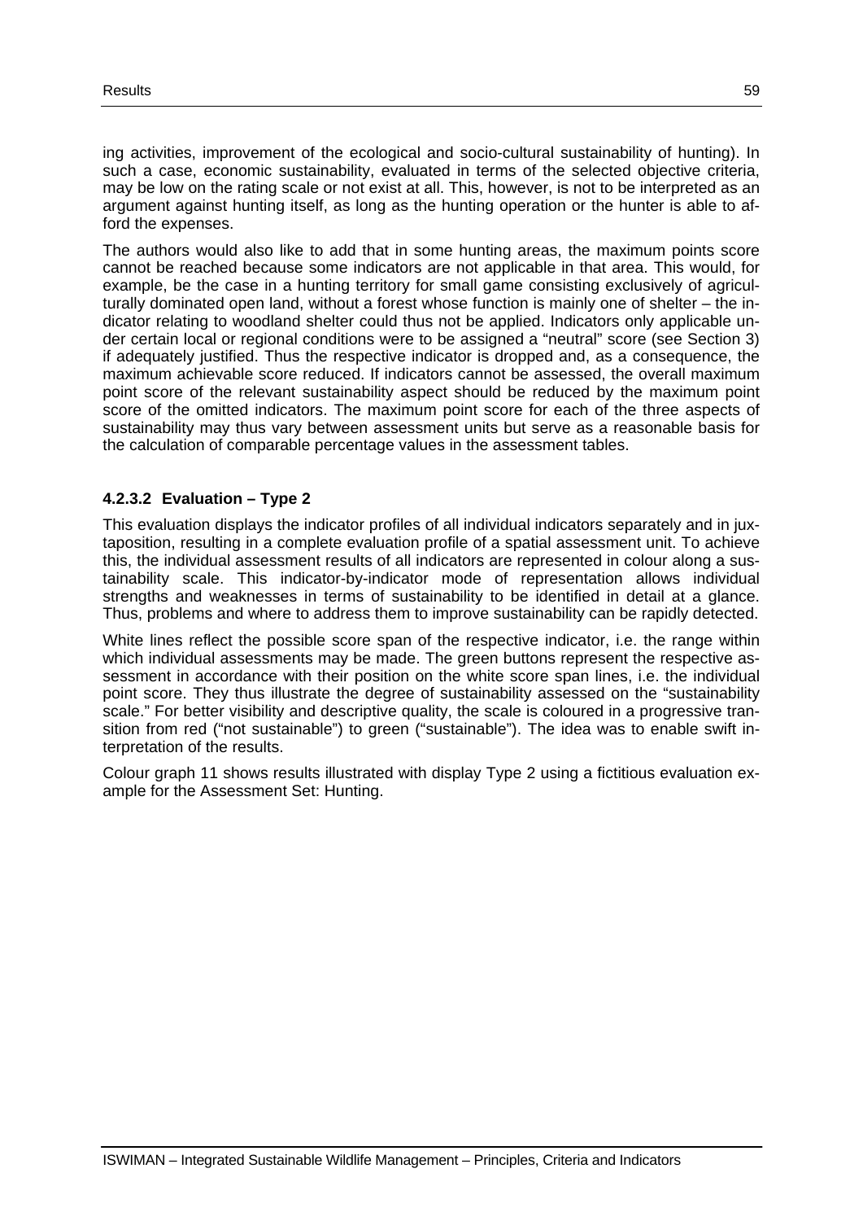ing activities, improvement of the ecological and socio-cultural sustainability of hunting). In such a case, economic sustainability, evaluated in terms of the selected objective criteria, may be low on the rating scale or not exist at all. This, however, is not to be interpreted as an argument against hunting itself, as long as the hunting operation or the hunter is able to afford the expenses.

The authors would also like to add that in some hunting areas, the maximum points score cannot be reached because some indicators are not applicable in that area. This would, for example, be the case in a hunting territory for small game consisting exclusively of agriculturally dominated open land, without a forest whose function is mainly one of shelter – the indicator relating to woodland shelter could thus not be applied. Indicators only applicable under certain local or regional conditions were to be assigned a "neutral" score (see Section 3) if adequately justified. Thus the respective indicator is dropped and, as a consequence, the maximum achievable score reduced. If indicators cannot be assessed, the overall maximum point score of the relevant sustainability aspect should be reduced by the maximum point score of the omitted indicators. The maximum point score for each of the three aspects of sustainability may thus vary between assessment units but serve as a reasonable basis for the calculation of comparable percentage values in the assessment tables.

### 4.2.3.2 Evaluation – Type 2

This evaluation displays the indicator profiles of all individual indicators separately and in juxtaposition, resulting in a complete evaluation profile of a spatial assessment unit. To achieve this, the individual assessment results of all indicators are represented in colour along a sustainability scale. This indicator-by-indicator mode of representation allows individual strengths and weaknesses in terms of sustainability to be identified in detail at a glance. Thus, problems and where to address them to improve sustainability can be rapidly detected.

White lines reflect the possible score span of the respective indicator, i.e. the range within which individual assessments may be made. The green buttons represent the respective assessment in accordance with their position on the white score span lines, i.e. the individual point score. They thus illustrate the degree of sustainability assessed on the "sustainability scale." For better visibility and descriptive quality, the scale is coloured in a progressive transition from red ("not sustainable") to green ("sustainable"). The idea was to enable swift interpretation of the results.

Colour graph 11 shows results illustrated with display Type 2 using a fictitious evaluation example for the Assessment Set: Hunting.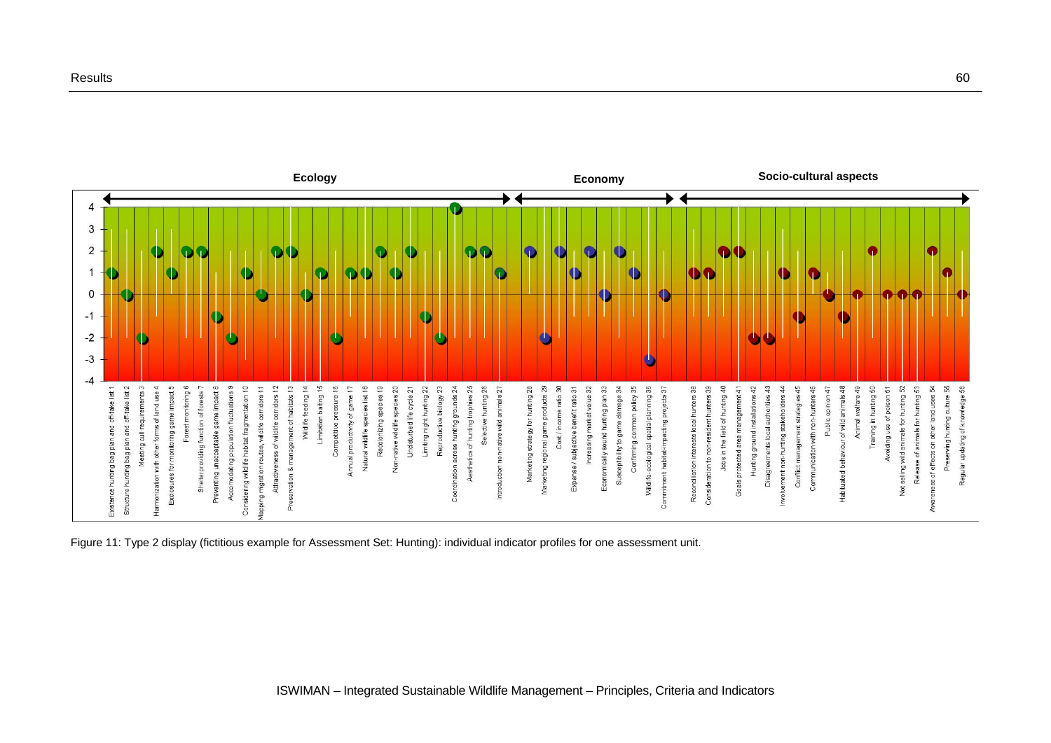Figure 11: Type 2 display (fictitious example for Assessment Set: Hunting): individual indicator profiles for one assessment unit.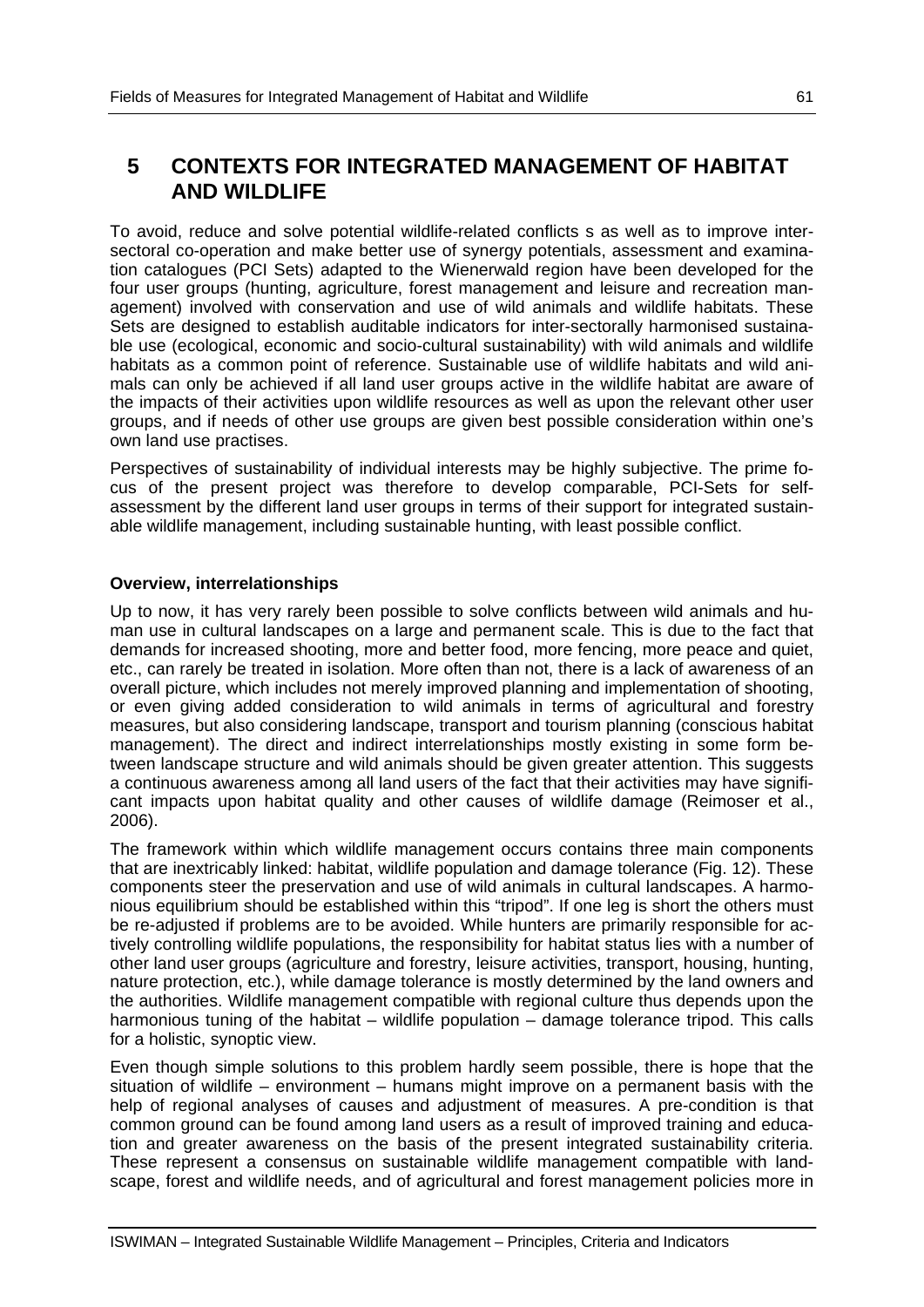# 5 CONTEXTS FOR INTEGRATED MANAGEMENT OF HABITAT AND WILDLIFE

To avoid, reduce and solve potential wildlife-related conflicts s as well as to improve inter-sectoral co-operation and make better use of synergy potentials, assessment and examination catalogues (PCI Sets) adapted to the Wienerwald region have been developed for the four user groups (hunting, agriculture, forest management and leisure and recreation management) involved with conservation and use of wild animals and wildlife habitats. These Sets are designed to establish auditable indicators for inter-sectorally harmonised sustainable use (ecological, economic and socio-cultural sustainability) with wild animals and wildlife habitats as a common point of reference. Sustainable use of wildlife habitats and wild animals can only be achieved if all land user groups active in the wildlife habitat are aware of the impacts of their activities upon wildlife resources as well as upon the relevant other user groups, and if needs of other use groups are given best possible consideration within one's own land use practises.

Perspectives of sustainability of individual interests may be highly subjective. The prime focus of the present project was therefore to develop comparable, PCI-Sets for self-assessment by the different land user groups in terms of their support for integrated sustainable wildlife management, including sustainable hunting, with least possible conflict.

**Overview, interrelationships**

Up to now, it has very rarely been possible to solve conflicts between wild animals and human use in cultural landscapes on a large and permanent scale. This is due to the fact that demands for increased shooting, more and better food, more fencing, more peace and quiet, etc., can rarely be treated in isolation. More often than not, there is a lack of awareness of an overall picture, which includes not merely improved planning and implementation of shooting, or even giving added consideration to wild animals in terms of agricultural and forestry measures, but also considering landscape, transport and tourism planning (conscious habitat management). The direct and indirect interrelationships mostly existing in some form between landscape structure and wild animals should be given greater attention. This suggests a continuous awareness among all land users of the fact that their activities may have significant impacts upon habitat quality and other causes of wildlife damage (Reimoser et al., 2006).

The framework within which wildlife management occurs contains three main components that are inextricably linked: habitat, wildlife population and damage tolerance (Fig. 12). These components steer the preservation and use of wild animals in cultural landscapes. A harmonious equilibrium should be established within this "tripod". If one leg is short the others must be re-adjusted if problems are to be avoided. While hunters are primarily responsible for actively controlling wildlife populations, the responsibility for habitat status lies with a number of other land user groups (agriculture and forestry, leisure activities, transport, housing, hunting, nature protection, etc.), while damage tolerance is mostly determined by the land owners and the authorities. Wildlife management compatible with regional culture thus depends upon the harmonious tuning of the habitat – wildlife population – damage tolerance tripod. This calls for a holistic, synoptic view.

Even though simple solutions to this problem hardly seem possible, there is hope that the situation of wildlife – environment – humans might improve on a permanent basis with the help of regional analyses of causes and adjustment of measures. A pre-condition is that common ground can be found among land users as a result of improved training and education and greater awareness on the basis of the present integrated sustainability criteria. These represent a consensus on sustainable wildlife management compatible with landscape, forest and wildlife needs, and of agricultural and forest management policies more in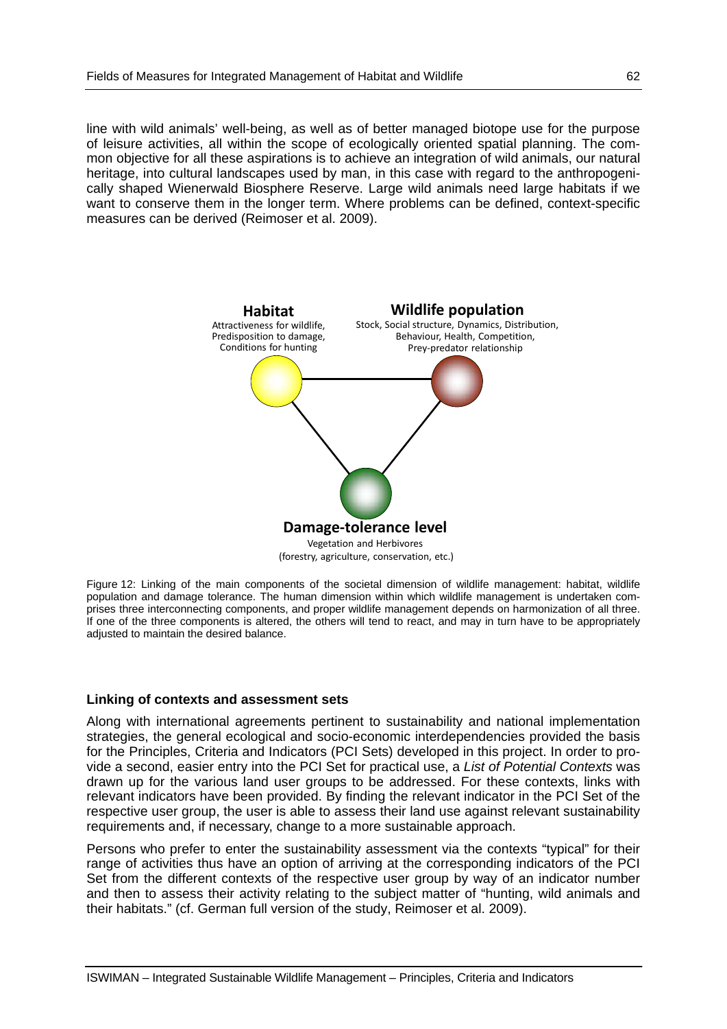line with wild animals' well-being, as well as of better managed biotope use for the purpose of leisure activities, all within the scope of ecologically oriented spatial planning. The common objective for all these aspirations is to achieve an integration of wild animals, our natural heritage, into cultural landscapes used by man, in this case with regard to the anthropogenically shaped Wienerwald Biosphere Reserve. Large wild animals need large habitats if we want to conserve them in the longer term. Where problems can be defined, context-specific measures can be derived (Reimoser et al. 2009).

**Habitat**
Attractiveness for wildlife,
Predisposition to damage,
Conditions for hunting

**Wildlife population**
Stock, Social structure, Dynamics, Distribution,
Behaviour, Health, Competition,
Prey-predator relationship

**Damage-tolerance level**
Vegetation and Herbivores
(forestry, agriculture, conservation, etc.)

Figure 12: Linking of the main components of the societal dimension of wildlife management: habitat, wildlife population and damage tolerance. The human dimension within which wildlife management is undertaken comprises three interconnecting components, and proper wildlife management depends on harmonization of all three. If one of the three components is altered, the others will tend to react, and may in turn have to be appropriately adjusted to maintain the desired balance.

### Linking of contexts and assessment sets

Along with international agreements pertinent to sustainability and national implementation strategies, the general ecological and socio-economic interdependencies provided the basis for the Principles, Criteria and Indicators (PCI Sets) developed in this project. In order to provide a second, easier entry into the PCI Set for practical use, a *List of Potential Contexts* was drawn up for the various land user groups to be addressed. For these contexts, links with relevant indicators have been provided. By finding the relevant indicator in the PCI Set of the respective user group, the user is able to assess their land use against relevant sustainability requirements and, if necessary, change to a more sustainable approach.

Persons who prefer to enter the sustainability assessment via the contexts "typical" for their range of activities thus have an option of arriving at the corresponding indicators of the PCI Set from the different contexts of the respective user group by way of an indicator number and then to assess their activity relating to the subject matter of "hunting, wild animals and their habitats." (cf. German full version of the study, Reimoser et al. 2009).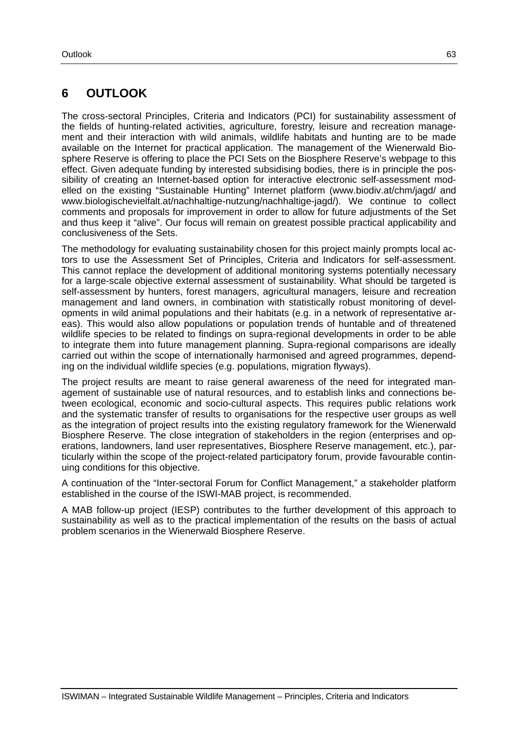# 6 OUTLOOK

The cross-sectoral Principles, Criteria and Indicators (PCI) for sustainability assessment of the fields of hunting-related activities, agriculture, forestry, leisure and recreation management and their interaction with wild animals, wildlife habitats and hunting are to be made available on the Internet for practical application. The management of the Wienerwald Biosphere Reserve is offering to place the PCI Sets on the Biosphere Reserve's webpage to this effect. Given adequate funding by interested subsidising bodies, there is in principle the possibility of creating an Internet-based option for interactive electronic self-assessment modelled on the existing "Sustainable Hunting" Internet platform (www.biodiv.at/chm/jagd/ and www.biologischevielfalt.at/nachhaltige-nutzung/nachhaltige-jagd/). We continue to collect comments and proposals for improvement in order to allow for future adjustments of the Set and thus keep it "alive". Our focus will remain on greatest possible practical applicability and conclusiveness of the Sets.

The methodology for evaluating sustainability chosen for this project mainly prompts local actors to use the Assessment Set of Principles, Criteria and Indicators for self-assessment. This cannot replace the development of additional monitoring systems potentially necessary for a large-scale objective external assessment of sustainability. What should be targeted is self-assessment by hunters, forest managers, agricultural managers, leisure and recreation management and land owners, in combination with statistically robust monitoring of developments in wild animal populations and their habitats (e.g. in a network of representative areas). This would also allow populations or population trends of huntable and of threatened wildlife species to be related to findings on supra-regional developments in order to be able to integrate them into future management planning. Supra-regional comparisons are ideally carried out within the scope of internationally harmonised and agreed programmes, depending on the individual wildlife species (e.g. populations, migration flyways).

The project results are meant to raise general awareness of the need for integrated management of sustainable use of natural resources, and to establish links and connections between ecological, economic and socio-cultural aspects. This requires public relations work and the systematic transfer of results to organisations for the respective user groups as well as the integration of project results into the existing regulatory framework for the Wienerwald Biosphere Reserve. The close integration of stakeholders in the region (enterprises and operations, landowners, land user representatives, Biosphere Reserve management, etc.), particularly within the scope of the project-related participatory forum, provide favourable continuing conditions for this objective.

A continuation of the "Inter-sectoral Forum for Conflict Management," a stakeholder platform established in the course of the ISWI-MAB project, is recommended.

A MAB follow-up project (IESP) contributes to the further development of this approach to sustainability as well as to the practical implementation of the results on the basis of actual problem scenarios in the Wienerwald Biosphere Reserve.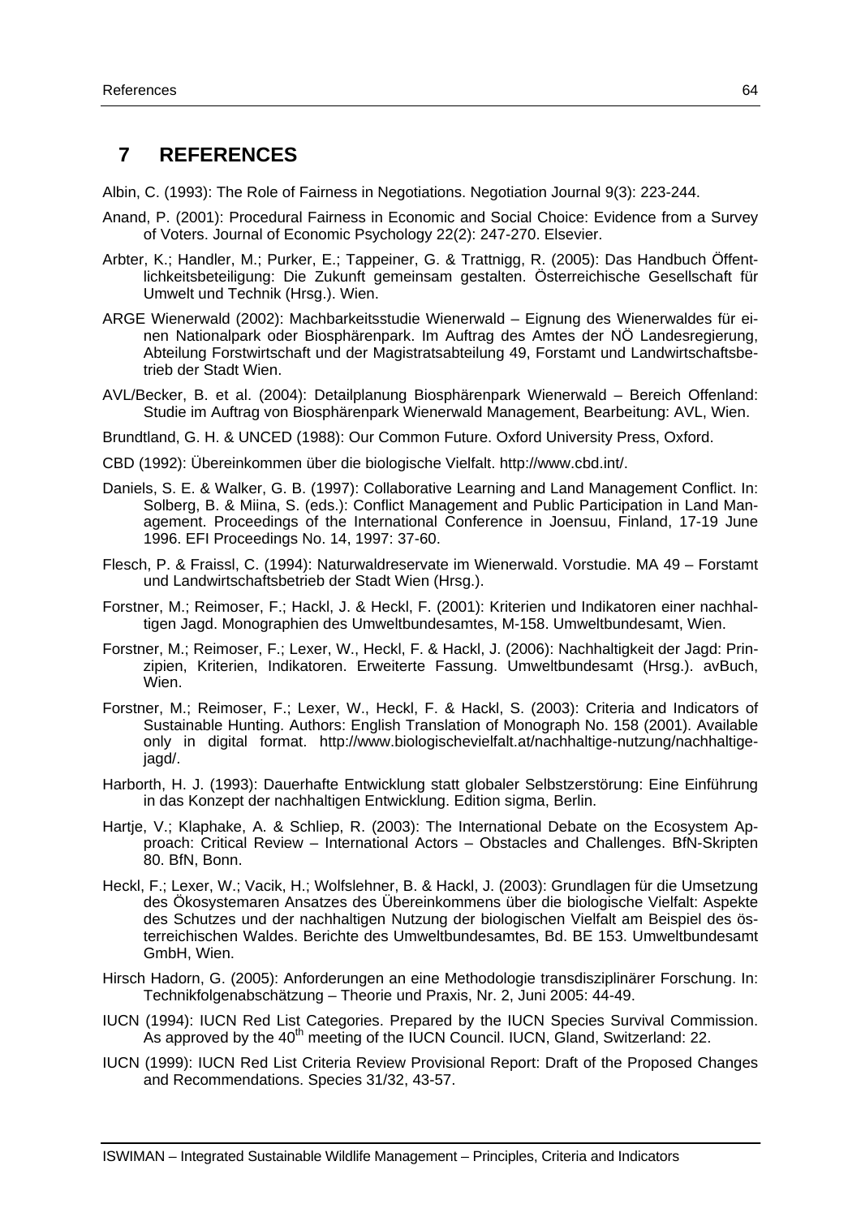# 7 REFERENCES

Albin, C. (1993): The Role of Fairness in Negotiations. Negotiation Journal 9(3): 223-244.

Anand, P. (2001): Procedural Fairness in Economic and Social Choice: Evidence from a Survey of Voters. Journal of Economic Psychology 22(2): 247-270. Elsevier.

Arbter, K.; Handler, M.; Purker, E.; Tappeiner, G. & Trattnigg, R. (2005): Das Handbuch Öffentlichkeitsbeteiligung: Die Zukunft gemeinsam gestalten. Österreichische Gesellschaft für Umwelt und Technik (Hrsg.). Wien.

ARGE Wienerwald (2002): Machbarkeitsstudie Wienerwald – Eignung des Wienerwaldes für einen Nationalpark oder Biosphärenpark. Im Auftrag des Amtes der NÖ Landesregierung, Abteilung Forstwirtschaft und der Magistratsabteilung 49, Forstamt und Landwirtschaftsbetrieb der Stadt Wien.

AVL/Becker, B. et al. (2004): Detailplanung Biosphärenpark Wienerwald – Bereich Offenland: Studie im Auftrag von Biosphärenpark Wienerwald Management, Bearbeitung: AVL, Wien.

Brundtland, G. H. & UNCED (1988): Our Common Future. Oxford University Press, Oxford.

CBD (1992): Übereinkommen über die biologische Vielfalt. http://www.cbd.int/.

Daniels, S. E. & Walker, G. B. (1997): Collaborative Learning and Land Management Conflict. In: Solberg, B. & Miina, S. (eds.): Conflict Management and Public Participation in Land Management. Proceedings of the International Conference in Joensuu, Finland, 17-19 June 1996. EFI Proceedings No. 14, 1997: 37-60.

Flesch, P. & Fraissl, C. (1994): Naturwaldreservate im Wienerwald. Vorstudie. MA 49 – Forstamt und Landwirtschaftsbetrieb der Stadt Wien (Hrsg.).

Forstner, M.; Reimoser, F.; Hackl, J. & Heckl, F. (2001): Kriterien und Indikatoren einer nachhaltigen Jagd. Monographien des Umweltbundesamtes, M-158. Umweltbundesamt, Wien.

Forstner, M.; Reimoser, F.; Lexer, W., Heckl, F. & Hackl, J. (2006): Nachhaltigkeit der Jagd: Prinzipien, Kriterien, Indikatoren. Erweiterte Fassung. Umweltbundesamt (Hrsg.). avBuch, Wien.

Forstner, M.; Reimoser, F.; Lexer, W., Heckl, F. & Hackl, S. (2003): Criteria and Indicators of Sustainable Hunting. Authors: English Translation of Monograph No. 158 (2001). Available only in digital format. http://www.biologischevielfalt.at/nachhaltige-nutzung/nachhaltige-jagd/.

Harborth, H. J. (1993): Dauerhafte Entwicklung statt globaler Selbstzerstörung: Eine Einführung in das Konzept der nachhaltigen Entwicklung. Edition sigma, Berlin.

Hartje, V.; Klaphake, A. & Schliep, R. (2003): The International Debate on the Ecosystem Approach: Critical Review – International Actors – Obstacles and Challenges. BfN-Skripten 80. BfN, Bonn.

Heckl, F.; Lexer, W.; Vacik, H.; Wolfslehner, B. & Hackl, J. (2003): Grundlagen für die Umsetzung des Ökosystemaren Ansatzes des Übereinkommens über die biologische Vielfalt: Aspekte des Schutzes und der nachhaltigen Nutzung der biologischen Vielfalt am Beispiel des österreichischen Waldes. Berichte des Umweltbundesamtes, Bd. BE 153. Umweltbundesamt GmbH, Wien.

Hirsch Hadorn, G. (2005): Anforderungen an eine Methodologie transdisziplinärer Forschung. In: Technikfolgenabschätzung – Theorie und Praxis, Nr. 2, Juni 2005: 44-49.

IUCN (1994): IUCN Red List Categories. Prepared by the IUCN Species Survival Commission. As approved by the 40th meeting of the IUCN Council. IUCN, Gland, Switzerland: 22.

IUCN (1999): IUCN Red List Criteria Review Provisional Report: Draft of the Proposed Changes and Recommendations. Species 31/32, 43-57.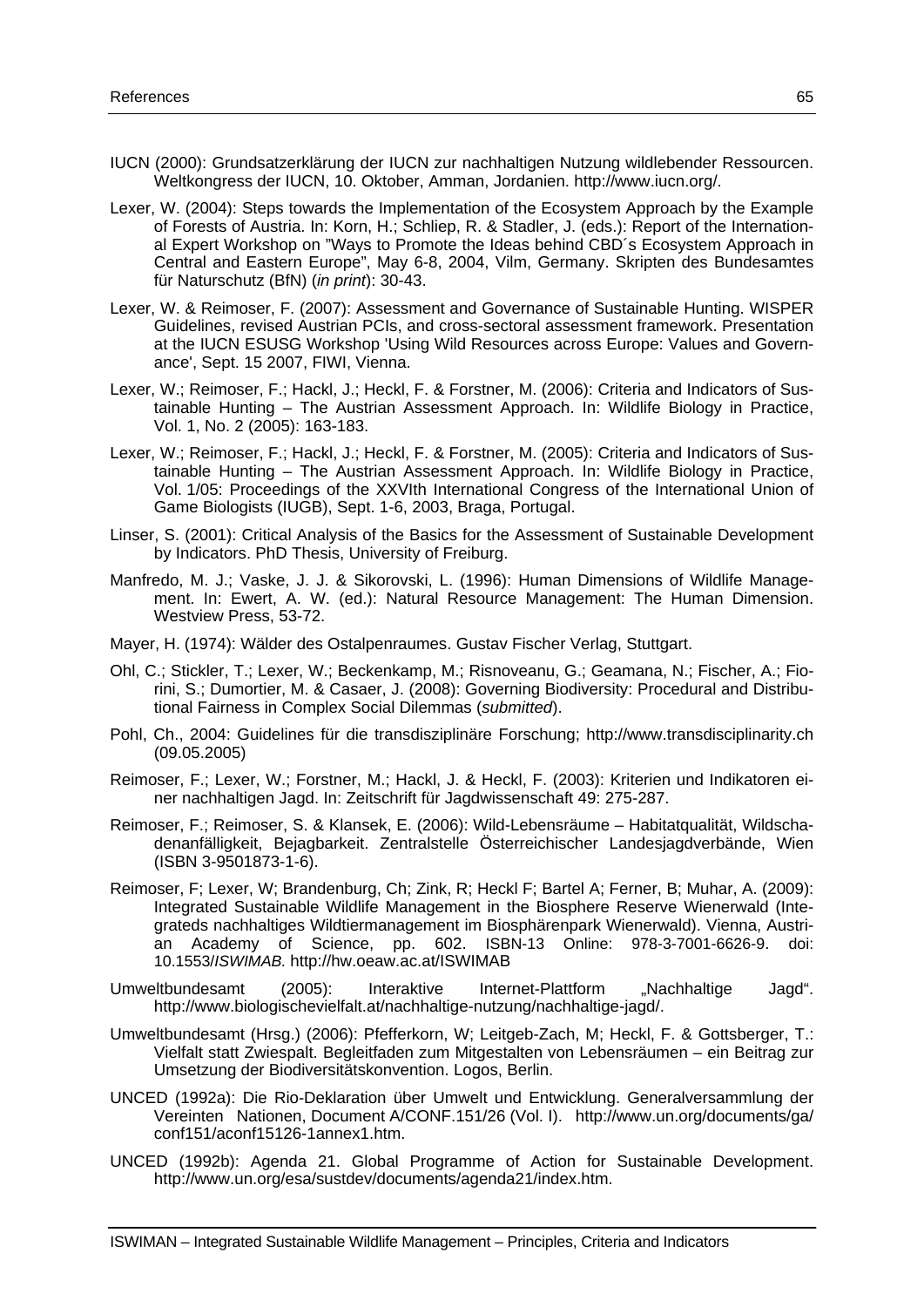IUCN (2000): Grundsatzerklärung der IUCN zur nachhaltigen Nutzung wildlebender Ressourcen. Weltkongress der IUCN, 10. Oktober, Amman, Jordanien. http://www.iucn.org/.

Lexer, W. (2004): Steps towards the Implementation of the Ecosystem Approach by the Example of Forests of Austria. In: Korn, H.; Schliep, R. & Stadler, J. (eds.): Report of the International Expert Workshop on "Ways to Promote the Ideas behind CBD´s Ecosystem Approach in Central and Eastern Europe", May 6-8, 2004, Vilm, Germany. Skripten des Bundesamtes für Naturschutz (BfN) (*in print*): 30-43.

Lexer, W. & Reimoser, F. (2007): Assessment and Governance of Sustainable Hunting. WISPER Guidelines, revised Austrian PCIs, and cross-sectoral assessment framework. Presentation at the IUCN ESUSG Workshop 'Using Wild Resources across Europe: Values and Governance', Sept. 15 2007, FIWI, Vienna.

Lexer, W.; Reimoser, F.; Hackl, J.; Heckl, F. & Forstner, M. (2006): Criteria and Indicators of Sustainable Hunting – The Austrian Assessment Approach. In: Wildlife Biology in Practice, Vol. 1, No. 2 (2005): 163-183.

Lexer, W.; Reimoser, F.; Hackl, J.; Heckl, F. & Forstner, M. (2005): Criteria and Indicators of Sustainable Hunting – The Austrian Assessment Approach. In: Wildlife Biology in Practice, Vol. 1/05: Proceedings of the XXVIth International Congress of the International Union of Game Biologists (IUGB), Sept. 1-6, 2003, Braga, Portugal.

Linser, S. (2001): Critical Analysis of the Basics for the Assessment of Sustainable Development by Indicators. PhD Thesis, University of Freiburg.

Manfredo, M. J.; Vaske, J. J. & Sikorovski, L. (1996): Human Dimensions of Wildlife Management. In: Ewert, A. W. (ed.): Natural Resource Management: The Human Dimension. Westview Press, 53-72.

Mayer, H. (1974): Wälder des Ostalpenraumes. Gustav Fischer Verlag, Stuttgart.

Ohl, C.; Stickler, T.; Lexer, W.; Beckenkamp, M.; Risnoveanu, G.; Geamana, N.; Fischer, A.; Fiorini, S.; Dumortier, M. & Casaer, J. (2008): Governing Biodiversity: Procedural and Distributional Fairness in Complex Social Dilemmas (*submitted*).

Pohl, Ch., 2004: Guidelines für die transdisziplinäre Forschung; http://www.transdisciplinarity.ch (09.05.2005)

Reimoser, F.; Lexer, W.; Forstner, M.; Hackl, J. & Heckl, F. (2003): Kriterien und Indikatoren einer nachhaltigen Jagd. In: Zeitschrift für Jagdwissenschaft 49: 275-287.

Reimoser, F.; Reimoser, S. & Klansek, E. (2006): Wild-Lebensräume – Habitatqualität, Wildschadenanfälligkeit, Bejagbarkeit. Zentralstelle Österreichischer Landesjagdverbände, Wien (ISBN 3-9501873-1-6).

Reimoser, F; Lexer, W; Brandenburg, Ch; Zink, R; Heckl F; Bartel A; Ferner, B; Muhar, A. (2009): Integrated Sustainable Wildlife Management in the Biosphere Reserve Wienerwald (Integrateds nachhaltiges Wildtiermanagement im Biosphärenpark Wienerwald). Vienna, Austrian Academy of Science, pp. 602. ISBN-13 Online: 978-3-7001-6626-9. doi: 10.1553/*ISWIMAB.* http://hw.oeaw.ac.at/ISWIMAB

Umweltbundesamt (2005): Interaktive Internet-Plattform „Nachhaltige Jagd". http://www.biologischevielfalt.at/nachhaltige-nutzung/nachhaltige-jagd/.

Umweltbundesamt (Hrsg.) (2006): Pfefferkorn, W; Leitgeb-Zach, M; Heckl, F. & Gottsberger, T.: Vielfalt statt Zwiespalt. Begleitfaden zum Mitgestalten von Lebensräumen – ein Beitrag zur Umsetzung der Biodiversitätskonvention. Logos, Berlin.

UNCED (1992a): Die Rio-Deklaration über Umwelt und Entwicklung. Generalversammlung der Vereinten Nationen, Document A/CONF.151/26 (Vol. I). http://www.un.org/documents/ga/conf151/aconf15126-1annex1.htm.

UNCED (1992b): Agenda 21. Global Programme of Action for Sustainable Development. http://www.un.org/esa/sustdev/documents/agenda21/index.htm.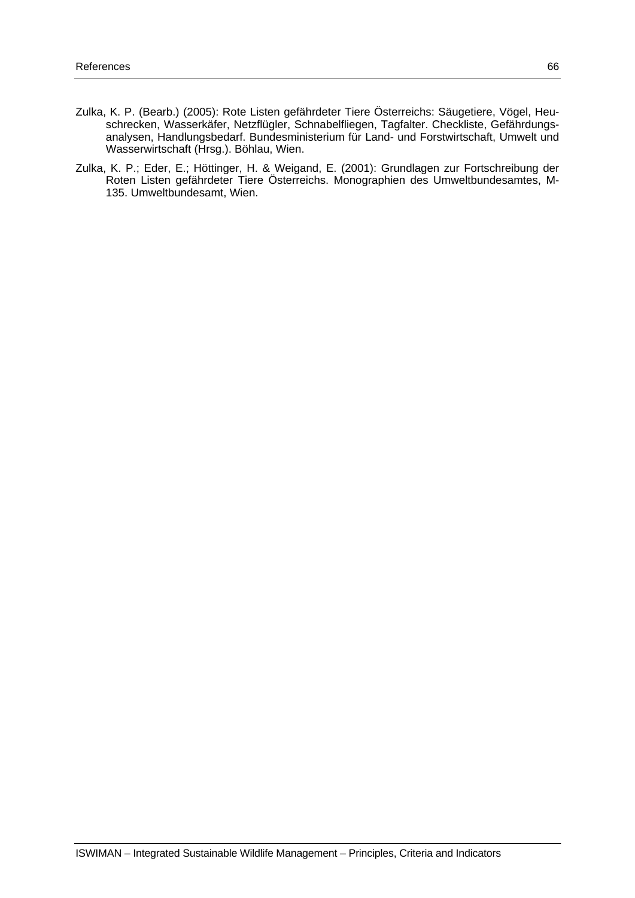Zulka, K. P. (Bearb.) (2005): Rote Listen gefährdeter Tiere Österreichs: Säugetiere, Vögel, Heuschrecken, Wasserkäfer, Netzflügler, Schnabelfliegen, Tagfalter. Checkliste, Gefährdungsanalysen, Handlungsbedarf. Bundesministerium für Land- und Forstwirtschaft, Umwelt und Wasserwirtschaft (Hrsg.). Böhlau, Wien.

Zulka, K. P.; Eder, E.; Höttinger, H. & Weigand, E. (2001): Grundlagen zur Fortschreibung der Roten Listen gefährdeter Tiere Österreichs. Monographien des Umweltbundesamtes, M-135. Umweltbundesamt, Wien.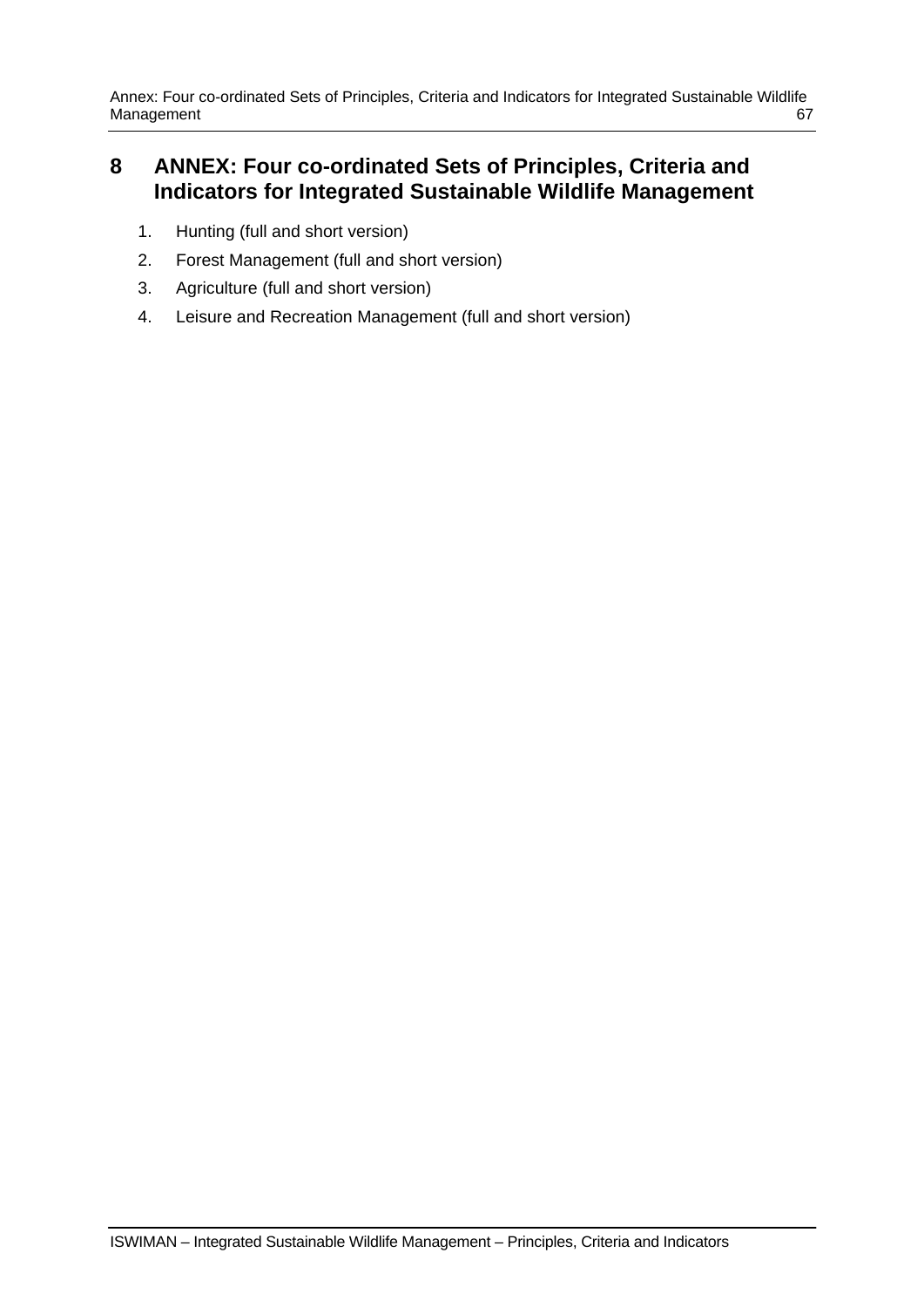# 8 ANNEX: Four co-ordinated Sets of Principles, Criteria and Indicators for Integrated Sustainable Wildlife Management

1. Hunting (full and short version)
2. Forest Management (full and short version)
3. Agriculture (full and short version)
4. Leisure and Recreation Management (full and short version)